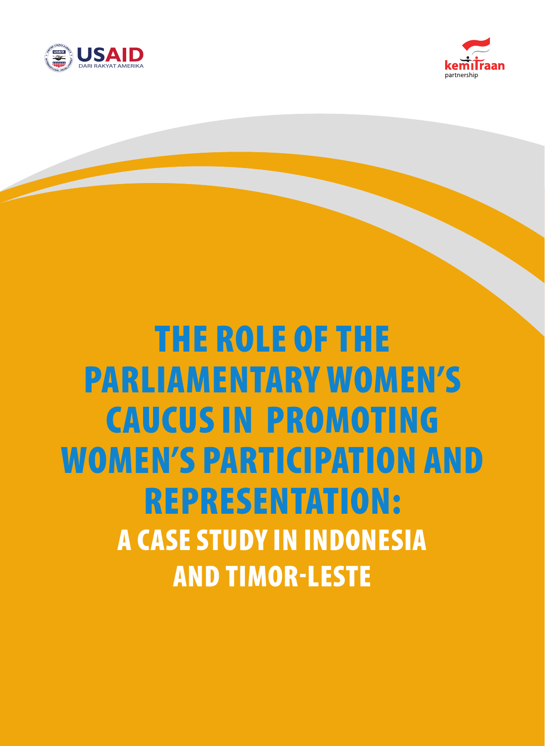USAID
DARI RAKYAT AMERIKA

kemitraan
partnership

# THE ROLE OF THE PARLIAMENTARY WOMEN'S CAUCUS IN PROMOTING WOMEN'S PARTICIPATION AND REPRESENTATION:

## A CASE STUDY IN INDONESIA AND TIMOR-LESTE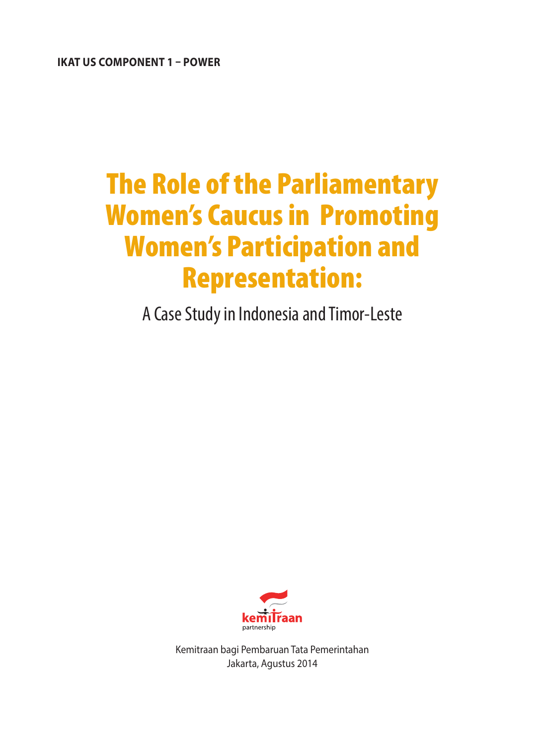**IKAT US COMPONENT 1 – POWER**

# The Role of the Parliamentary Women's Caucus in Promoting Women's Participation and Representation:

A Case Study in Indonesia and Timor-Leste

kemitraan partnership

Kemitraan bagi Pembaruan Tata Pemerintahan
Jakarta, Agustus 2014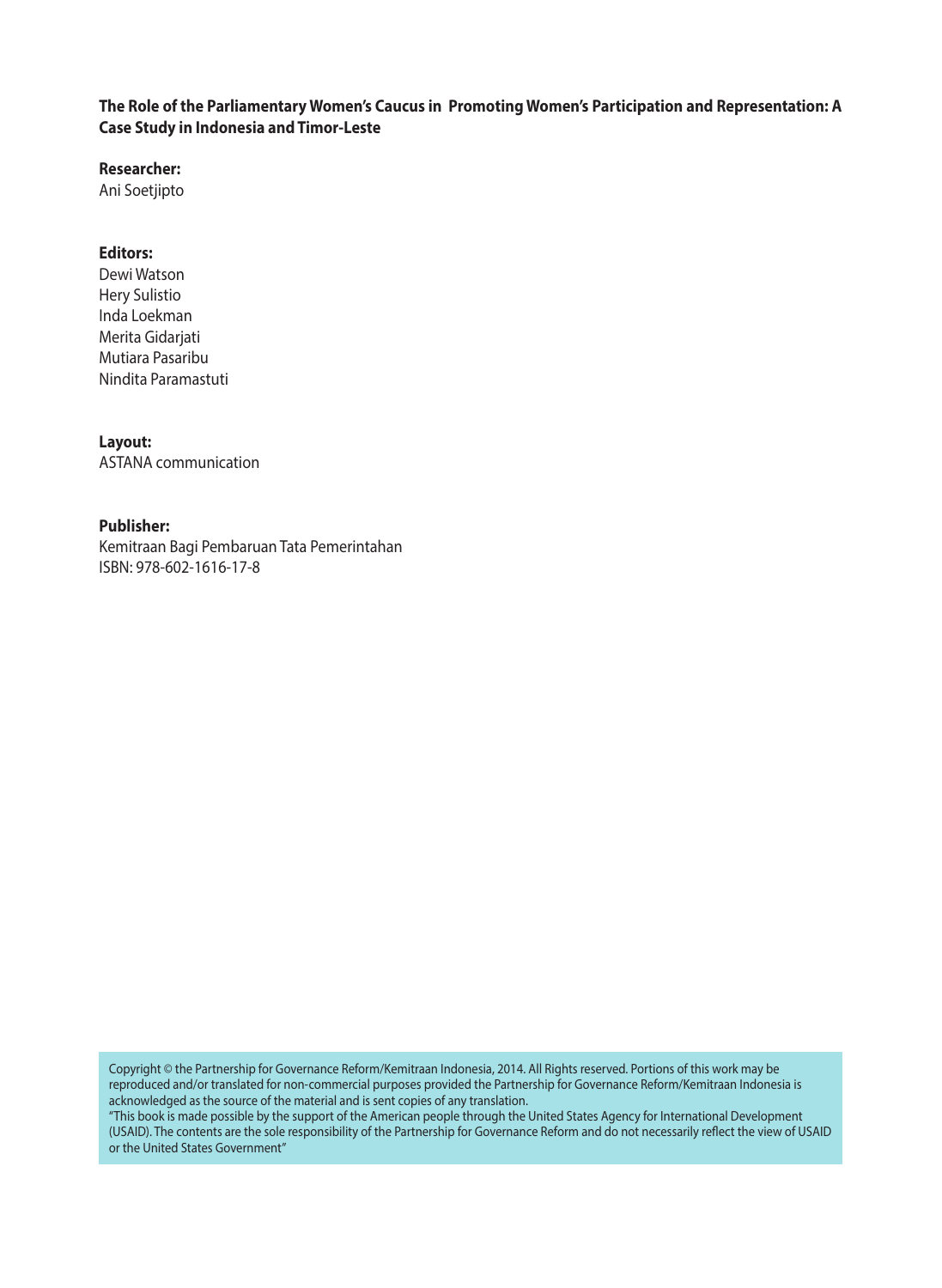**The Role of the Parliamentary Women's Caucus in Promoting Women's Participation and Representation: A Case Study in Indonesia and Timor-Leste**

**Researcher:**
Ani Soetjipto

**Editors:**
Dewi Watson
Hery Sulistio
Inda Loekman
Merita Gidarjati
Mutiara Pasaribu
Nindita Paramastuti

**Layout:**
ASTANA communication

**Publisher:**
Kemitraan Bagi Pembaruan Tata Pemerintahan
ISBN: 978-602-1616-17-8

Copyright © the Partnership for Governance Reform/Kemitraan Indonesia, 2014. All Rights reserved. Portions of this work may be reproduced and/or translated for non-commercial purposes provided the Partnership for Governance Reform/Kemitraan Indonesia is acknowledged as the source of the material and is sent copies of any translation.
"This book is made possible by the support of the American people through the United States Agency for International Development (USAID). The contents are the sole responsibility of the Partnership for Governance Reform and do not necessarily reflect the view of USAID or the United States Government"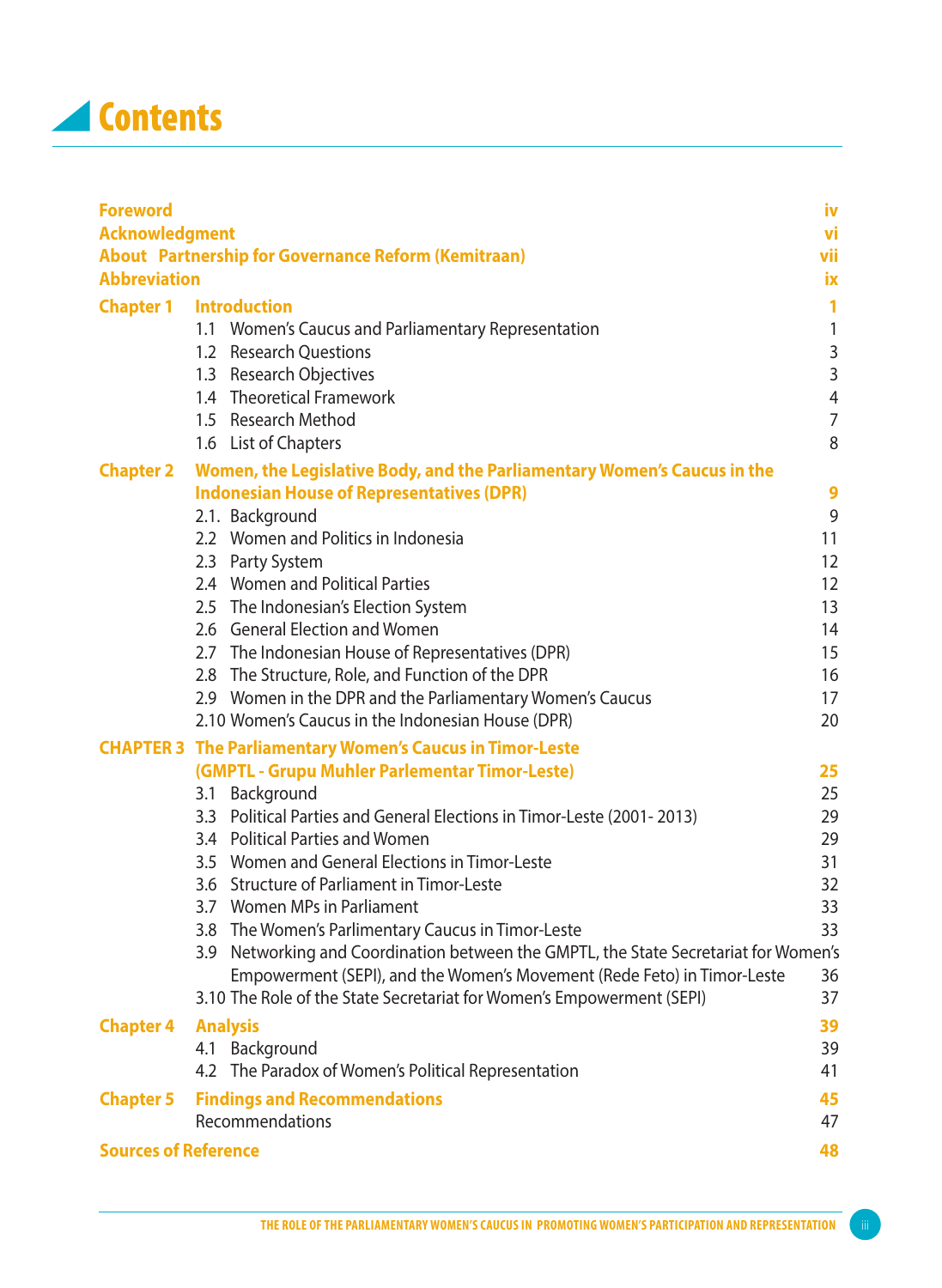# Contents

| | | |
|---|---|---|
| **Foreword** | | **iv** |
| **Acknowledgment** | | **vi** |
| **About Partnership for Governance Reform (Kemitraan)** | | **vii** |
| **Abbreviation** | | **ix** |
| **Chapter 1** | **Introduction** | **1** |
| | 1.1 Women's Caucus and Parliamentary Representation | 1 |
| | 1.2 Research Questions | 3 |
| | 1.3 Research Objectives | 3 |
| | 1.4 Theoretical Framework | 4 |
| | 1.5 Research Method | 7 |
| | 1.6 List of Chapters | 8 |
| **Chapter 2** | **Women, the Legislative Body, and the Parliamentary Women's Caucus in the Indonesian House of Representatives (DPR)** | **9** |
| | 2.1. Background | 9 |
| | 2.2 Women and Politics in Indonesia | 11 |
| | 2.3 Party System | 12 |
| | 2.4 Women and Political Parties | 12 |
| | 2.5 The Indonesian's Election System | 13 |
| | 2.6 General Election and Women | 14 |
| | 2.7 The Indonesian House of Representatives (DPR) | 15 |
| | 2.8 The Structure, Role, and Function of the DPR | 16 |
| | 2.9 Women in the DPR and the Parliamentary Women's Caucus | 17 |
| | 2.10 Women's Caucus in the Indonesian House (DPR) | 20 |
| **CHAPTER 3** | **The Parliamentary Women's Caucus in Timor-Leste (GMPTL - Grupu Muhler Parlementar Timor-Leste)** | **25** |
| | 3.1 Background | 25 |
| | 3.3 Political Parties and General Elections in Timor-Leste (2001- 2013) | 29 |
| | 3.4 Political Parties and Women | 29 |
| | 3.5 Women and General Elections in Timor-Leste | 31 |
| | 3.6 Structure of Parliament in Timor-Leste | 32 |
| | 3.7 Women MPs in Parliament | 33 |
| | 3.8 The Women's Parlimentary Caucus in Timor-Leste | 33 |
| | 3.9 Networking and Coordination between the GMPTL, the State Secretariat for Women's Empowerment (SEPI), and the Women's Movement (Rede Feto) in Timor-Leste | 36 |
| | 3.10 The Role of the State Secretariat for Women's Empowerment (SEPI) | 37 |
| **Chapter 4** | **Analysis** | **39** |
| | 4.1 Background | 39 |
| | 4.2 The Paradox of Women's Political Representation | 41 |
| **Chapter 5** | **Findings and Recommendations** | **45** |
| | Recommendations | 47 |
| **Sources of Reference** | | **48** |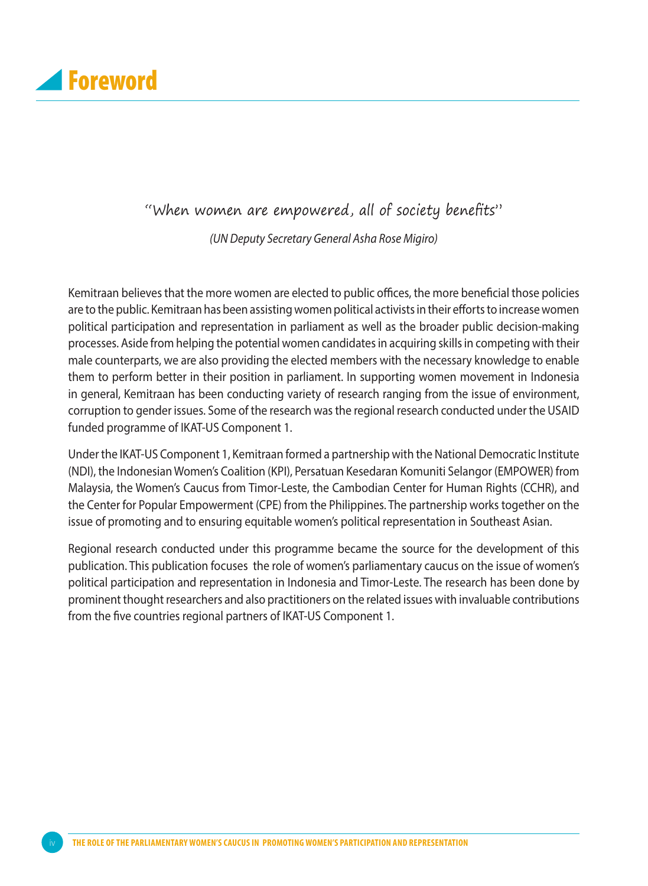# Foreword

"When women are empowered, all of society benefits"

*(UN Deputy Secretary General Asha Rose Migiro)*

Kemitraan believes that the more women are elected to public offices, the more beneficial those policies are to the public. Kemitraan has been assisting women political activists in their efforts to increase women political participation and representation in parliament as well as the broader public decision-making processes. Aside from helping the potential women candidates in acquiring skills in competing with their male counterparts, we are also providing the elected members with the necessary knowledge to enable them to perform better in their position in parliament. In supporting women movement in Indonesia in general, Kemitraan has been conducting variety of research ranging from the issue of environment, corruption to gender issues. Some of the research was the regional research conducted under the USAID funded programme of IKAT-US Component 1.

Under the IKAT-US Component 1, Kemitraan formed a partnership with the National Democratic Institute (NDI), the Indonesian Women's Coalition (KPI), Persatuan Kesedaran Komuniti Selangor (EMPOWER) from Malaysia, the Women's Caucus from Timor-Leste, the Cambodian Center for Human Rights (CCHR), and the Center for Popular Empowerment (CPE) from the Philippines. The partnership works together on the issue of promoting and to ensuring equitable women's political representation in Southeast Asian.

Regional research conducted under this programme became the source for the development of this publication. This publication focuses the role of women's parliamentary caucus on the issue of women's political participation and representation in Indonesia and Timor-Leste. The research has been done by prominent thought researchers and also practitioners on the related issues with invaluable contributions from the five countries regional partners of IKAT-US Component 1.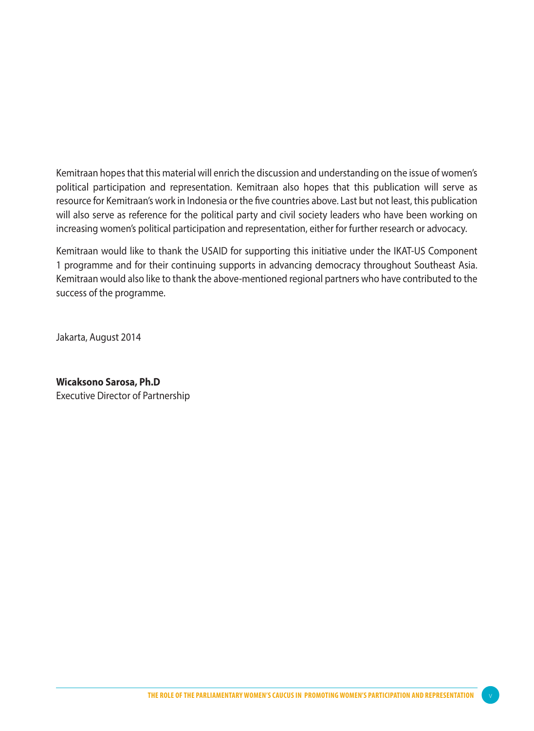Kemitraan hopes that this material will enrich the discussion and understanding on the issue of women's political participation and representation. Kemitraan also hopes that this publication will serve as resource for Kemitraan's work in Indonesia or the five countries above. Last but not least, this publication will also serve as reference for the political party and civil society leaders who have been working on increasing women's political participation and representation, either for further research or advocacy.

Kemitraan would like to thank the USAID for supporting this initiative under the IKAT-US Component 1 programme and for their continuing supports in advancing democracy throughout Southeast Asia. Kemitraan would also like to thank the above-mentioned regional partners who have contributed to the success of the programme.

Jakarta, August 2014

**Wicaksono Sarosa, Ph.D**
Executive Director of Partnership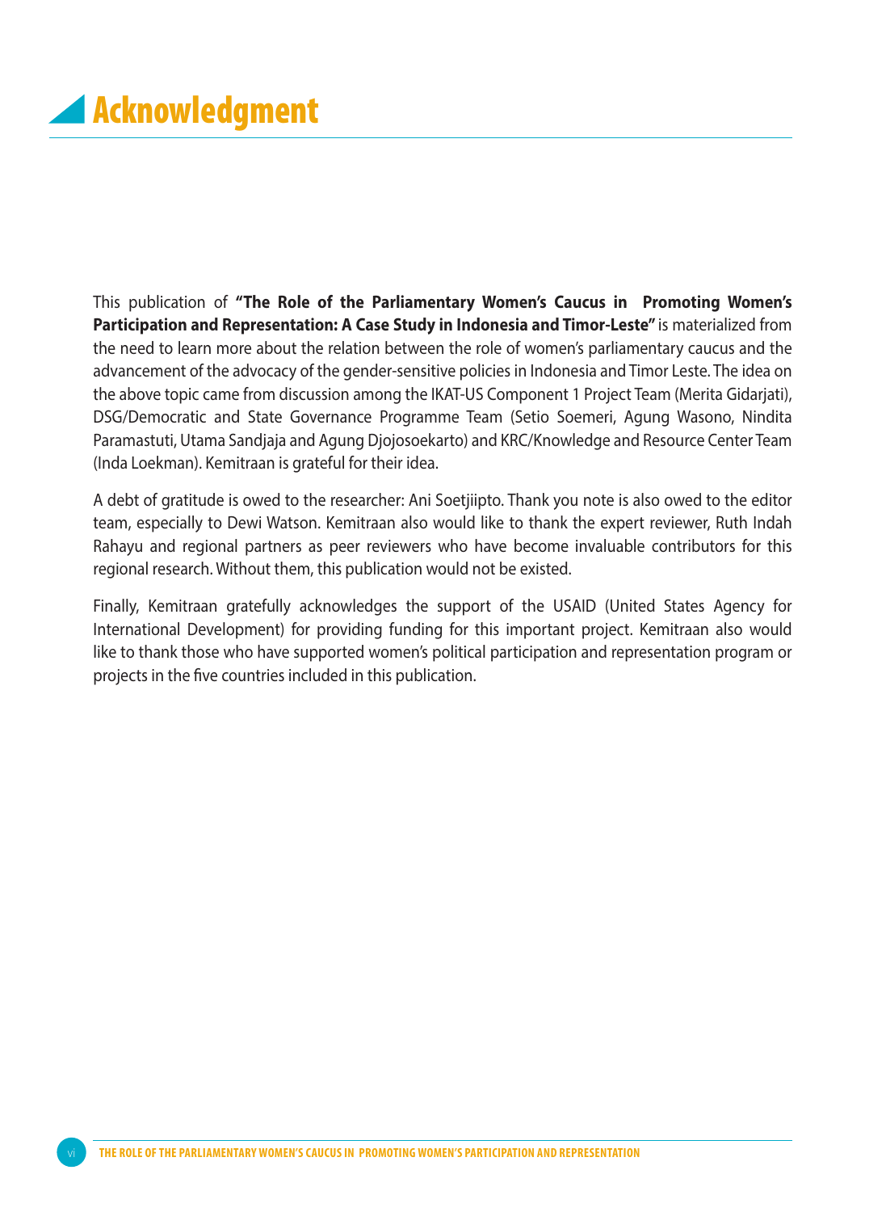# Acknowledgment

This publication of **"The Role of the Parliamentary Women's Caucus in Promoting Women's Participation and Representation: A Case Study in Indonesia and Timor-Leste"** is materialized from the need to learn more about the relation between the role of women's parliamentary caucus and the advancement of the advocacy of the gender-sensitive policies in Indonesia and Timor Leste. The idea on the above topic came from discussion among the IKAT-US Component 1 Project Team (Merita Gidarjati), DSG/Democratic and State Governance Programme Team (Setio Soemeri, Agung Wasono, Nindita Paramastuti, Utama Sandjaja and Agung Djojosoekarto) and KRC/Knowledge and Resource Center Team (Inda Loekman). Kemitraan is grateful for their idea.

A debt of gratitude is owed to the researcher: Ani Soetjiipto. Thank you note is also owed to the editor team, especially to Dewi Watson. Kemitraan also would like to thank the expert reviewer, Ruth Indah Rahayu and regional partners as peer reviewers who have become invaluable contributors for this regional research. Without them, this publication would not be existed.

Finally, Kemitraan gratefully acknowledges the support of the USAID (United States Agency for International Development) for providing funding for this important project. Kemitraan also would like to thank those who have supported women's political participation and representation program or projects in the five countries included in this publication.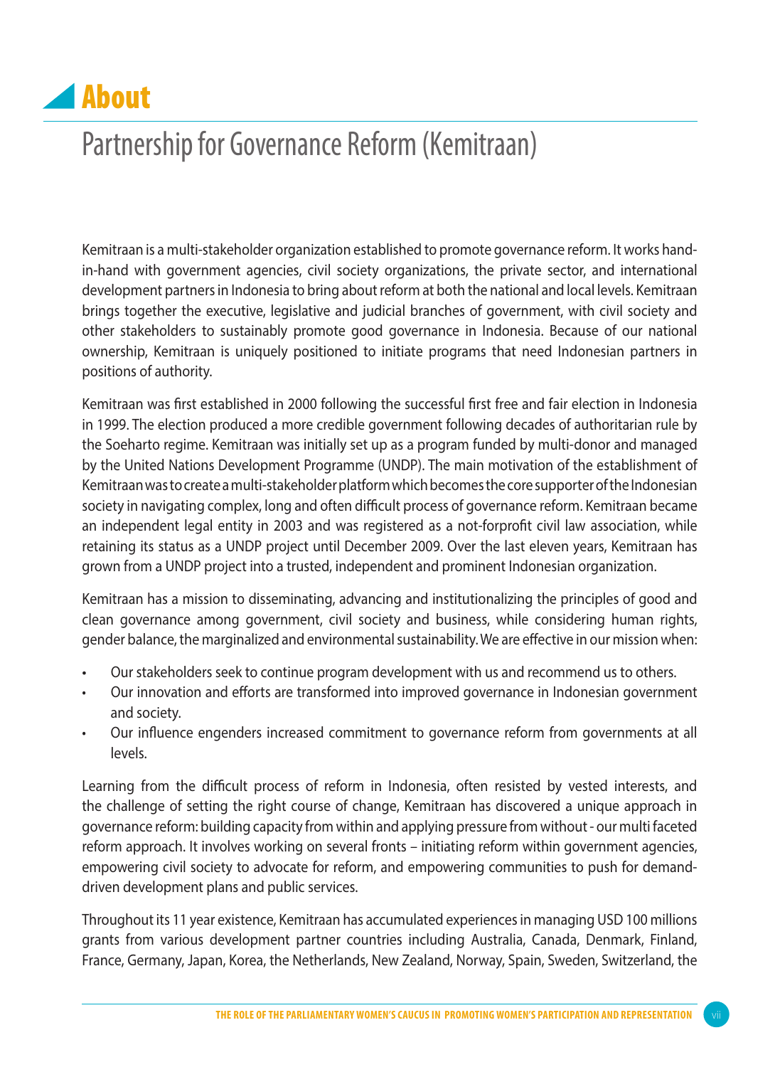# About

## Partnership for Governance Reform (Kemitraan)

Kemitraan is a multi-stakeholder organization established to promote governance reform. It works hand-in-hand with government agencies, civil society organizations, the private sector, and international development partners in Indonesia to bring about reform at both the national and local levels. Kemitraan brings together the executive, legislative and judicial branches of government, with civil society and other stakeholders to sustainably promote good governance in Indonesia. Because of our national ownership, Kemitraan is uniquely positioned to initiate programs that need Indonesian partners in positions of authority.

Kemitraan was first established in 2000 following the successful first free and fair election in Indonesia in 1999. The election produced a more credible government following decades of authoritarian rule by the Soeharto regime. Kemitraan was initially set up as a program funded by multi-donor and managed by the United Nations Development Programme (UNDP). The main motivation of the establishment of Kemitraan was to create a multi-stakeholder platform which becomes the core supporter of the Indonesian society in navigating complex, long and often difficult process of governance reform. Kemitraan became an independent legal entity in 2003 and was registered as a not-forprofit civil law association, while retaining its status as a UNDP project until December 2009. Over the last eleven years, Kemitraan has grown from a UNDP project into a trusted, independent and prominent Indonesian organization.

Kemitraan has a mission to disseminating, advancing and institutionalizing the principles of good and clean governance among government, civil society and business, while considering human rights, gender balance, the marginalized and environmental sustainability. We are effective in our mission when:

- Our stakeholders seek to continue program development with us and recommend us to others.
- Our innovation and efforts are transformed into improved governance in Indonesian government and society.
- Our influence engenders increased commitment to governance reform from governments at all levels.

Learning from the difficult process of reform in Indonesia, often resisted by vested interests, and the challenge of setting the right course of change, Kemitraan has discovered a unique approach in governance reform: building capacity from within and applying pressure from without - our multi faceted reform approach. It involves working on several fronts – initiating reform within government agencies, empowering civil society to advocate for reform, and empowering communities to push for demand-driven development plans and public services.

Throughout its 11 year existence, Kemitraan has accumulated experiences in managing USD 100 millions grants from various development partner countries including Australia, Canada, Denmark, Finland, France, Germany, Japan, Korea, the Netherlands, New Zealand, Norway, Spain, Sweden, Switzerland, the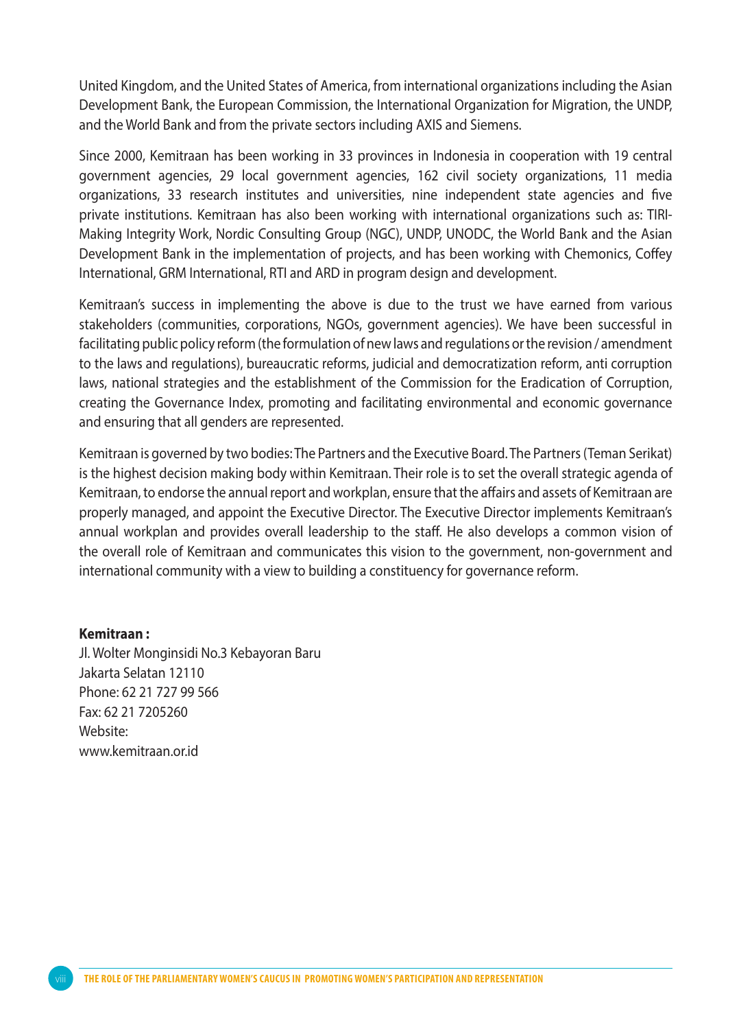United Kingdom, and the United States of America, from international organizations including the Asian Development Bank, the European Commission, the International Organization for Migration, the UNDP, and the World Bank and from the private sectors including AXIS and Siemens.

Since 2000, Kemitraan has been working in 33 provinces in Indonesia in cooperation with 19 central government agencies, 29 local government agencies, 162 civil society organizations, 11 media organizations, 33 research institutes and universities, nine independent state agencies and five private institutions. Kemitraan has also been working with international organizations such as: TIRI-Making Integrity Work, Nordic Consulting Group (NGC), UNDP, UNODC, the World Bank and the Asian Development Bank in the implementation of projects, and has been working with Chemonics, Coffey International, GRM International, RTI and ARD in program design and development.

Kemitraan's success in implementing the above is due to the trust we have earned from various stakeholders (communities, corporations, NGOs, government agencies). We have been successful in facilitating public policy reform (the formulation of new laws and regulations or the revision / amendment to the laws and regulations), bureaucratic reforms, judicial and democratization reform, anti corruption laws, national strategies and the establishment of the Commission for the Eradication of Corruption, creating the Governance Index, promoting and facilitating environmental and economic governance and ensuring that all genders are represented.

Kemitraan is governed by two bodies: The Partners and the Executive Board. The Partners (Teman Serikat) is the highest decision making body within Kemitraan. Their role is to set the overall strategic agenda of Kemitraan, to endorse the annual report and workplan, ensure that the affairs and assets of Kemitraan are properly managed, and appoint the Executive Director. The Executive Director implements Kemitraan's annual workplan and provides overall leadership to the staff. He also develops a common vision of the overall role of Kemitraan and communicates this vision to the government, non-government and international community with a view to building a constituency for governance reform.

**Kemitraan :**
Jl. Wolter Monginsidi No.3 Kebayoran Baru
Jakarta Selatan 12110
Phone: 62 21 727 99 566
Fax: 62 21 7205260
Website:
www.kemitraan.or.id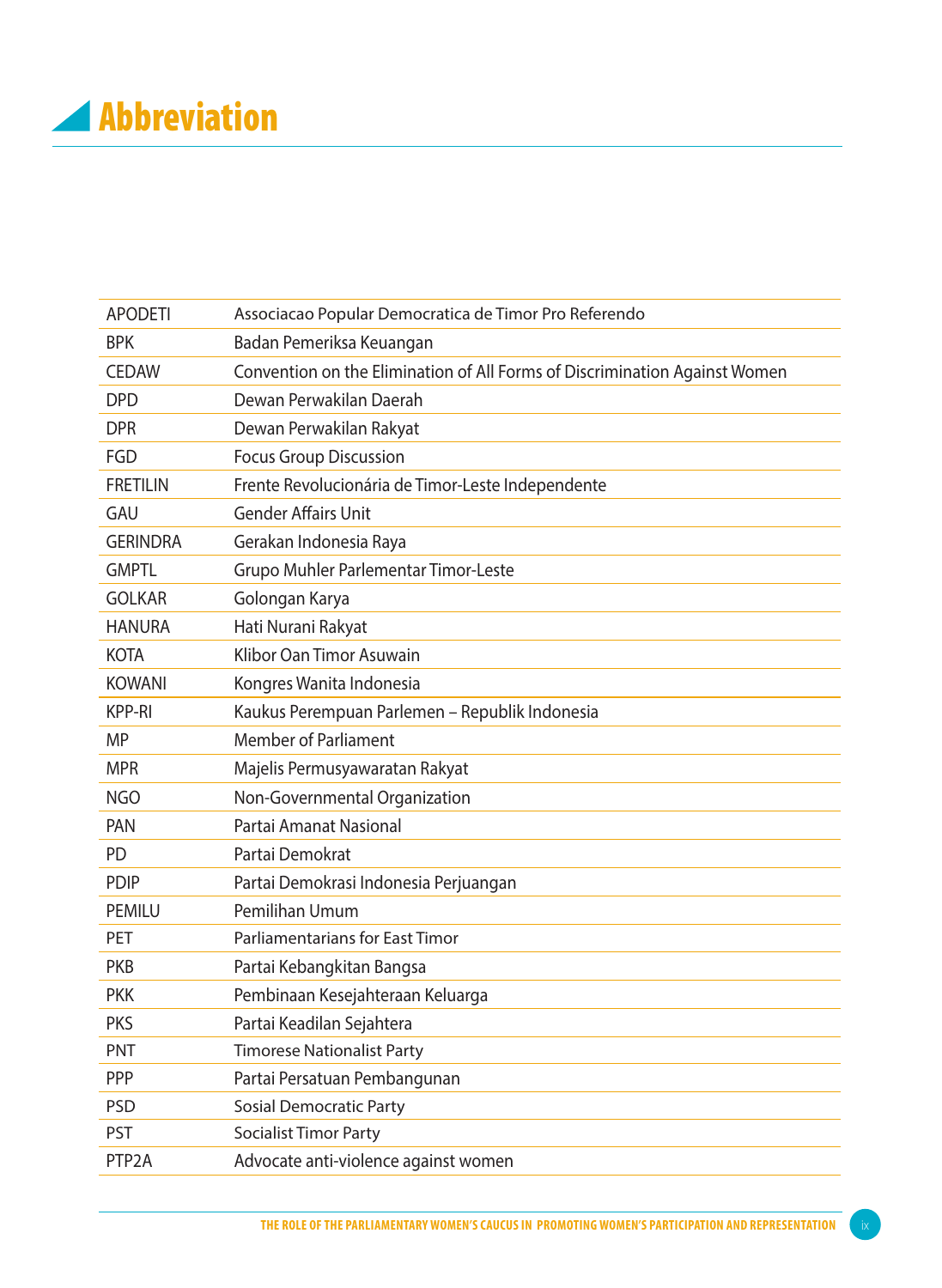# Abbreviation

| | |
|---|---|
| APODETI | Associacao Popular Democratica de Timor Pro Referendo |
| BPK | Badan Pemeriksa Keuangan |
| CEDAW | Convention on the Elimination of All Forms of Discrimination Against Women |
| DPD | Dewan Perwakilan Daerah |
| DPR | Dewan Perwakilan Rakyat |
| FGD | Focus Group Discussion |
| FRETILIN | Frente Revolucionária de Timor-Leste Independente |
| GAU | Gender Affairs Unit |
| GERINDRA | Gerakan Indonesia Raya |
| GMPTL | Grupo Muhler Parlementar Timor-Leste |
| GOLKAR | Golongan Karya |
| HANURA | Hati Nurani Rakyat |
| KOTA | Klibor Oan Timor Asuwain |
| KOWANI | Kongres Wanita Indonesia |
| KPP-RI | Kaukus Perempuan Parlemen – Republik Indonesia |
| MP | Member of Parliament |
| MPR | Majelis Permusyawaratan Rakyat |
| NGO | Non-Governmental Organization |
| PAN | Partai Amanat Nasional |
| PD | Partai Demokrat |
| PDIP | Partai Demokrasi Indonesia Perjuangan |
| PEMILU | Pemilihan Umum |
| PET | Parliamentarians for East Timor |
| PKB | Partai Kebangkitan Bangsa |
| PKK | Pembinaan Kesejahteraan Keluarga |
| PKS | Partai Keadilan Sejahtera |
| PNT | Timorese Nationalist Party |
| PPP | Partai Persatuan Pembangunan |
| PSD | Sosial Democratic Party |
| PST | Socialist Timor Party |
| PTP2A | Advocate anti-violence against women |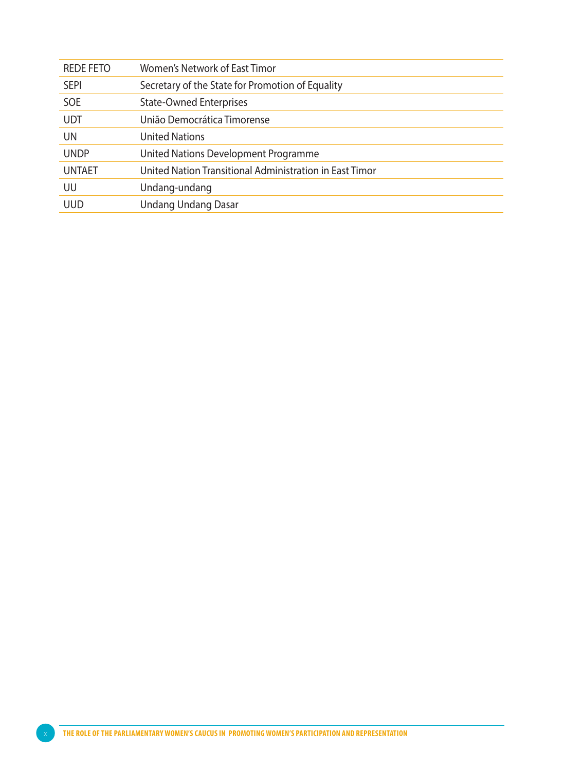| | |
|---|---|
| REDE FETO | Women's Network of East Timor |
| SEPI | Secretary of the State for Promotion of Equality |
| SOE | State-Owned Enterprises |
| UDT | União Democrática Timorense |
| UN | United Nations |
| UNDP | United Nations Development Programme |
| UNTAET | United Nation Transitional Administration in East Timor |
| UU | Undang-undang |
| UUD | Undang Undang Dasar |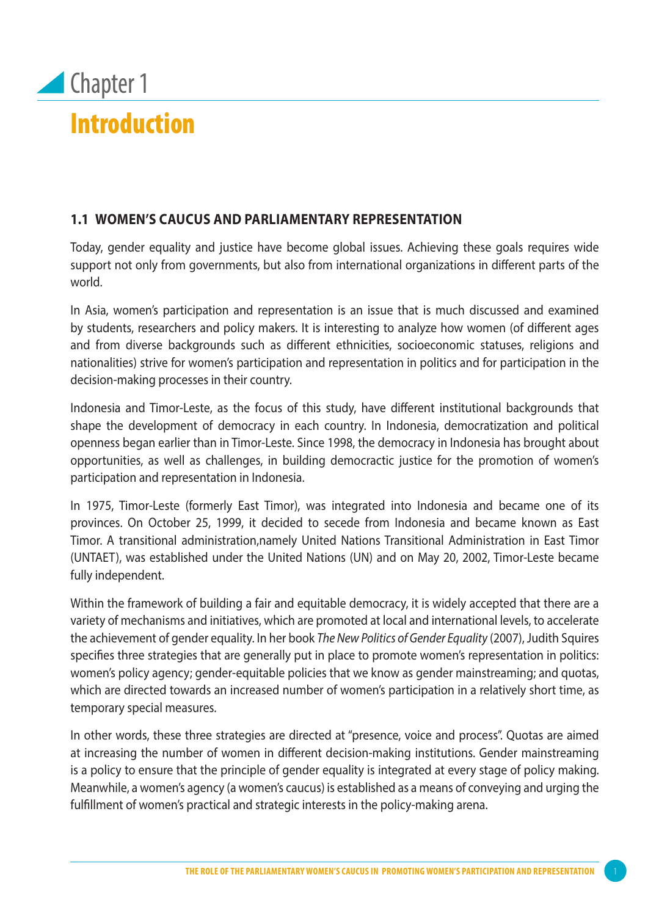# Chapter 1

# Introduction

### 1.1 WOMEN'S CAUCUS AND PARLIAMENTARY REPRESENTATION

Today, gender equality and justice have become global issues. Achieving these goals requires wide support not only from governments, but also from international organizations in different parts of the world.

In Asia, women's participation and representation is an issue that is much discussed and examined by students, researchers and policy makers. It is interesting to analyze how women (of different ages and from diverse backgrounds such as different ethnicities, socioeconomic statuses, religions and nationalities) strive for women's participation and representation in politics and for participation in the decision-making processes in their country.

Indonesia and Timor-Leste, as the focus of this study, have different institutional backgrounds that shape the development of democracy in each country. In Indonesia, democratization and political openness began earlier than in Timor-Leste. Since 1998, the democracy in Indonesia has brought about opportunities, as well as challenges, in building democractic justice for the promotion of women's participation and representation in Indonesia.

In 1975, Timor-Leste (formerly East Timor), was integrated into Indonesia and became one of its provinces. On October 25, 1999, it decided to secede from Indonesia and became known as East Timor. A transitional administration,namely United Nations Transitional Administration in East Timor (UNTAET), was established under the United Nations (UN) and on May 20, 2002, Timor-Leste became fully independent.

Within the framework of building a fair and equitable democracy, it is widely accepted that there are a variety of mechanisms and initiatives, which are promoted at local and international levels, to accelerate the achievement of gender equality. In her book *The New Politics of Gender Equality* (2007), Judith Squires specifies three strategies that are generally put in place to promote women's representation in politics: women's policy agency; gender-equitable policies that we know as gender mainstreaming; and quotas, which are directed towards an increased number of women's participation in a relatively short time, as temporary special measures.

In other words, these three strategies are directed at "presence, voice and process". Quotas are aimed at increasing the number of women in different decision-making institutions. Gender mainstreaming is a policy to ensure that the principle of gender equality is integrated at every stage of policy making. Meanwhile, a women's agency (a women's caucus) is established as a means of conveying and urging the fulfillment of women's practical and strategic interests in the policy-making arena.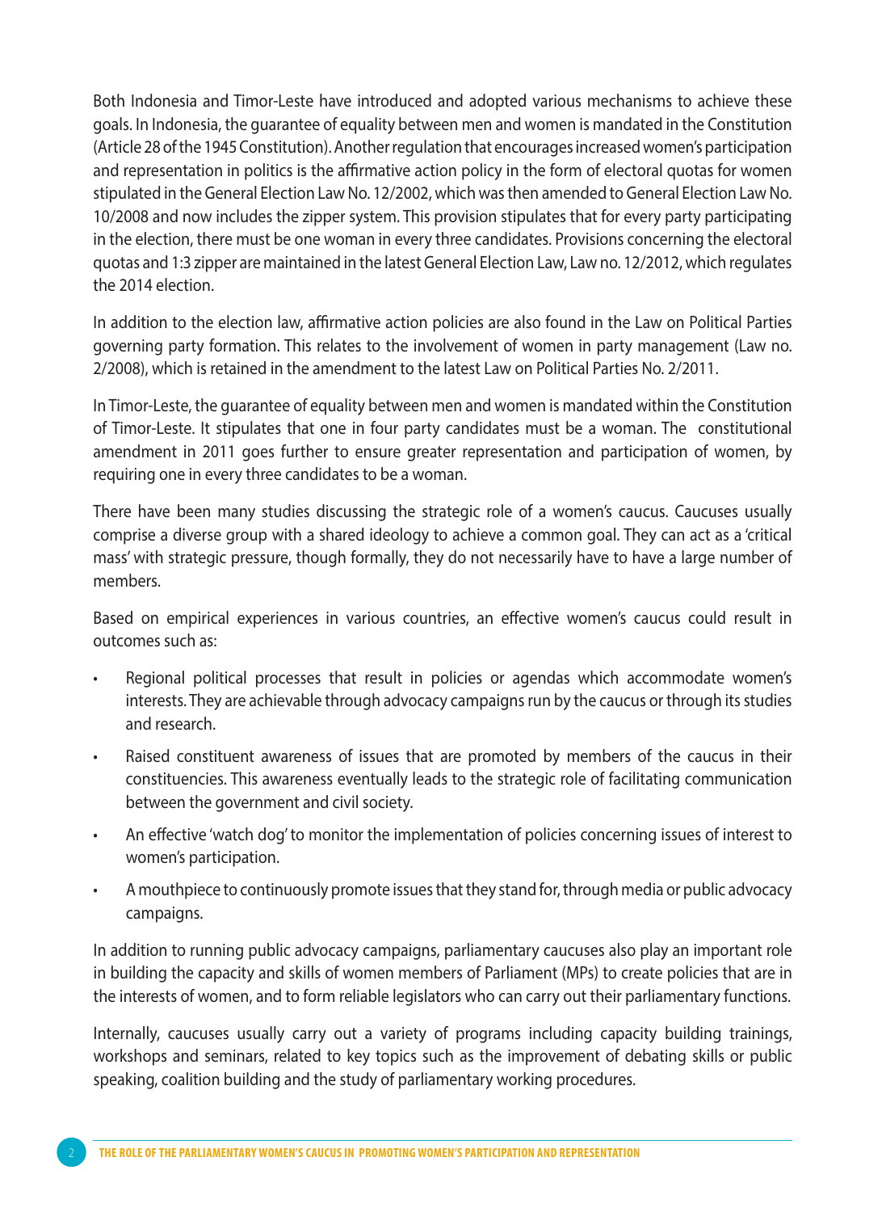Both Indonesia and Timor-Leste have introduced and adopted various mechanisms to achieve these goals. In Indonesia, the guarantee of equality between men and women is mandated in the Constitution (Article 28 of the 1945 Constitution). Another regulation that encourages increased women's participation and representation in politics is the affirmative action policy in the form of electoral quotas for women stipulated in the General Election Law No. 12/2002, which was then amended to General Election Law No. 10/2008 and now includes the zipper system. This provision stipulates that for every party participating in the election, there must be one woman in every three candidates. Provisions concerning the electoral quotas and 1:3 zipper are maintained in the latest General Election Law, Law no. 12/2012, which regulates the 2014 election.

In addition to the election law, affirmative action policies are also found in the Law on Political Parties governing party formation. This relates to the involvement of women in party management (Law no. 2/2008), which is retained in the amendment to the latest Law on Political Parties No. 2/2011.

In Timor-Leste, the guarantee of equality between men and women is mandated within the Constitution of Timor-Leste. It stipulates that one in four party candidates must be a woman. The constitutional amendment in 2011 goes further to ensure greater representation and participation of women, by requiring one in every three candidates to be a woman.

There have been many studies discussing the strategic role of a women's caucus. Caucuses usually comprise a diverse group with a shared ideology to achieve a common goal. They can act as a 'critical mass' with strategic pressure, though formally, they do not necessarily have to have a large number of members.

Based on empirical experiences in various countries, an effective women's caucus could result in outcomes such as:

- Regional political processes that result in policies or agendas which accommodate women's interests. They are achievable through advocacy campaigns run by the caucus or through its studies and research.
- Raised constituent awareness of issues that are promoted by members of the caucus in their constituencies. This awareness eventually leads to the strategic role of facilitating communication between the government and civil society.
- An effective 'watch dog' to monitor the implementation of policies concerning issues of interest to women's participation.
- A mouthpiece to continuously promote issues that they stand for, through media or public advocacy campaigns.

In addition to running public advocacy campaigns, parliamentary caucuses also play an important role in building the capacity and skills of women members of Parliament (MPs) to create policies that are in the interests of women, and to form reliable legislators who can carry out their parliamentary functions.

Internally, caucuses usually carry out a variety of programs including capacity building trainings, workshops and seminars, related to key topics such as the improvement of debating skills or public speaking, coalition building and the study of parliamentary working procedures.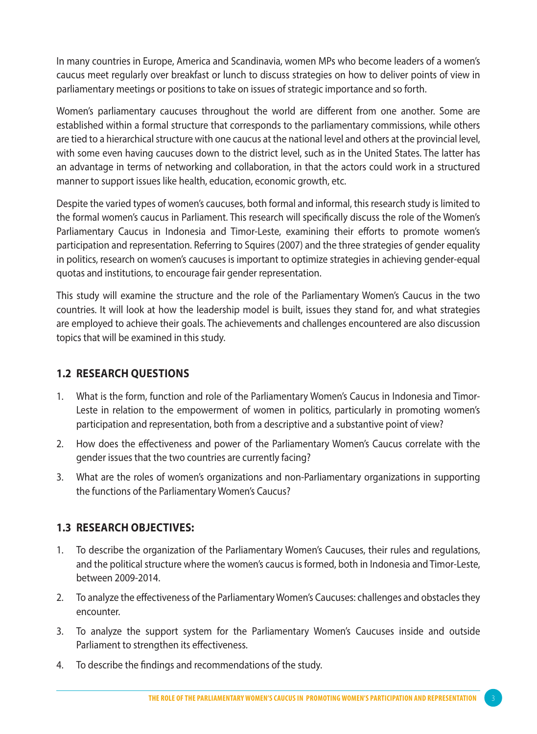In many countries in Europe, America and Scandinavia, women MPs who become leaders of a women's caucus meet regularly over breakfast or lunch to discuss strategies on how to deliver points of view in parliamentary meetings or positions to take on issues of strategic importance and so forth.

Women's parliamentary caucuses throughout the world are different from one another. Some are established within a formal structure that corresponds to the parliamentary commissions, while others are tied to a hierarchical structure with one caucus at the national level and others at the provincial level, with some even having caucuses down to the district level, such as in the United States. The latter has an advantage in terms of networking and collaboration, in that the actors could work in a structured manner to support issues like health, education, economic growth, etc.

Despite the varied types of women's caucuses, both formal and informal, this research study is limited to the formal women's caucus in Parliament. This research will specifically discuss the role of the Women's Parliamentary Caucus in Indonesia and Timor-Leste, examining their efforts to promote women's participation and representation. Referring to Squires (2007) and the three strategies of gender equality in politics, research on women's caucuses is important to optimize strategies in achieving gender-equal quotas and institutions, to encourage fair gender representation.

This study will examine the structure and the role of the Parliamentary Women's Caucus in the two countries. It will look at how the leadership model is built, issues they stand for, and what strategies are employed to achieve their goals. The achievements and challenges encountered are also discussion topics that will be examined in this study.

## 1.2 RESEARCH QUESTIONS

1. What is the form, function and role of the Parliamentary Women's Caucus in Indonesia and Timor-Leste in relation to the empowerment of women in politics, particularly in promoting women's participation and representation, both from a descriptive and a substantive point of view?
2. How does the effectiveness and power of the Parliamentary Women's Caucus correlate with the gender issues that the two countries are currently facing?
3. What are the roles of women's organizations and non-Parliamentary organizations in supporting the functions of the Parliamentary Women's Caucus?

## 1.3 RESEARCH OBJECTIVES:

1. To describe the organization of the Parliamentary Women's Caucuses, their rules and regulations, and the political structure where the women's caucus is formed, both in Indonesia and Timor-Leste, between 2009-2014.
2. To analyze the effectiveness of the Parliamentary Women's Caucuses: challenges and obstacles they encounter.
3. To analyze the support system for the Parliamentary Women's Caucuses inside and outside Parliament to strengthen its effectiveness.
4. To describe the findings and recommendations of the study.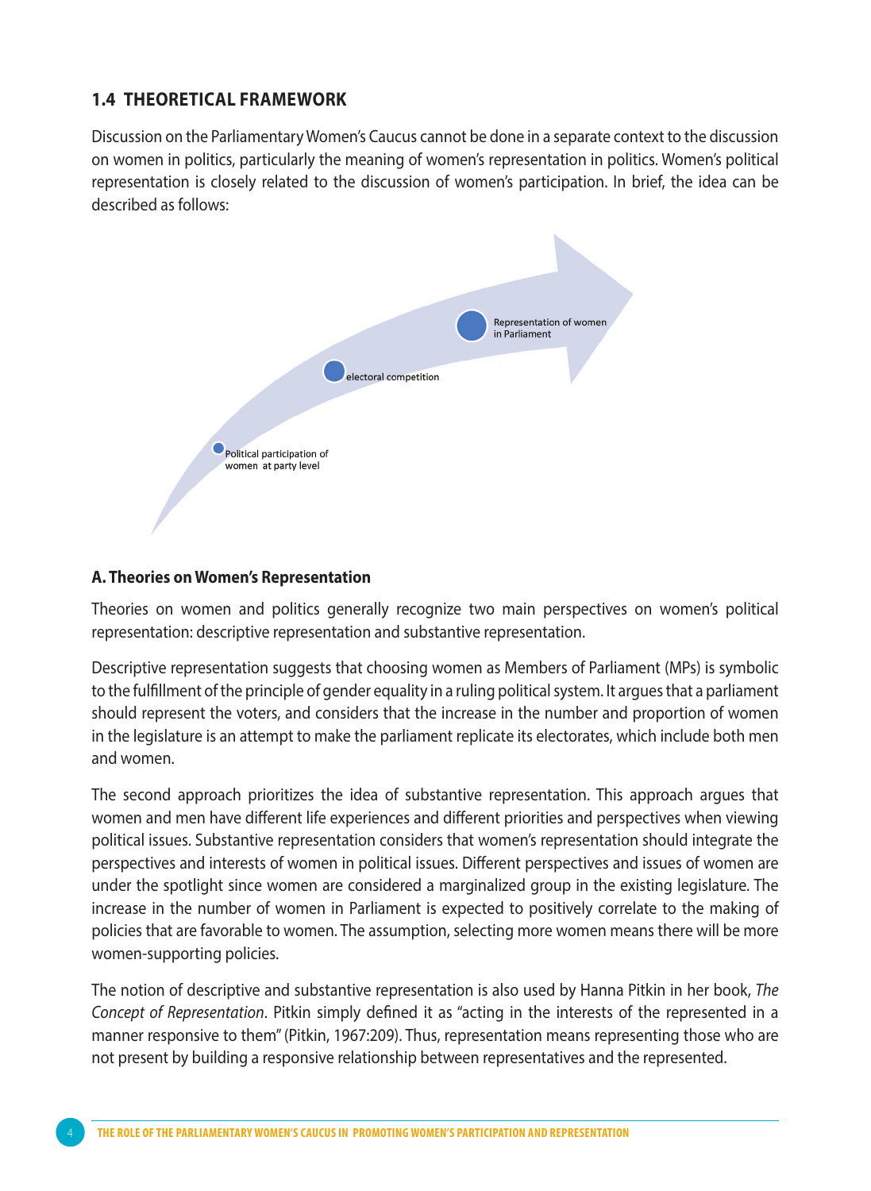## 1.4 THEORETICAL FRAMEWORK

Discussion on the Parliamentary Women's Caucus cannot be done in a separate context to the discussion on women in politics, particularly the meaning of women's representation in politics. Women's political representation is closely related to the discussion of women's participation. In brief, the idea can be described as follows:

Political participation of women at party level

electoral competition

Representation of women in Parliament

### A. Theories on Women's Representation

Theories on women and politics generally recognize two main perspectives on women's political representation: descriptive representation and substantive representation.

Descriptive representation suggests that choosing women as Members of Parliament (MPs) is symbolic to the fulfillment of the principle of gender equality in a ruling political system. It argues that a parliament should represent the voters, and considers that the increase in the number and proportion of women in the legislature is an attempt to make the parliament replicate its electorates, which include both men and women.

The second approach prioritizes the idea of substantive representation. This approach argues that women and men have different life experiences and different priorities and perspectives when viewing political issues. Substantive representation considers that women's representation should integrate the perspectives and interests of women in political issues. Different perspectives and issues of women are under the spotlight since women are considered a marginalized group in the existing legislature. The increase in the number of women in Parliament is expected to positively correlate to the making of policies that are favorable to women. The assumption, selecting more women means there will be more women-supporting policies.

The notion of descriptive and substantive representation is also used by Hanna Pitkin in her book, *The Concept of Representation*. Pitkin simply defined it as "acting in the interests of the represented in a manner responsive to them" (Pitkin, 1967:209). Thus, representation means representing those who are not present by building a responsive relationship between representatives and the represented.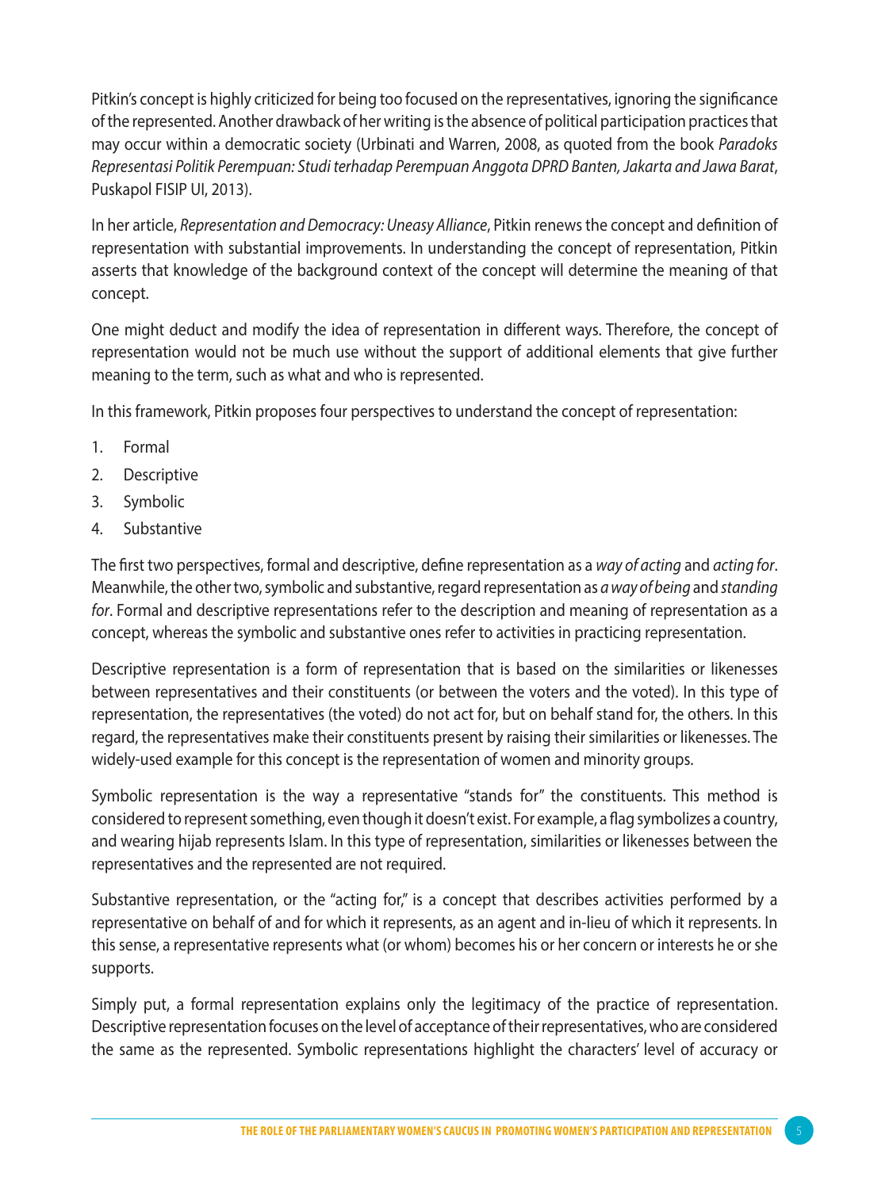Pitkin's concept is highly criticized for being too focused on the representatives, ignoring the significance of the represented. Another drawback of her writing is the absence of political participation practices that may occur within a democratic society (Urbinati and Warren, 2008, as quoted from the book *Paradoks Representasi Politik Perempuan: Studi terhadap Perempuan Anggota DPRD Banten, Jakarta and Jawa Barat*, Puskapol FISIP UI, 2013).

In her article, *Representation and Democracy: Uneasy Alliance*, Pitkin renews the concept and definition of representation with substantial improvements. In understanding the concept of representation, Pitkin asserts that knowledge of the background context of the concept will determine the meaning of that concept.

One might deduct and modify the idea of representation in different ways. Therefore, the concept of representation would not be much use without the support of additional elements that give further meaning to the term, such as what and who is represented.

In this framework, Pitkin proposes four perspectives to understand the concept of representation:

1. Formal
2. Descriptive
3. Symbolic
4. Substantive

The first two perspectives, formal and descriptive, define representation as a *way of acting* and *acting for*. Meanwhile, the other two, symbolic and substantive, regard representation as *a way of being* and *standing for*. Formal and descriptive representations refer to the description and meaning of representation as a concept, whereas the symbolic and substantive ones refer to activities in practicing representation.

Descriptive representation is a form of representation that is based on the similarities or likenesses between representatives and their constituents (or between the voters and the voted). In this type of representation, the representatives (the voted) do not act for, but on behalf stand for, the others. In this regard, the representatives make their constituents present by raising their similarities or likenesses. The widely-used example for this concept is the representation of women and minority groups.

Symbolic representation is the way a representative "stands for" the constituents. This method is considered to represent something, even though it doesn't exist. For example, a flag symbolizes a country, and wearing hijab represents Islam. In this type of representation, similarities or likenesses between the representatives and the represented are not required.

Substantive representation, or the "acting for," is a concept that describes activities performed by a representative on behalf of and for which it represents, as an agent and in-lieu of which it represents. In this sense, a representative represents what (or whom) becomes his or her concern or interests he or she supports.

Simply put, a formal representation explains only the legitimacy of the practice of representation. Descriptive representation focuses on the level of acceptance of their representatives, who are considered the same as the represented. Symbolic representations highlight the characters' level of accuracy or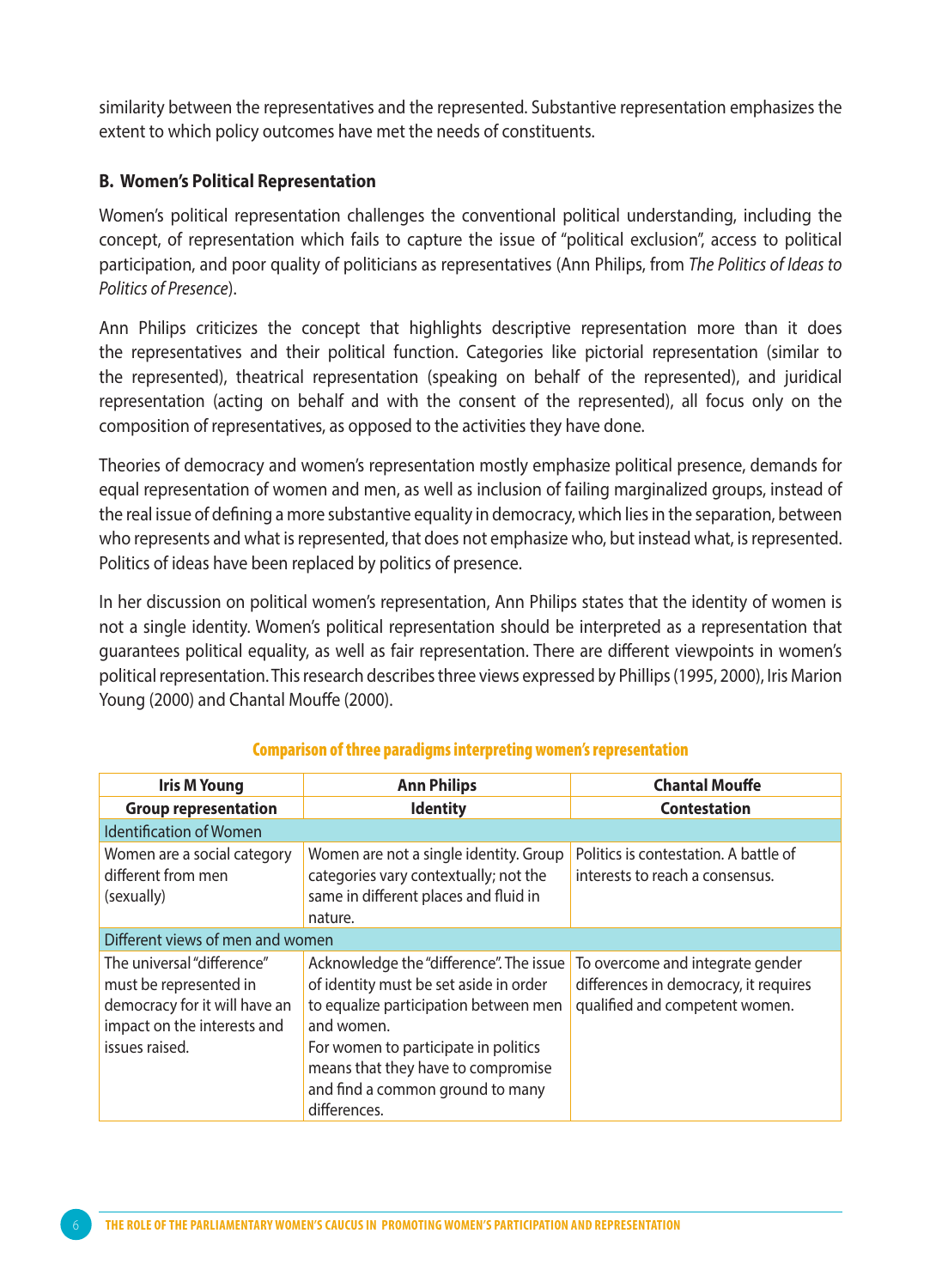similarity between the representatives and the represented. Substantive representation emphasizes the extent to which policy outcomes have met the needs of constituents.

### B. Women's Political Representation

Women's political representation challenges the conventional political understanding, including the concept, of representation which fails to capture the issue of "political exclusion", access to political participation, and poor quality of politicians as representatives (Ann Philips, from *The Politics of Ideas to Politics of Presence*).

Ann Philips criticizes the concept that highlights descriptive representation more than it does the representatives and their political function. Categories like pictorial representation (similar to the represented), theatrical representation (speaking on behalf of the represented), and juridical representation (acting on behalf and with the consent of the represented), all focus only on the composition of representatives, as opposed to the activities they have done.

Theories of democracy and women's representation mostly emphasize political presence, demands for equal representation of women and men, as well as inclusion of failing marginalized groups, instead of the real issue of defining a more substantive equality in democracy, which lies in the separation, between who represents and what is represented, that does not emphasize who, but instead what, is represented. Politics of ideas have been replaced by politics of presence.

In her discussion on political women's representation, Ann Philips states that the identity of women is not a single identity. Women's political representation should be interpreted as a representation that guarantees political equality, as well as fair representation. There are different viewpoints in women's political representation. This research describes three views expressed by Phillips (1995, 2000), Iris Marion Young (2000) and Chantal Mouffe (2000).

**Comparison of three paradigms interpreting women's representation**

| Iris M Young | Ann Philips | Chantal Mouffe |
|---|---|---|
| **Group representation** | **Identity** | **Contestation** |
| Identification of Women | | |
| Women are a social category different from men (sexually) | Women are not a single identity. Group categories vary contextually; not the same in different places and fluid in nature. | Politics is contestation. A battle of interests to reach a consensus. |
| Different views of men and women | | |
| The universal "difference" must be represented in democracy for it will have an impact on the interests and issues raised. | Acknowledge the "difference". The issue of identity must be set aside in order to equalize participation between men and women.<br>For women to participate in politics means that they have to compromise and find a common ground to many differences. | To overcome and integrate gender differences in democracy, it requires qualified and competent women. |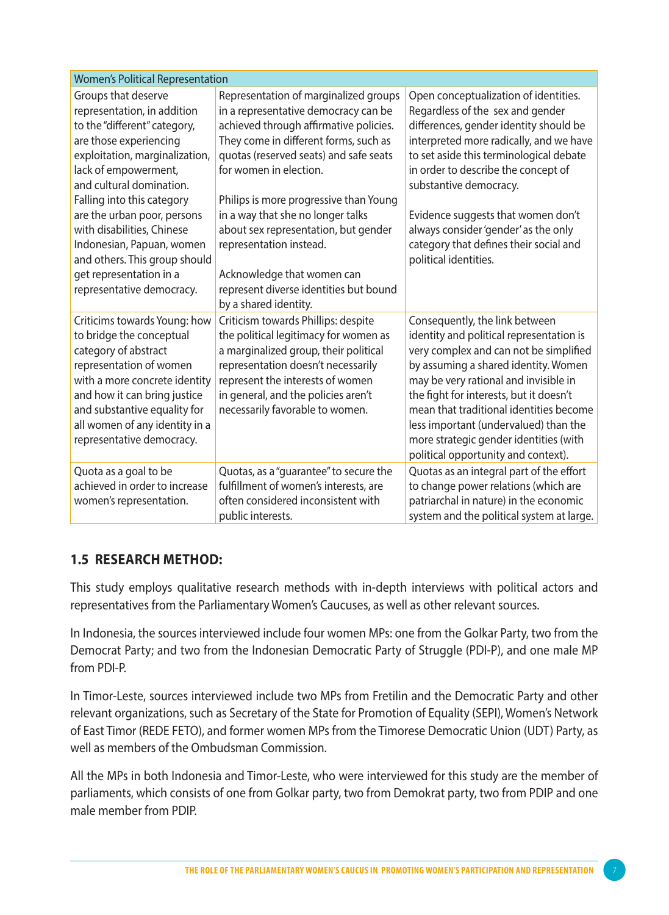| Women's Political Representation | | |
|---|---|---|
| Groups that deserve representation, in addition to the "different" category, are those experiencing exploitation, marginalization, lack of empowerment, and cultural domination. Falling into this category are the urban poor, persons with disabilities, Chinese Indonesian, Papuan, women and others. This group should get representation in a representative democracy. | Representation of marginalized groups in a representative democracy can be achieved through affirmative policies. They come in different forms, such as quotas (reserved seats) and safe seats for women in election.<br><br>Philips is more progressive than Young in a way that she no longer talks about sex representation, but gender representation instead.<br><br>Acknowledge that women can represent diverse identities but bound by a shared identity. | Open conceptualization of identities. Regardless of the sex and gender differences, gender identity should be interpreted more radically, and we have to set aside this terminological debate in order to describe the concept of substantive democracy.<br><br>Evidence suggests that women don't always consider 'gender' as the only category that defines their social and political identities. |
| Criticisms towards Young: how to bridge the conceptual category of abstract representation of women with a more concrete identity and how it can bring justice and substantive equality for all women of any identity in a representative democracy. | Criticism towards Phillips: despite the political legitimacy for women as a marginalized group, their political representation doesn't necessarily represent the interests of women in general, and the policies aren't necessarily favorable to women. | Consequently, the link between identity and political representation is very complex and can not be simplified by assuming a shared identity. Women may be very rational and invisible in the fight for interests, but it doesn't mean that traditional identities become less important (undervalued) than the more strategic gender identities (with political opportunity and context). |
| Quota as a goal to be achieved in order to increase women's representation. | Quotas, as a "guarantee" to secure the fulfillment of women's interests, are often considered inconsistent with public interests. | Quotas as an integral part of the effort to change power relations (which are patriarchal in nature) in the economic system and the political system at large. |

## 1.5 RESEARCH METHOD:

This study employs qualitative research methods with in-depth interviews with political actors and representatives from the Parliamentary Women's Caucuses, as well as other relevant sources.

In Indonesia, the sources interviewed include four women MPs: one from the Golkar Party, two from the Democrat Party; and two from the Indonesian Democratic Party of Struggle (PDI-P), and one male MP from PDI-P.

In Timor-Leste, sources interviewed include two MPs from Fretilin and the Democratic Party and other relevant organizations, such as Secretary of the State for Promotion of Equality (SEPI), Women's Network of East Timor (REDE FETO), and former women MPs from the Timorese Democratic Union (UDT) Party, as well as members of the Ombudsman Commission.

All the MPs in both Indonesia and Timor-Leste, who were interviewed for this study are the member of parliaments, which consists of one from Golkar party, two from Demokrat party, two from PDIP and one male member from PDIP.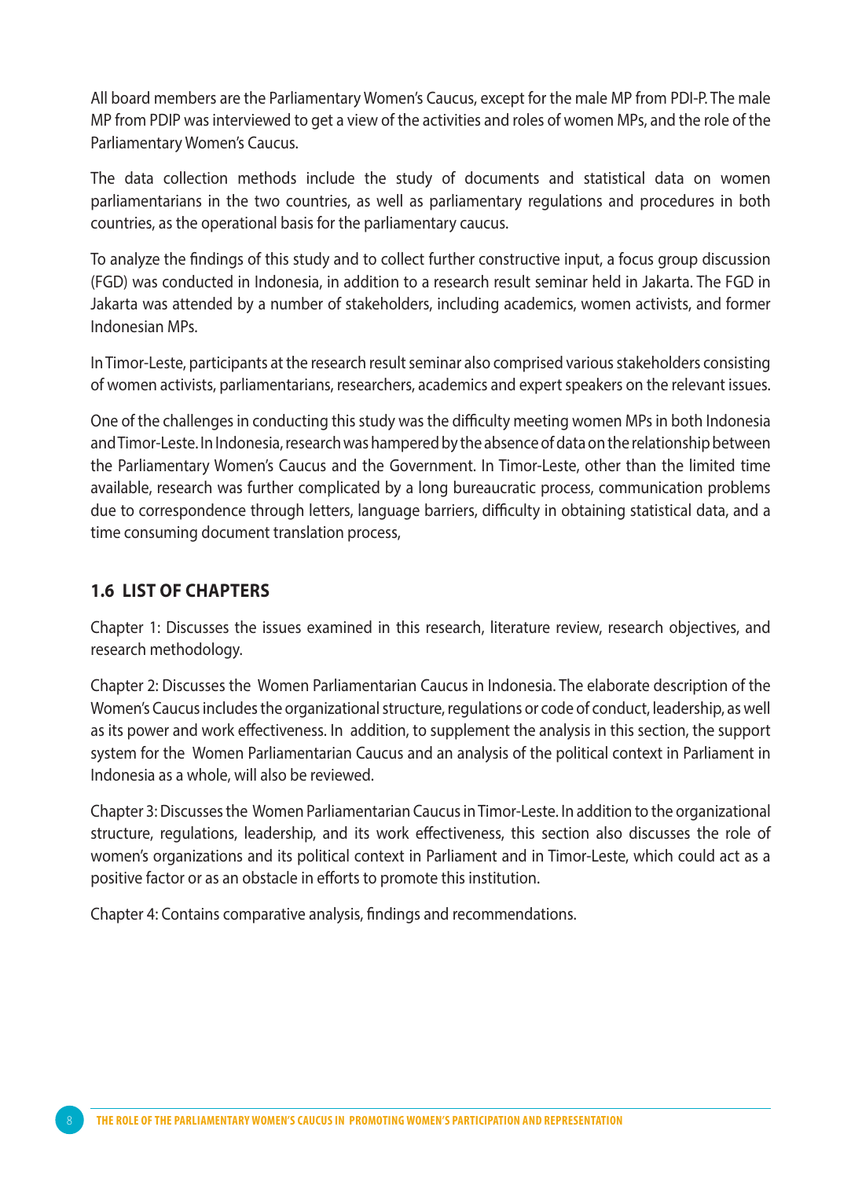All board members are the Parliamentary Women's Caucus, except for the male MP from PDI-P. The male MP from PDIP was interviewed to get a view of the activities and roles of women MPs, and the role of the Parliamentary Women's Caucus.

The data collection methods include the study of documents and statistical data on women parliamentarians in the two countries, as well as parliamentary regulations and procedures in both countries, as the operational basis for the parliamentary caucus.

To analyze the findings of this study and to collect further constructive input, a focus group discussion (FGD) was conducted in Indonesia, in addition to a research result seminar held in Jakarta. The FGD in Jakarta was attended by a number of stakeholders, including academics, women activists, and former Indonesian MPs.

In Timor-Leste, participants at the research result seminar also comprised various stakeholders consisting of women activists, parliamentarians, researchers, academics and expert speakers on the relevant issues.

One of the challenges in conducting this study was the difficulty meeting women MPs in both Indonesia and Timor-Leste. In Indonesia, research was hampered by the absence of data on the relationship between the Parliamentary Women's Caucus and the Government. In Timor-Leste, other than the limited time available, research was further complicated by a long bureaucratic process, communication problems due to correspondence through letters, language barriers, difficulty in obtaining statistical data, and a time consuming document translation process,

### 1.6 LIST OF CHAPTERS

Chapter 1: Discusses the issues examined in this research, literature review, research objectives, and research methodology.

Chapter 2: Discusses the Women Parliamentarian Caucus in Indonesia. The elaborate description of the Women's Caucus includes the organizational structure, regulations or code of conduct, leadership, as well as its power and work effectiveness. In addition, to supplement the analysis in this section, the support system for the Women Parliamentarian Caucus and an analysis of the political context in Parliament in Indonesia as a whole, will also be reviewed.

Chapter 3: Discusses the Women Parliamentarian Caucus in Timor-Leste. In addition to the organizational structure, regulations, leadership, and its work effectiveness, this section also discusses the role of women's organizations and its political context in Parliament and in Timor-Leste, which could act as a positive factor or as an obstacle in efforts to promote this institution.

Chapter 4: Contains comparative analysis, findings and recommendations.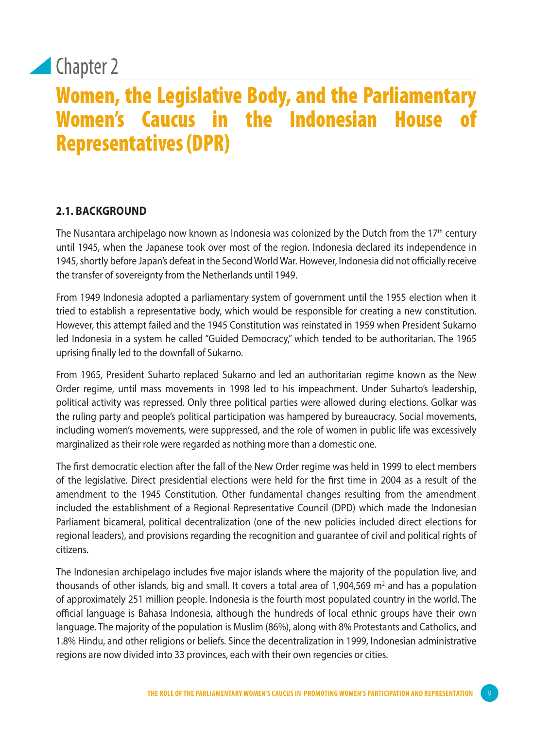# Chapter 2

# Women, the Legislative Body, and the Parliamentary Women's Caucus in the Indonesian House of Representatives (DPR)

## 2.1. BACKGROUND

The Nusantara archipelago now known as Indonesia was colonized by the Dutch from the 17th century until 1945, when the Japanese took over most of the region. Indonesia declared its independence in 1945, shortly before Japan's defeat in the Second World War. However, Indonesia did not officially receive the transfer of sovereignty from the Netherlands until 1949.

From 1949 Indonesia adopted a parliamentary system of government until the 1955 election when it tried to establish a representative body, which would be responsible for creating a new constitution. However, this attempt failed and the 1945 Constitution was reinstated in 1959 when President Sukarno led Indonesia in a system he called "Guided Democracy," which tended to be authoritarian. The 1965 uprising finally led to the downfall of Sukarno.

From 1965, President Suharto replaced Sukarno and led an authoritarian regime known as the New Order regime, until mass movements in 1998 led to his impeachment. Under Suharto's leadership, political activity was repressed. Only three political parties were allowed during elections. Golkar was the ruling party and people's political participation was hampered by bureaucracy. Social movements, including women's movements, were suppressed, and the role of women in public life was excessively marginalized as their role were regarded as nothing more than a domestic one.

The first democratic election after the fall of the New Order regime was held in 1999 to elect members of the legislative. Direct presidential elections were held for the first time in 2004 as a result of the amendment to the 1945 Constitution. Other fundamental changes resulting from the amendment included the establishment of a Regional Representative Council (DPD) which made the Indonesian Parliament bicameral, political decentralization (one of the new policies included direct elections for regional leaders), and provisions regarding the recognition and guarantee of civil and political rights of citizens.

The Indonesian archipelago includes five major islands where the majority of the population live, and thousands of other islands, big and small. It covers a total area of 1,904,569 $m^2$ and has a population of approximately 251 million people. Indonesia is the fourth most populated country in the world. The official language is Bahasa Indonesia, although the hundreds of local ethnic groups have their own language. The majority of the population is Muslim (86%), along with 8% Protestants and Catholics, and 1.8% Hindu, and other religions or beliefs. Since the decentralization in 1999, Indonesian administrative regions are now divided into 33 provinces, each with their own regencies or cities.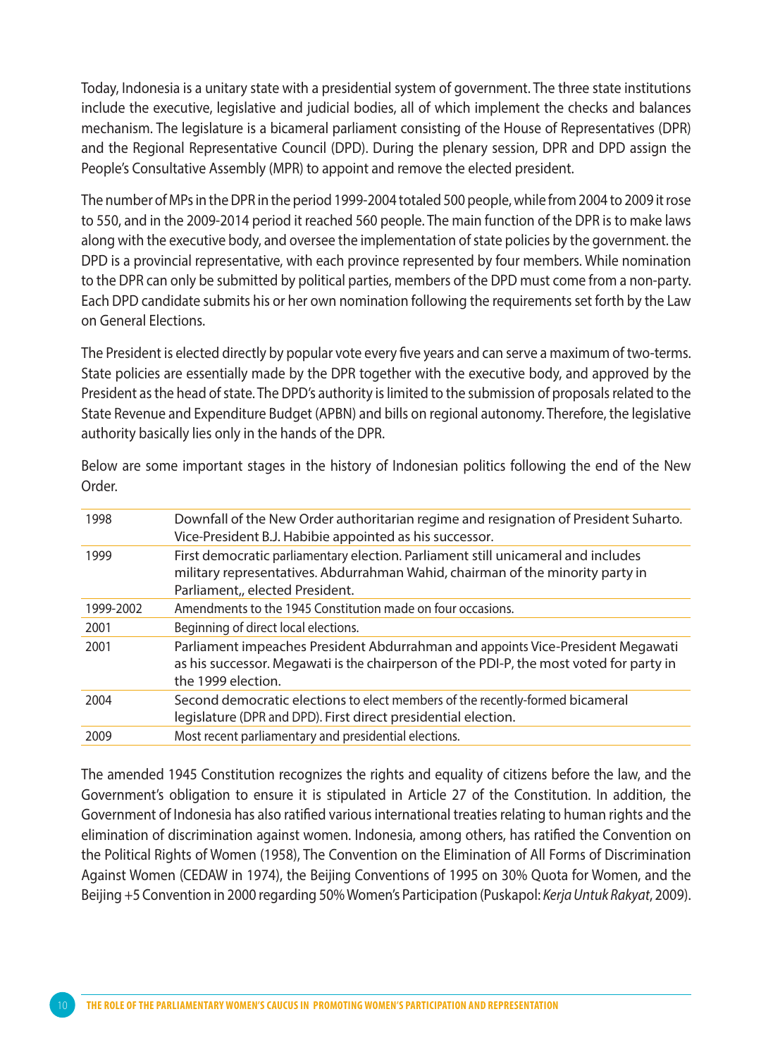Today, Indonesia is a unitary state with a presidential system of government. The three state institutions include the executive, legislative and judicial bodies, all of which implement the checks and balances mechanism. The legislature is a bicameral parliament consisting of the House of Representatives (DPR) and the Regional Representative Council (DPD). During the plenary session, DPR and DPD assign the People's Consultative Assembly (MPR) to appoint and remove the elected president.

The number of MPs in the DPR in the period 1999-2004 totaled 500 people, while from 2004 to 2009 it rose to 550, and in the 2009-2014 period it reached 560 people. The main function of the DPR is to make laws along with the executive body, and oversee the implementation of state policies by the government. the DPD is a provincial representative, with each province represented by four members. While nomination to the DPR can only be submitted by political parties, members of the DPD must come from a non-party. Each DPD candidate submits his or her own nomination following the requirements set forth by the Law on General Elections.

The President is elected directly by popular vote every five years and can serve a maximum of two-terms. State policies are essentially made by the DPR together with the executive body, and approved by the President as the head of state. The DPD's authority is limited to the submission of proposals related to the State Revenue and Expenditure Budget (APBN) and bills on regional autonomy. Therefore, the legislative authority basically lies only in the hands of the DPR.

Below are some important stages in the history of Indonesian politics following the end of the New Order.

| | |
|---|---|
| 1998 | Downfall of the New Order authoritarian regime and resignation of President Suharto. Vice-President B.J. Habibie appointed as his successor. |
| 1999 | First democratic parliamentary election. Parliament still unicameral and includes military representatives. Abdurrahman Wahid, chairman of the minority party in Parliament,, elected President. |
| 1999-2002 | Amendments to the 1945 Constitution made on four occasions. |
| 2001 | Beginning of direct local elections. |
| 2001 | Parliament impeaches President Abdurrahman and appoints Vice-President Megawati as his successor. Megawati is the chairperson of the PDI-P, the most voted for party in the 1999 election. |
| 2004 | Second democratic elections to elect members of the recently-formed bicameral legislature (DPR and DPD). First direct presidential election. |
| 2009 | Most recent parliamentary and presidential elections. |

The amended 1945 Constitution recognizes the rights and equality of citizens before the law, and the Government's obligation to ensure it is stipulated in Article 27 of the Constitution. In addition, the Government of Indonesia has also ratified various international treaties relating to human rights and the elimination of discrimination against women. Indonesia, among others, has ratified the Convention on the Political Rights of Women (1958), The Convention on the Elimination of All Forms of Discrimination Against Women (CEDAW in 1974), the Beijing Conventions of 1995 on 30% Quota for Women, and the Beijing +5 Convention in 2000 regarding 50% Women's Participation (Puskapol: *Kerja Untuk Rakyat*, 2009).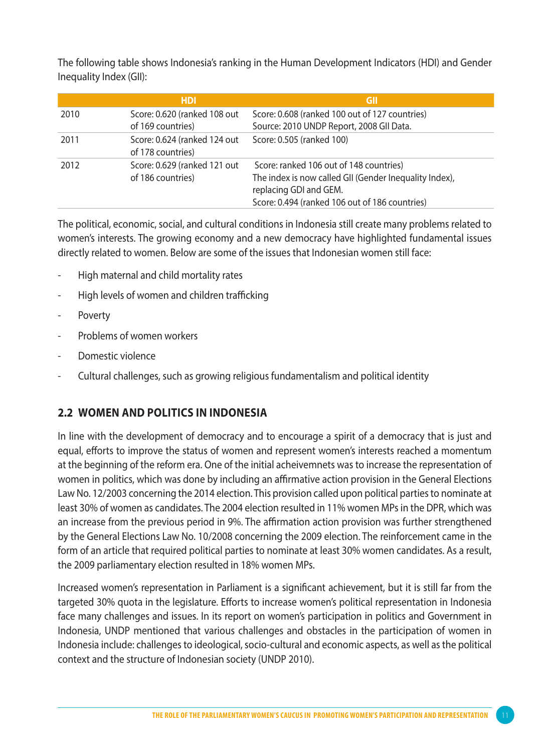The following table shows Indonesia's ranking in the Human Development Indicators (HDI) and Gender Inequality Index (GII):

| | HDI | GII |
|---|---|---|
| 2010 | Score: 0.620 (ranked 108 out of 169 countries) | Score: 0.608 (ranked 100 out of 127 countries) Source: 2010 UNDP Report, 2008 GII Data. |
| 2011 | Score: 0.624 (ranked 124 out of 178 countries) | Score: 0.505 (ranked 100) |
| 2012 | Score: 0.629 (ranked 121 out of 186 countries) | Score: ranked 106 out of 148 countries) The index is now called GII (Gender Inequality Index), replacing GDI and GEM. Score: 0.494 (ranked 106 out of 186 countries) |

The political, economic, social, and cultural conditions in Indonesia still create many problems related to women's interests. The growing economy and a new democracy have highlighted fundamental issues directly related to women. Below are some of the issues that Indonesian women still face:

- High maternal and child mortality rates
- High levels of women and children trafficking
- Poverty
- Problems of women workers
- Domestic violence
- Cultural challenges, such as growing religious fundamentalism and political identity

## 2.2 WOMEN AND POLITICS IN INDONESIA

In line with the development of democracy and to encourage a spirit of a democracy that is just and equal, efforts to improve the status of women and represent women's interests reached a momentum at the beginning of the reform era. One of the initial acheivemnets was to increase the representation of women in politics, which was done by including an affirmative action provision in the General Elections Law No. 12/2003 concerning the 2014 election. This provision called upon political parties to nominate at least 30% of women as candidates. The 2004 election resulted in 11% women MPs in the DPR, which was an increase from the previous period in 9%. The affirmation action provision was further strengthened by the General Elections Law No. 10/2008 concerning the 2009 election. The reinforcement came in the form of an article that required political parties to nominate at least 30% women candidates. As a result, the 2009 parliamentary election resulted in 18% women MPs.

Increased women's representation in Parliament is a significant achievement, but it is still far from the targeted 30% quota in the legislature. Efforts to increase women's political representation in Indonesia face many challenges and issues. In its report on women's participation in politics and Government in Indonesia, UNDP mentioned that various challenges and obstacles in the participation of women in Indonesia include: challenges to ideological, socio-cultural and economic aspects, as well as the political context and the structure of Indonesian society (UNDP 2010).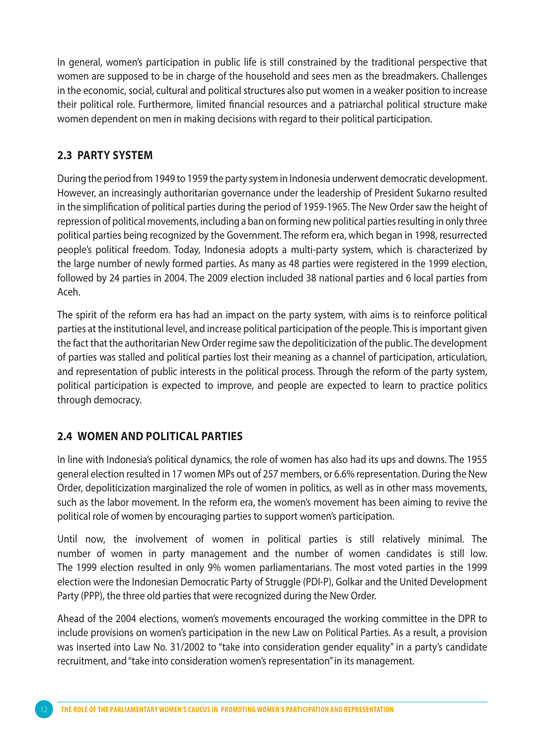In general, women's participation in public life is still constrained by the traditional perspective that women are supposed to be in charge of the household and sees men as the breadmakers. Challenges in the economic, social, cultural and political structures also put women in a weaker position to increase their political role. Furthermore, limited financial resources and a patriarchal political structure make women dependent on men in making decisions with regard to their political participation.

## 2.3 PARTY SYSTEM

During the period from 1949 to 1959 the party system in Indonesia underwent democratic development. However, an increasingly authoritarian governance under the leadership of President Sukarno resulted in the simplification of political parties during the period of 1959-1965. The New Order saw the height of repression of political movements, including a ban on forming new political parties resulting in only three political parties being recognized by the Government. The reform era, which began in 1998, resurrected people's political freedom. Today, Indonesia adopts a multi-party system, which is characterized by the large number of newly formed parties. As many as 48 parties were registered in the 1999 election, followed by 24 parties in 2004. The 2009 election included 38 national parties and 6 local parties from Aceh.

The spirit of the reform era has had an impact on the party system, with aims is to reinforce political parties at the institutional level, and increase political participation of the people. This is important given the fact that the authoritarian New Order regime saw the depoliticization of the public. The development of parties was stalled and political parties lost their meaning as a channel of participation, articulation, and representation of public interests in the political process. Through the reform of the party system, political participation is expected to improve, and people are expected to learn to practice politics through democracy.

## 2.4 WOMEN AND POLITICAL PARTIES

In line with Indonesia's political dynamics, the role of women has also had its ups and downs. The 1955 general election resulted in 17 women MPs out of 257 members, or 6.6% representation. During the New Order, depoliticization marginalized the role of women in politics, as well as in other mass movements, such as the labor movement. In the reform era, the women's movement has been aiming to revive the political role of women by encouraging parties to support women's participation.

Until now, the involvement of women in political parties is still relatively minimal. The number of women in party management and the number of women candidates is still low. The 1999 election resulted in only 9% women parliamentarians. The most voted parties in the 1999 election were the Indonesian Democratic Party of Struggle (PDI-P), Golkar and the United Development Party (PPP), the three old parties that were recognized during the New Order.

Ahead of the 2004 elections, women's movements encouraged the working committee in the DPR to include provisions on women's participation in the new Law on Political Parties. As a result, a provision was inserted into Law No. 31/2002 to "take into consideration gender equality" in a party's candidate recruitment, and "take into consideration women's representation" in its management.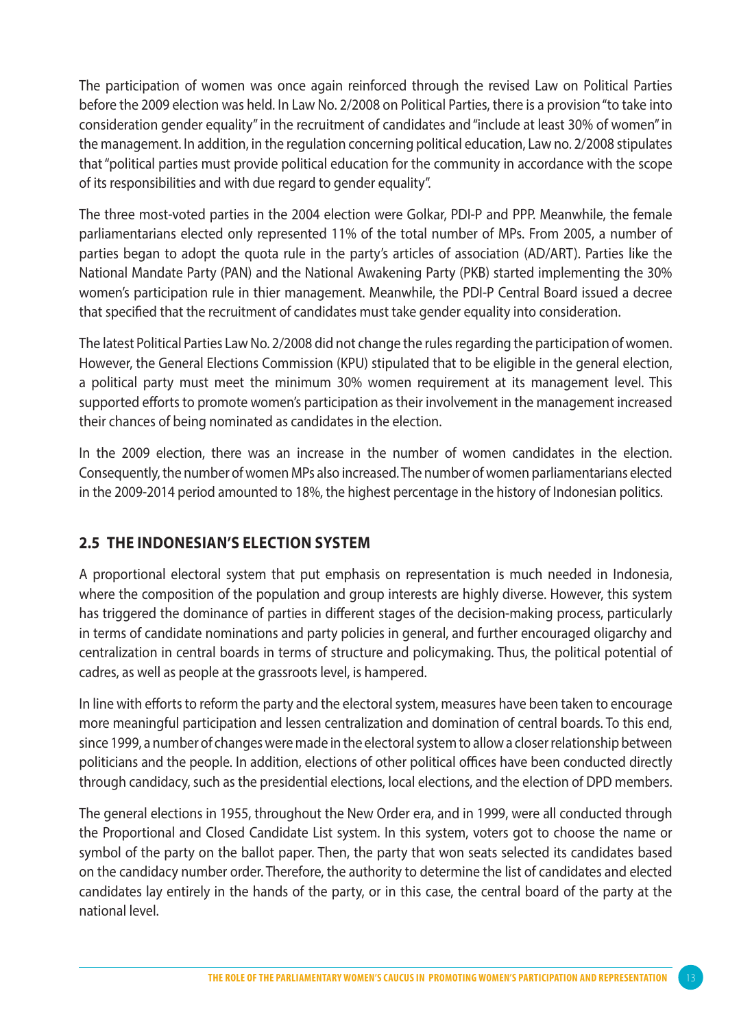The participation of women was once again reinforced through the revised Law on Political Parties before the 2009 election was held. In Law No. 2/2008 on Political Parties, there is a provision "to take into consideration gender equality" in the recruitment of candidates and "include at least 30% of women" in the management. In addition, in the regulation concerning political education, Law no. 2/2008 stipulates that "political parties must provide political education for the community in accordance with the scope of its responsibilities and with due regard to gender equality".

The three most-voted parties in the 2004 election were Golkar, PDI-P and PPP. Meanwhile, the female parliamentarians elected only represented 11% of the total number of MPs. From 2005, a number of parties began to adopt the quota rule in the party's articles of association (AD/ART). Parties like the National Mandate Party (PAN) and the National Awakening Party (PKB) started implementing the 30% women's participation rule in thier management. Meanwhile, the PDI-P Central Board issued a decree that specified that the recruitment of candidates must take gender equality into consideration.

The latest Political Parties Law No. 2/2008 did not change the rules regarding the participation of women. However, the General Elections Commission (KPU) stipulated that to be eligible in the general election, a political party must meet the minimum 30% women requirement at its management level. This supported efforts to promote women's participation as their involvement in the management increased their chances of being nominated as candidates in the election.

In the 2009 election, there was an increase in the number of women candidates in the election. Consequently, the number of women MPs also increased. The number of women parliamentarians elected in the 2009-2014 period amounted to 18%, the highest percentage in the history of Indonesian politics.

## 2.5 THE INDONESIAN'S ELECTION SYSTEM

A proportional electoral system that put emphasis on representation is much needed in Indonesia, where the composition of the population and group interests are highly diverse. However, this system has triggered the dominance of parties in different stages of the decision-making process, particularly in terms of candidate nominations and party policies in general, and further encouraged oligarchy and centralization in central boards in terms of structure and policymaking. Thus, the political potential of cadres, as well as people at the grassroots level, is hampered.

In line with efforts to reform the party and the electoral system, measures have been taken to encourage more meaningful participation and lessen centralization and domination of central boards. To this end, since 1999, a number of changes were made in the electoral system to allow a closer relationship between politicians and the people. In addition, elections of other political offices have been conducted directly through candidacy, such as the presidential elections, local elections, and the election of DPD members.

The general elections in 1955, throughout the New Order era, and in 1999, were all conducted through the Proportional and Closed Candidate List system. In this system, voters got to choose the name or symbol of the party on the ballot paper. Then, the party that won seats selected its candidates based on the candidacy number order. Therefore, the authority to determine the list of candidates and elected candidates lay entirely in the hands of the party, or in this case, the central board of the party at the national level.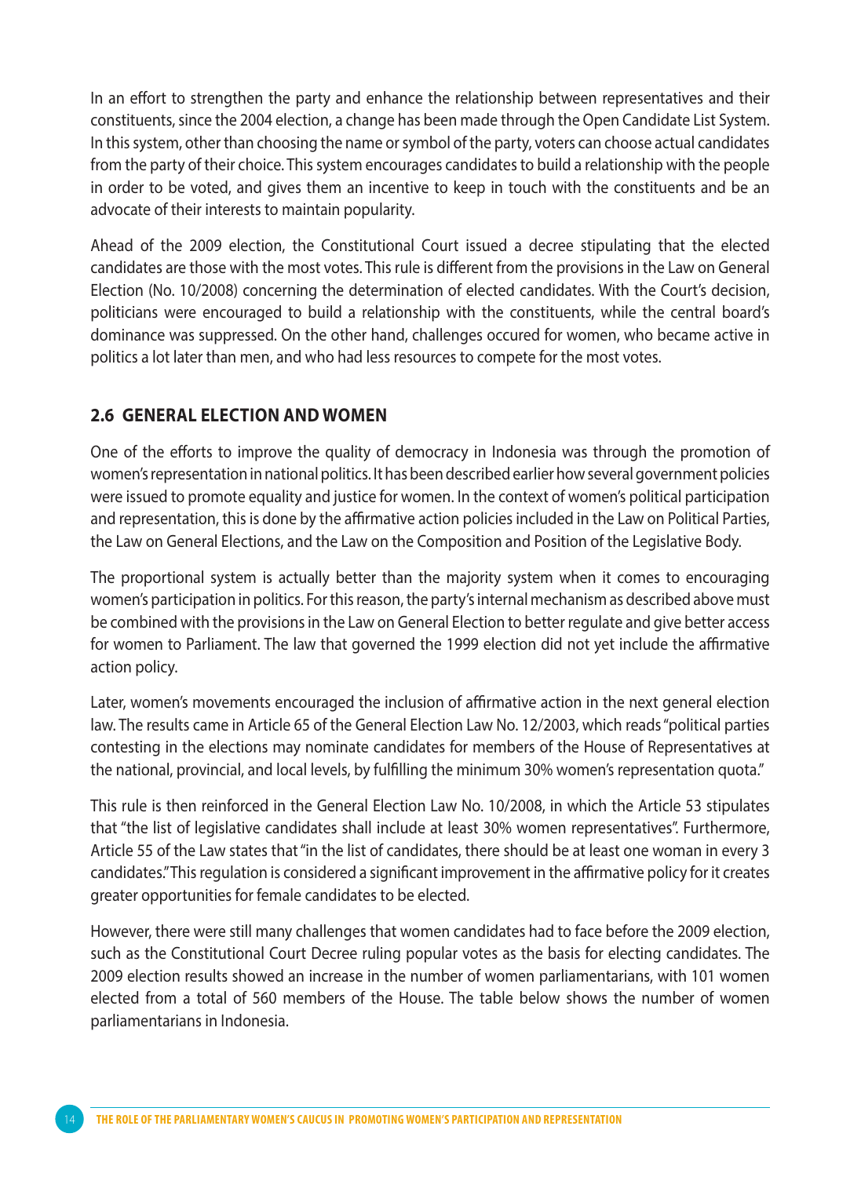In an effort to strengthen the party and enhance the relationship between representatives and their constituents, since the 2004 election, a change has been made through the Open Candidate List System. In this system, other than choosing the name or symbol of the party, voters can choose actual candidates from the party of their choice. This system encourages candidates to build a relationship with the people in order to be voted, and gives them an incentive to keep in touch with the constituents and be an advocate of their interests to maintain popularity.

Ahead of the 2009 election, the Constitutional Court issued a decree stipulating that the elected candidates are those with the most votes. This rule is different from the provisions in the Law on General Election (No. 10/2008) concerning the determination of elected candidates. With the Court's decision, politicians were encouraged to build a relationship with the constituents, while the central board's dominance was suppressed. On the other hand, challenges occured for women, who became active in politics a lot later than men, and who had less resources to compete for the most votes.

## 2.6 GENERAL ELECTION AND WOMEN

One of the efforts to improve the quality of democracy in Indonesia was through the promotion of women's representation in national politics. It has been described earlier how several government policies were issued to promote equality and justice for women. In the context of women's political participation and representation, this is done by the affirmative action policies included in the Law on Political Parties, the Law on General Elections, and the Law on the Composition and Position of the Legislative Body.

The proportional system is actually better than the majority system when it comes to encouraging women's participation in politics. For this reason, the party's internal mechanism as described above must be combined with the provisions in the Law on General Election to better regulate and give better access for women to Parliament. The law that governed the 1999 election did not yet include the affirmative action policy.

Later, women's movements encouraged the inclusion of affirmative action in the next general election law. The results came in Article 65 of the General Election Law No. 12/2003, which reads "political parties contesting in the elections may nominate candidates for members of the House of Representatives at the national, provincial, and local levels, by fulfilling the minimum 30% women's representation quota."

This rule is then reinforced in the General Election Law No. 10/2008, in which the Article 53 stipulates that "the list of legislative candidates shall include at least 30% women representatives". Furthermore, Article 55 of the Law states that "in the list of candidates, there should be at least one woman in every 3 candidates." This regulation is considered a significant improvement in the affirmative policy for it creates greater opportunities for female candidates to be elected.

However, there were still many challenges that women candidates had to face before the 2009 election, such as the Constitutional Court Decree ruling popular votes as the basis for electing candidates. The 2009 election results showed an increase in the number of women parliamentarians, with 101 women elected from a total of 560 members of the House. The table below shows the number of women parliamentarians in Indonesia.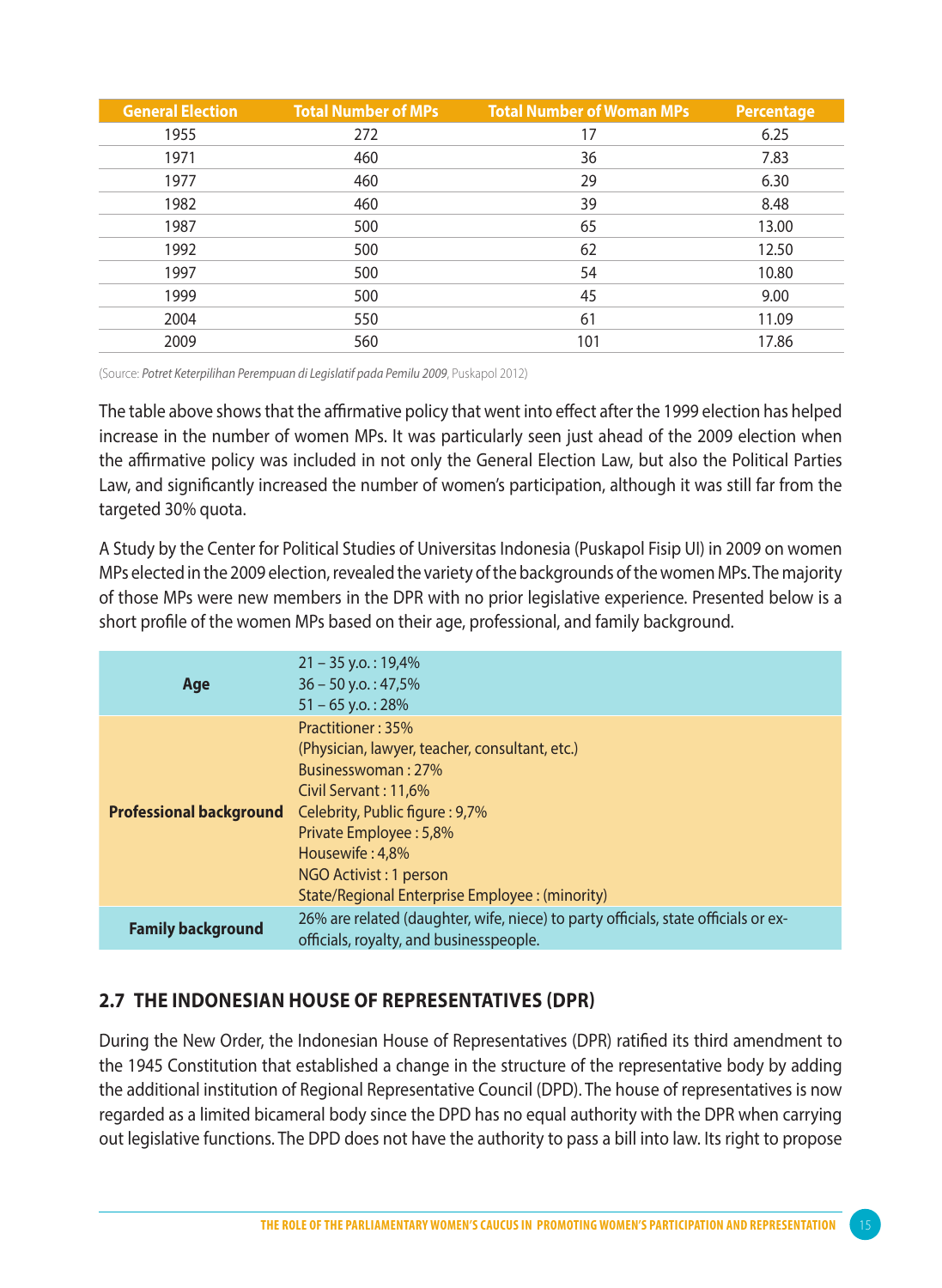| General Election | Total Number of MPs | Total Number of Woman MPs | Percentage |
|---|---|---|---|
| 1955 | 272 | 17 | 6.25 |
| 1971 | 460 | 36 | 7.83 |
| 1977 | 460 | 29 | 6.30 |
| 1982 | 460 | 39 | 8.48 |
| 1987 | 500 | 65 | 13.00 |
| 1992 | 500 | 62 | 12.50 |
| 1997 | 500 | 54 | 10.80 |
| 1999 | 500 | 45 | 9.00 |
| 2004 | 550 | 61 | 11.09 |
| 2009 | 560 | 101 | 17.86 |

(Source: *Potret Keterpilihan Perempuan di Legislatif pada Pemilu 2009*, Puskapol 2012)

The table above shows that the affirmative policy that went into effect after the 1999 election has helped increase in the number of women MPs. It was particularly seen just ahead of the 2009 election when the affirmative policy was included in not only the General Election Law, but also the Political Parties Law, and significantly increased the number of women's participation, although it was still far from the targeted 30% quota.

A Study by the Center for Political Studies of Universitas Indonesia (Puskapol Fisip UI) in 2009 on women MPs elected in the 2009 election, revealed the variety of the backgrounds of the women MPs. The majority of those MPs were new members in the DPR with no prior legislative experience. Presented below is a short profile of the women MPs based on their age, professional, and family background.

| | |
|---|---|
| **Age** | 21 – 35 y.o. : 19,4%<br>36 – 50 y.o. : 47,5%<br>51 – 65 y.o. : 28% |
| **Professional background** | Practitioner : 35%<br>(Physician, lawyer, teacher, consultant, etc.)<br>Businesswoman : 27%<br>Civil Servant : 11,6%<br>Celebrity, Public figure : 9,7%<br>Private Employee : 5,8%<br>Housewife : 4,8%<br>NGO Activist : 1 person<br>State/Regional Enterprise Employee : (minority) |
| **Family background** | 26% are related (daughter, wife, niece) to party officials, state officials or ex-officials, royalty, and businesspeople. |

## 2.7 THE INDONESIAN HOUSE OF REPRESENTATIVES (DPR)

During the New Order, the Indonesian House of Representatives (DPR) ratified its third amendment to the 1945 Constitution that established a change in the structure of the representative body by adding the additional institution of Regional Representative Council (DPD). The house of representatives is now regarded as a limited bicameral body since the DPD has no equal authority with the DPR when carrying out legislative functions. The DPD does not have the authority to pass a bill into law. Its right to propose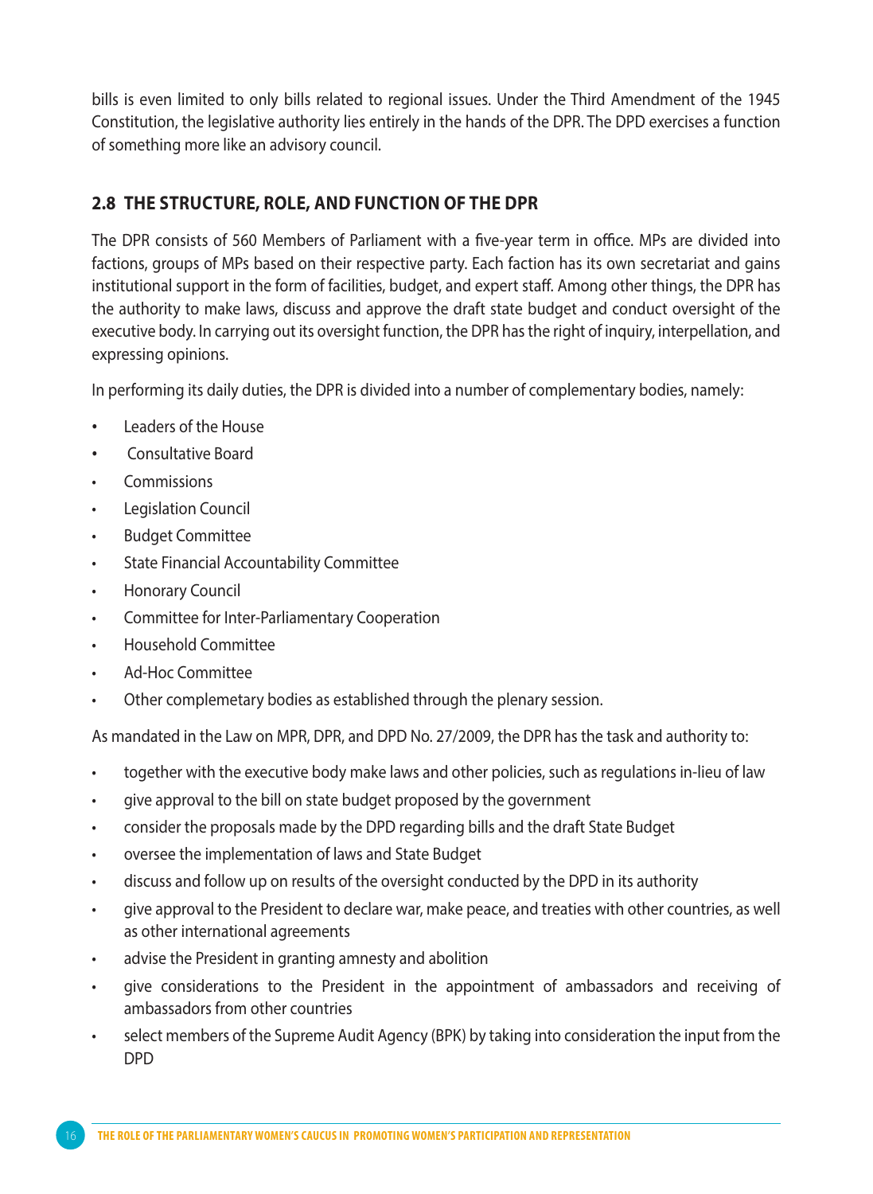bills is even limited to only bills related to regional issues. Under the Third Amendment of the 1945 Constitution, the legislative authority lies entirely in the hands of the DPR. The DPD exercises a function of something more like an advisory council.

## 2.8 THE STRUCTURE, ROLE, AND FUNCTION OF THE DPR

The DPR consists of 560 Members of Parliament with a five-year term in office. MPs are divided into factions, groups of MPs based on their respective party. Each faction has its own secretariat and gains institutional support in the form of facilities, budget, and expert staff. Among other things, the DPR has the authority to make laws, discuss and approve the draft state budget and conduct oversight of the executive body. In carrying out its oversight function, the DPR has the right of inquiry, interpellation, and expressing opinions.

In performing its daily duties, the DPR is divided into a number of complementary bodies, namely:

- Leaders of the House
- Consultative Board
- Commissions
- Legislation Council
- Budget Committee
- State Financial Accountability Committee
- Honorary Council
- Committee for Inter-Parliamentary Cooperation
- Household Committee
- Ad-Hoc Committee
- Other complemetary bodies as established through the plenary session.

As mandated in the Law on MPR, DPR, and DPD No. 27/2009, the DPR has the task and authority to:

- together with the executive body make laws and other policies, such as regulations in-lieu of law
- give approval to the bill on state budget proposed by the government
- consider the proposals made by the DPD regarding bills and the draft State Budget
- oversee the implementation of laws and State Budget
- discuss and follow up on results of the oversight conducted by the DPD in its authority
- give approval to the President to declare war, make peace, and treaties with other countries, as well as other international agreements
- advise the President in granting amnesty and abolition
- give considerations to the President in the appointment of ambassadors and receiving of ambassadors from other countries
- select members of the Supreme Audit Agency (BPK) by taking into consideration the input from the DPD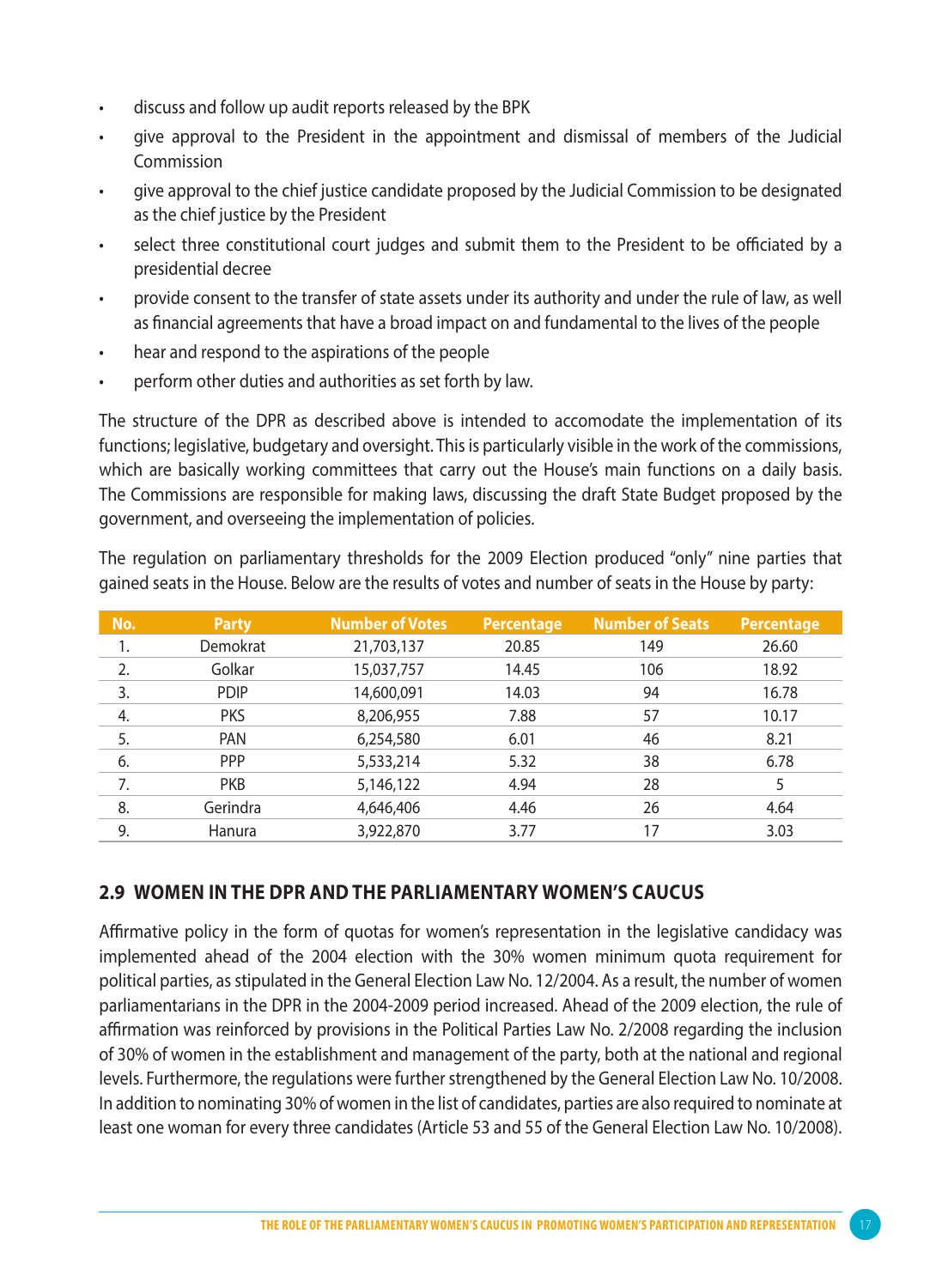- discuss and follow up audit reports released by the BPK
- give approval to the President in the appointment and dismissal of members of the Judicial Commission
- give approval to the chief justice candidate proposed by the Judicial Commission to be designated as the chief justice by the President
- select three constitutional court judges and submit them to the President to be officiated by a presidential decree
- provide consent to the transfer of state assets under its authority and under the rule of law, as well as financial agreements that have a broad impact on and fundamental to the lives of the people
- hear and respond to the aspirations of the people
- perform other duties and authorities as set forth by law.

The structure of the DPR as described above is intended to accomodate the implementation of its functions; legislative, budgetary and oversight. This is particularly visible in the work of the commissions, which are basically working committees that carry out the House's main functions on a daily basis. The Commissions are responsible for making laws, discussing the draft State Budget proposed by the government, and overseeing the implementation of policies.

The regulation on parliamentary thresholds for the 2009 Election produced "only" nine parties that gained seats in the House. Below are the results of votes and number of seats in the House by party:

| No. | Party | Number of Votes | Percentage | Number of Seats | Percentage |
|---|---|---|---|---|---|
| 1. | Demokrat | 21,703,137 | 20.85 | 149 | 26.60 |
| 2. | Golkar | 15,037,757 | 14.45 | 106 | 18.92 |
| 3. | PDIP | 14,600,091 | 14.03 | 94 | 16.78 |
| 4. | PKS | 8,206,955 | 7.88 | 57 | 10.17 |
| 5. | PAN | 6,254,580 | 6.01 | 46 | 8.21 |
| 6. | PPP | 5,533,214 | 5.32 | 38 | 6.78 |
| 7. | PKB | 5,146,122 | 4.94 | 28 | 5 |
| 8. | Gerindra | 4,646,406 | 4.46 | 26 | 4.64 |
| 9. | Hanura | 3,922,870 | 3.77 | 17 | 3.03 |

## 2.9 WOMEN IN THE DPR AND THE PARLIAMENTARY WOMEN'S CAUCUS

Affirmative policy in the form of quotas for women's representation in the legislative candidacy was implemented ahead of the 2004 election with the 30% women minimum quota requirement for political parties, as stipulated in the General Election Law No. 12/2004. As a result, the number of women parliamentarians in the DPR in the 2004-2009 period increased. Ahead of the 2009 election, the rule of affirmation was reinforced by provisions in the Political Parties Law No. 2/2008 regarding the inclusion of 30% of women in the establishment and management of the party, both at the national and regional levels. Furthermore, the regulations were further strengthened by the General Election Law No. 10/2008. In addition to nominating 30% of women in the list of candidates, parties are also required to nominate at least one woman for every three candidates (Article 53 and 55 of the General Election Law No. 10/2008).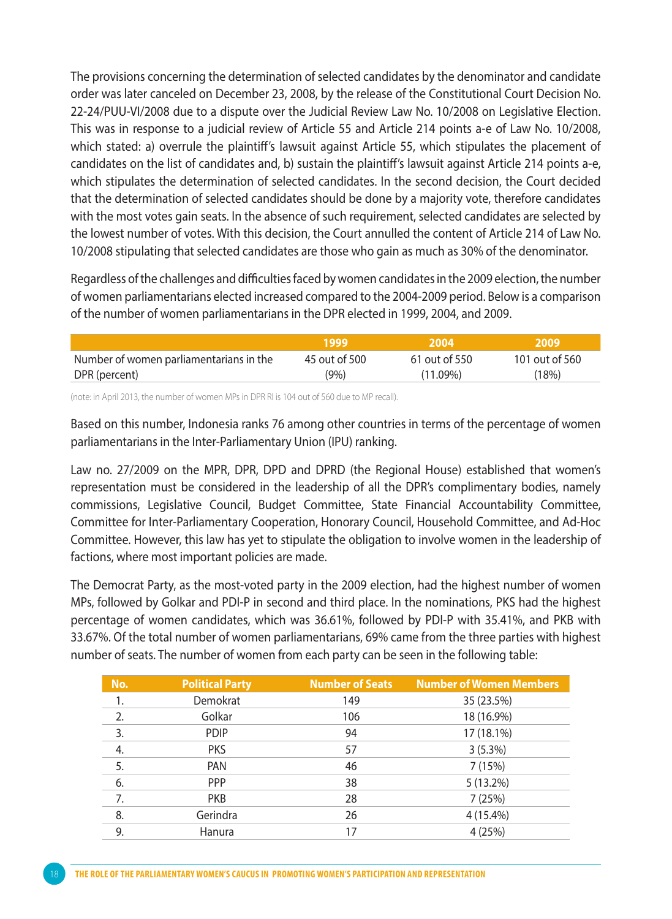The provisions concerning the determination of selected candidates by the denominator and candidate order was later canceled on December 23, 2008, by the release of the Constitutional Court Decision No. 22-24/PUU-VI/2008 due to a dispute over the Judicial Review Law No. 10/2008 on Legislative Election. This was in response to a judicial review of Article 55 and Article 214 points a-e of Law No. 10/2008, which stated: a) overrule the plaintiff's lawsuit against Article 55, which stipulates the placement of candidates on the list of candidates and, b) sustain the plaintiff's lawsuit against Article 214 points a-e, which stipulates the determination of selected candidates. In the second decision, the Court decided that the determination of selected candidates should be done by a majority vote, therefore candidates with the most votes gain seats. In the absence of such requirement, selected candidates are selected by the lowest number of votes. With this decision, the Court annulled the content of Article 214 of Law No. 10/2008 stipulating that selected candidates are those who gain as much as 30% of the denominator.

Regardless of the challenges and difficulties faced by women candidates in the 2009 election, the number of women parliamentarians elected increased compared to the 2004-2009 period. Below is a comparison of the number of women parliamentarians in the DPR elected in 1999, 2004, and 2009.

| | 1999 | 2004 | 2009 |
|---|---|---|---|
| Number of women parliamentarians in the DPR (percent) | 45 out of 500 (9%) | 61 out of 550 (11.09%) | 101 out of 560 (18%) |

(note: in April 2013, the number of women MPs in DPR RI is 104 out of 560 due to MP recall).

Based on this number, Indonesia ranks 76 among other countries in terms of the percentage of women parliamentarians in the Inter-Parliamentary Union (IPU) ranking.

Law no. 27/2009 on the MPR, DPR, DPD and DPRD (the Regional House) established that women's representation must be considered in the leadership of all the DPR's complimentary bodies, namely commissions, Legislative Council, Budget Committee, State Financial Accountability Committee, Committee for Inter-Parliamentary Cooperation, Honorary Council, Household Committee, and Ad-Hoc Committee. However, this law has yet to stipulate the obligation to involve women in the leadership of factions, where most important policies are made.

The Democrat Party, as the most-voted party in the 2009 election, had the highest number of women MPs, followed by Golkar and PDI-P in second and third place. In the nominations, PKS had the highest percentage of women candidates, which was 36.61%, followed by PDI-P with 35.41%, and PKB with 33.67%. Of the total number of women parliamentarians, 69% came from the three parties with highest number of seats. The number of women from each party can be seen in the following table:

| No. | Political Party | Number of Seats | Number of Women Members |
|---|---|---|---|
| 1. | Demokrat | 149 | 35 (23.5%) |
| 2. | Golkar | 106 | 18 (16.9%) |
| 3. | PDIP | 94 | 17 (18.1%) |
| 4. | PKS | 57 | 3 (5.3%) |
| 5. | PAN | 46 | 7 (15%) |
| 6. | PPP | 38 | 5 (13.2%) |
| 7. | PKB | 28 | 7 (25%) |
| 8. | Gerindra | 26 | 4 (15.4%) |
| 9. | Hanura | 17 | 4 (25%) |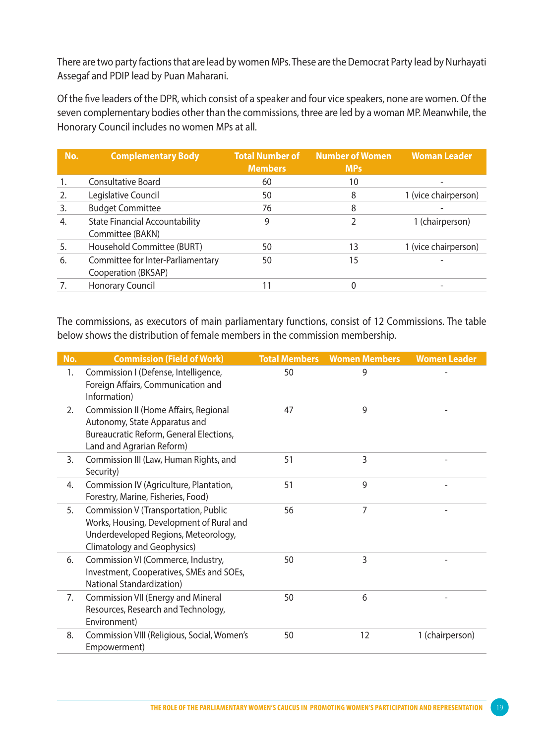There are two party factions that are lead by women MPs. These are the Democrat Party lead by Nurhayati Assegaf and PDIP lead by Puan Maharani.

Of the five leaders of the DPR, which consist of a speaker and four vice speakers, none are women. Of the seven complementary bodies other than the commissions, three are led by a woman MP. Meanwhile, the Honorary Council includes no women MPs at all.

| No. | Complementary Body | Total Number of Members | Number of Women MPs | Woman Leader |
|---|---|---|---|---|
| 1. | Consultative Board | 60 | 10 | - |
| 2. | Legislative Council | 50 | 8 | 1 (vice chairperson) |
| 3. | Budget Committee | 76 | 8 | - |
| 4. | State Financial Accountability Committee (BAKN) | 9 | 2 | 1 (chairperson) |
| 5. | Household Committee (BURT) | 50 | 13 | 1 (vice chairperson) |
| 6. | Committee for Inter-Parliamentary Cooperation (BKSAP) | 50 | 15 | - |
| 7. | Honorary Council | 11 | 0 | - |

The commissions, as executors of main parliamentary functions, consist of 12 Commissions. The table below shows the distribution of female members in the commission membership.

| No. | Commission (Field of Work) | Total Members | Women Members | Women Leader |
|---|---|---|---|---|
| 1. | Commission I (Defense, Intelligence, Foreign Affairs, Communication and Information) | 50 | 9 | - |
| 2. | Commission II (Home Affairs, Regional Autonomy, State Apparatus and Bureaucratic Reform, General Elections, Land and Agrarian Reform) | 47 | 9 | - |
| 3. | Commission III (Law, Human Rights, and Security) | 51 | 3 | - |
| 4. | Commission IV (Agriculture, Plantation, Forestry, Marine, Fisheries, Food) | 51 | 9 | - |
| 5. | Commission V (Transportation, Public Works, Housing, Development of Rural and Underdeveloped Regions, Meteorology, Climatology and Geophysics) | 56 | 7 | - |
| 6. | Commission VI (Commerce, Industry, Investment, Cooperatives, SMEs and SOEs, National Standardization) | 50 | 3 | - |
| 7. | Commission VII (Energy and Mineral Resources, Research and Technology, Environment) | 50 | 6 | - |
| 8. | Commission VIII (Religious, Social, Women's Empowerment) | 50 | 12 | 1 (chairperson) |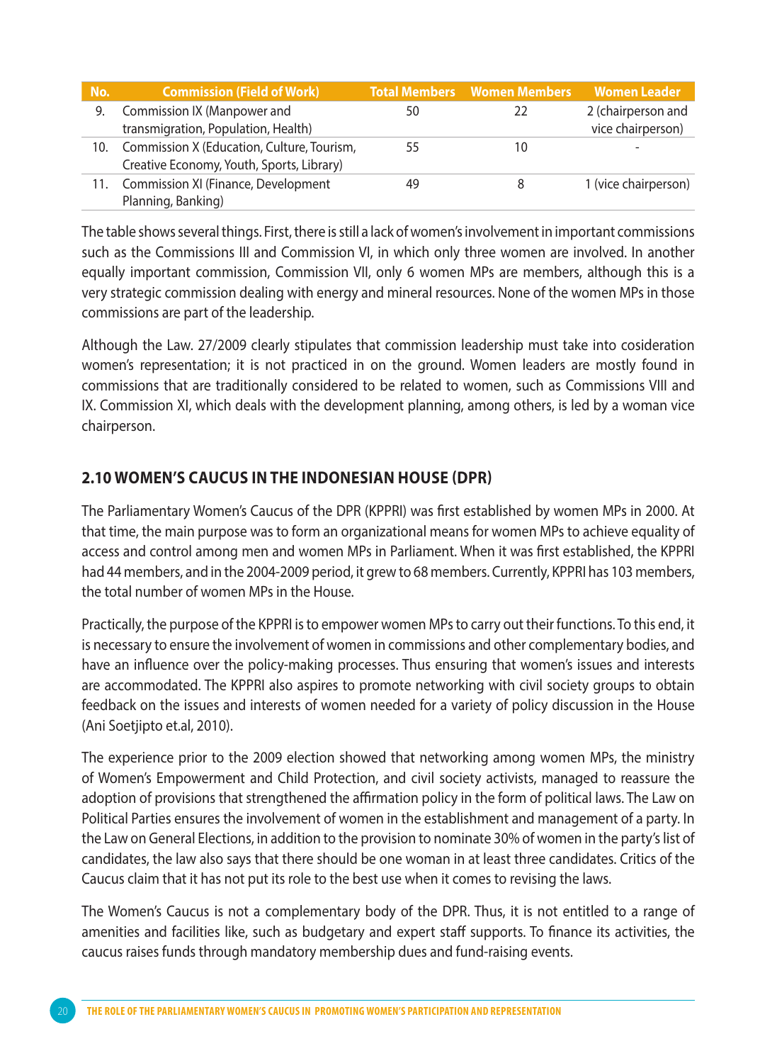| No. | Commission (Field of Work) | Total Members | Women Members | Women Leader |
|---|---|---|---|---|
| 9. | Commission IX (Manpower and transmigration, Population, Health) | 50 | 22 | 2 (chairperson and vice chairperson) |
| 10. | Commission X (Education, Culture, Tourism, Creative Economy, Youth, Sports, Library) | 55 | 10 | - |
| 11. | Commission XI (Finance, Development Planning, Banking) | 49 | 8 | 1 (vice chairperson) |

The table shows several things. First, there is still a lack of women's involvement in important commissions such as the Commissions III and Commission VI, in which only three women are involved. In another equally important commission, Commission VII, only 6 women MPs are members, although this is a very strategic commission dealing with energy and mineral resources. None of the women MPs in those commissions are part of the leadership.

Although the Law. 27/2009 clearly stipulates that commission leadership must take into cosideration women's representation; it is not practiced in on the ground. Women leaders are mostly found in commissions that are traditionally considered to be related to women, such as Commissions VIII and IX. Commission XI, which deals with the development planning, among others, is led by a woman vice chairperson.

## 2.10 WOMEN'S CAUCUS IN THE INDONESIAN HOUSE (DPR)

The Parliamentary Women's Caucus of the DPR (KPPRI) was first established by women MPs in 2000. At that time, the main purpose was to form an organizational means for women MPs to achieve equality of access and control among men and women MPs in Parliament. When it was first established, the KPPRI had 44 members, and in the 2004-2009 period, it grew to 68 members. Currently, KPPRI has 103 members, the total number of women MPs in the House.

Practically, the purpose of the KPPRI is to empower women MPs to carry out their functions. To this end, it is necessary to ensure the involvement of women in commissions and other complementary bodies, and have an influence over the policy-making processes. Thus ensuring that women's issues and interests are accommodated. The KPPRI also aspires to promote networking with civil society groups to obtain feedback on the issues and interests of women needed for a variety of policy discussion in the House (Ani Soetjipto et.al, 2010).

The experience prior to the 2009 election showed that networking among women MPs, the ministry of Women's Empowerment and Child Protection, and civil society activists, managed to reassure the adoption of provisions that strengthened the affirmation policy in the form of political laws. The Law on Political Parties ensures the involvement of women in the establishment and management of a party. In the Law on General Elections, in addition to the provision to nominate 30% of women in the party's list of candidates, the law also says that there should be one woman in at least three candidates. Critics of the Caucus claim that it has not put its role to the best use when it comes to revising the laws.

The Women's Caucus is not a complementary body of the DPR. Thus, it is not entitled to a range of amenities and facilities like, such as budgetary and expert staff supports. To finance its activities, the caucus raises funds through mandatory membership dues and fund-raising events.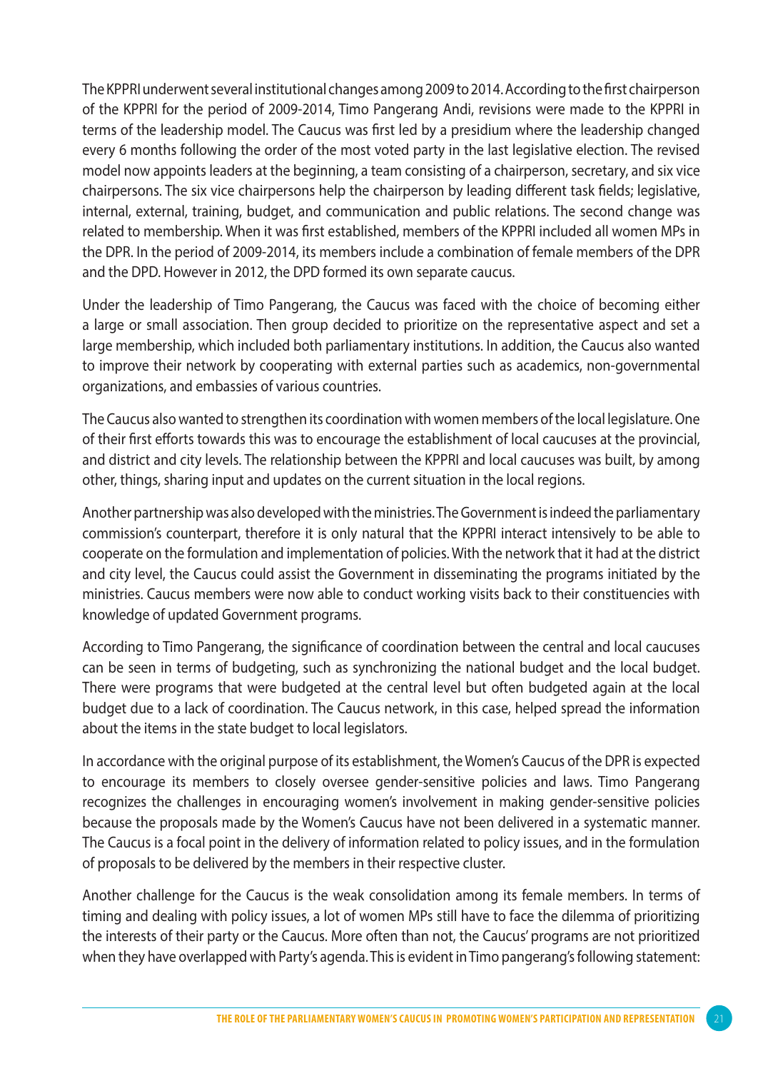The KPPRI underwent several institutional changes among 2009 to 2014. According to the first chairperson of the KPPRI for the period of 2009-2014, Timo Pangerang Andi, revisions were made to the KPPRI in terms of the leadership model. The Caucus was first led by a presidium where the leadership changed every 6 months following the order of the most voted party in the last legislative election. The revised model now appoints leaders at the beginning, a team consisting of a chairperson, secretary, and six vice chairpersons. The six vice chairpersons help the chairperson by leading different task fields; legislative, internal, external, training, budget, and communication and public relations. The second change was related to membership. When it was first established, members of the KPPRI included all women MPs in the DPR. In the period of 2009-2014, its members include a combination of female members of the DPR and the DPD. However in 2012, the DPD formed its own separate caucus.

Under the leadership of Timo Pangerang, the Caucus was faced with the choice of becoming either a large or small association. Then group decided to prioritize on the representative aspect and set a large membership, which included both parliamentary institutions. In addition, the Caucus also wanted to improve their network by cooperating with external parties such as academics, non-governmental organizations, and embassies of various countries.

The Caucus also wanted to strengthen its coordination with women members of the local legislature. One of their first efforts towards this was to encourage the establishment of local caucuses at the provincial, and district and city levels. The relationship between the KPPRI and local caucuses was built, by among other, things, sharing input and updates on the current situation in the local regions.

Another partnership was also developed with the ministries. The Government is indeed the parliamentary commission's counterpart, therefore it is only natural that the KPPRI interact intensively to be able to cooperate on the formulation and implementation of policies. With the network that it had at the district and city level, the Caucus could assist the Government in disseminating the programs initiated by the ministries. Caucus members were now able to conduct working visits back to their constituencies with knowledge of updated Government programs.

According to Timo Pangerang, the significance of coordination between the central and local caucuses can be seen in terms of budgeting, such as synchronizing the national budget and the local budget. There were programs that were budgeted at the central level but often budgeted again at the local budget due to a lack of coordination. The Caucus network, in this case, helped spread the information about the items in the state budget to local legislators.

In accordance with the original purpose of its establishment, the Women's Caucus of the DPR is expected to encourage its members to closely oversee gender-sensitive policies and laws. Timo Pangerang recognizes the challenges in encouraging women's involvement in making gender-sensitive policies because the proposals made by the Women's Caucus have not been delivered in a systematic manner. The Caucus is a focal point in the delivery of information related to policy issues, and in the formulation of proposals to be delivered by the members in their respective cluster.

Another challenge for the Caucus is the weak consolidation among its female members. In terms of timing and dealing with policy issues, a lot of women MPs still have to face the dilemma of prioritizing the interests of their party or the Caucus. More often than not, the Caucus' programs are not prioritized when they have overlapped with Party's agenda. This is evident in Timo pangerang's following statement: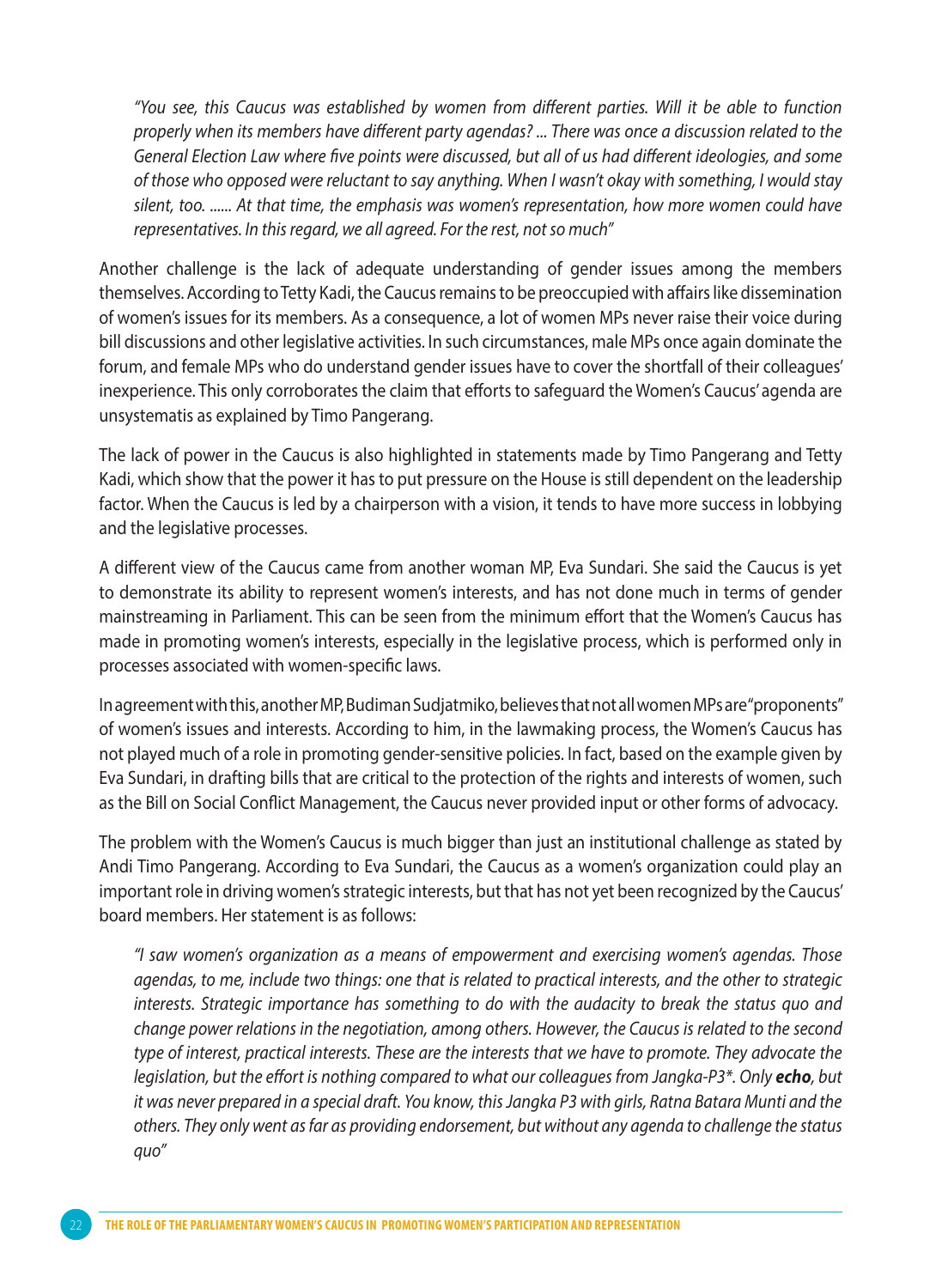*"You see, this Caucus was established by women from different parties. Will it be able to function properly when its members have different party agendas? ... There was once a discussion related to the General Election Law where five points were discussed, but all of us had different ideologies, and some of those who opposed were reluctant to say anything. When I wasn't okay with something, I would stay silent, too. ...... At that time, the emphasis was women's representation, how more women could have representatives. In this regard, we all agreed. For the rest, not so much"*

Another challenge is the lack of adequate understanding of gender issues among the members themselves. According to Tetty Kadi, the Caucus remains to be preoccupied with affairs like dissemination of women's issues for its members. As a consequence, a lot of women MPs never raise their voice during bill discussions and other legislative activities. In such circumstances, male MPs once again dominate the forum, and female MPs who do understand gender issues have to cover the shortfall of their colleagues' inexperience. This only corroborates the claim that efforts to safeguard the Women's Caucus' agenda are unsystematis as explained by Timo Pangerang.

The lack of power in the Caucus is also highlighted in statements made by Timo Pangerang and Tetty Kadi, which show that the power it has to put pressure on the House is still dependent on the leadership factor. When the Caucus is led by a chairperson with a vision, it tends to have more success in lobbying and the legislative processes.

A different view of the Caucus came from another woman MP, Eva Sundari. She said the Caucus is yet to demonstrate its ability to represent women's interests, and has not done much in terms of gender mainstreaming in Parliament. This can be seen from the minimum effort that the Women's Caucus has made in promoting women's interests, especially in the legislative process, which is performed only in processes associated with women-specific laws.

In agreement with this, another MP, Budiman Sudjatmiko, believes that not all women MPs are "proponents" of women's issues and interests. According to him, in the lawmaking process, the Women's Caucus has not played much of a role in promoting gender-sensitive policies. In fact, based on the example given by Eva Sundari, in drafting bills that are critical to the protection of the rights and interests of women, such as the Bill on Social Conflict Management, the Caucus never provided input or other forms of advocacy.

The problem with the Women's Caucus is much bigger than just an institutional challenge as stated by Andi Timo Pangerang. According to Eva Sundari, the Caucus as a women's organization could play an important role in driving women's strategic interests, but that has not yet been recognized by the Caucus' board members. Her statement is as follows:

*"I saw women's organization as a means of empowerment and exercising women's agendas. Those agendas, to me, include two things: one that is related to practical interests, and the other to strategic interests. Strategic importance has something to do with the audacity to break the status quo and change power relations in the negotiation, among others. However, the Caucus is related to the second type of interest, practical interests. These are the interests that we have to promote. They advocate the legislation, but the effort is nothing compared to what our colleagues from Jangka-P3\*. Only* ***echo****, but it was never prepared in a special draft. You know, this Jangka P3 with girls, Ratna Batara Munti and the others. They only went as far as providing endorsement, but without any agenda to challenge the status quo"*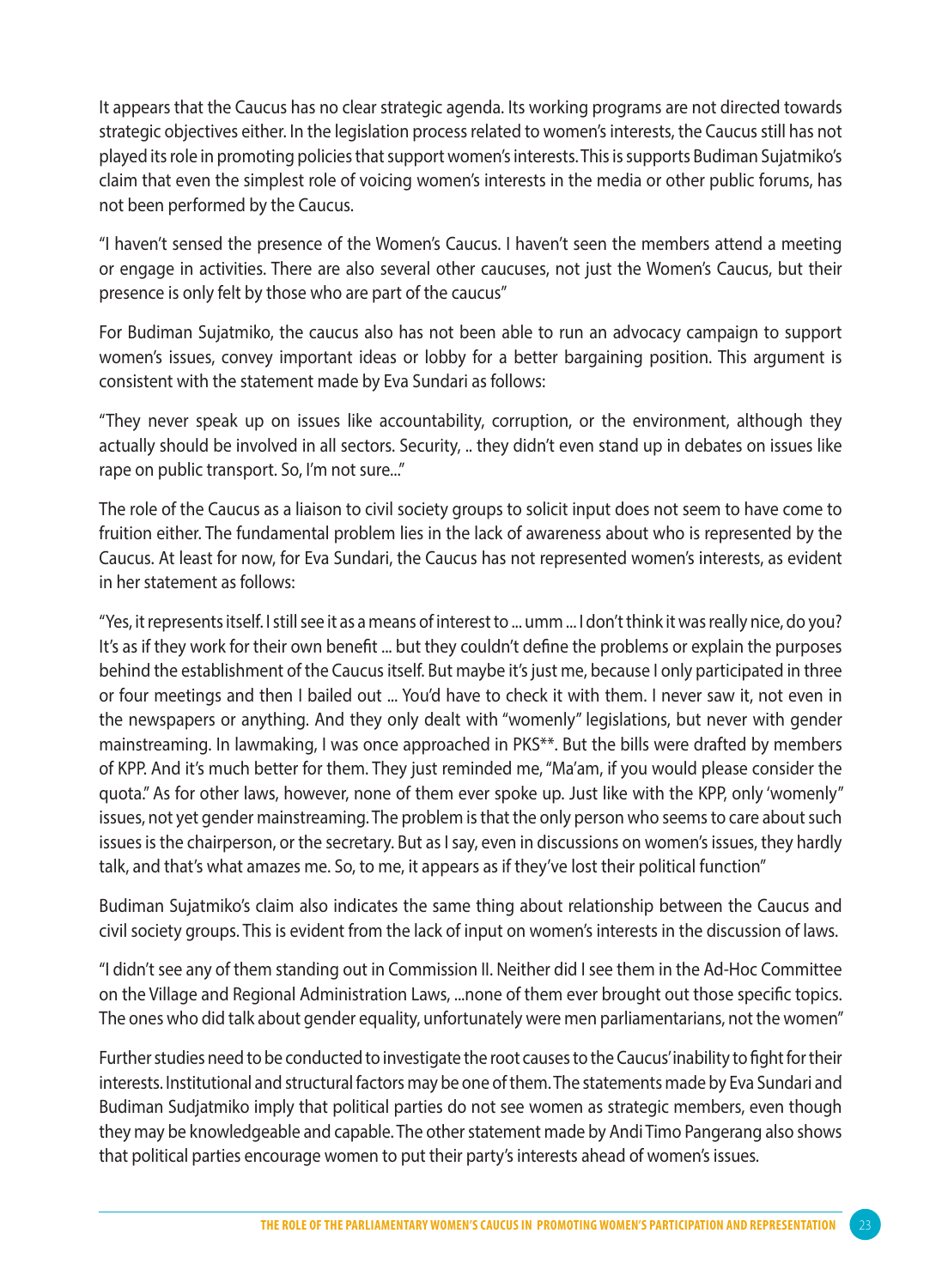It appears that the Caucus has no clear strategic agenda. Its working programs are not directed towards strategic objectives either. In the legislation process related to women's interests, the Caucus still has not played its role in promoting policies that support women's interests. This is supports Budiman Sujatmiko's claim that even the simplest role of voicing women's interests in the media or other public forums, has not been performed by the Caucus.

"I haven't sensed the presence of the Women's Caucus. I haven't seen the members attend a meeting or engage in activities. There are also several other caucuses, not just the Women's Caucus, but their presence is only felt by those who are part of the caucus"

For Budiman Sujatmiko, the caucus also has not been able to run an advocacy campaign to support women's issues, convey important ideas or lobby for a better bargaining position. This argument is consistent with the statement made by Eva Sundari as follows:

"They never speak up on issues like accountability, corruption, or the environment, although they actually should be involved in all sectors. Security, .. they didn't even stand up in debates on issues like rape on public transport. So, I'm not sure..."

The role of the Caucus as a liaison to civil society groups to solicit input does not seem to have come to fruition either. The fundamental problem lies in the lack of awareness about who is represented by the Caucus. At least for now, for Eva Sundari, the Caucus has not represented women's interests, as evident in her statement as follows:

"Yes, it represents itself. I still see it as a means of interest to ... umm ... I don't think it was really nice, do you? It's as if they work for their own benefit ... but they couldn't define the problems or explain the purposes behind the establishment of the Caucus itself. But maybe it's just me, because I only participated in three or four meetings and then I bailed out ... You'd have to check it with them. I never saw it, not even in the newspapers or anything. And they only dealt with "womenly" legislations, but never with gender mainstreaming. In lawmaking, I was once approached in PKS**. But the bills were drafted by members of KPP. And it's much better for them. They just reminded me, "Ma'am, if you would please consider the quota." As for other laws, however, none of them ever spoke up. Just like with the KPP, only 'womenly" issues, not yet gender mainstreaming. The problem is that the only person who seems to care about such issues is the chairperson, or the secretary. But as I say, even in discussions on women's issues, they hardly talk, and that's what amazes me. So, to me, it appears as if they've lost their political function"

Budiman Sujatmiko's claim also indicates the same thing about relationship between the Caucus and civil society groups. This is evident from the lack of input on women's interests in the discussion of laws.

"I didn't see any of them standing out in Commission II. Neither did I see them in the Ad-Hoc Committee on the Village and Regional Administration Laws, ...none of them ever brought out those specific topics. The ones who did talk about gender equality, unfortunately were men parliamentarians, not the women"

Further studies need to be conducted to investigate the root causes to the Caucus' inability to fight for their interests. Institutional and structural factors may be one of them. The statements made by Eva Sundari and Budiman Sudjatmiko imply that political parties do not see women as strategic members, even though they may be knowledgeable and capable. The other statement made by Andi Timo Pangerang also shows that political parties encourage women to put their party's interests ahead of women's issues.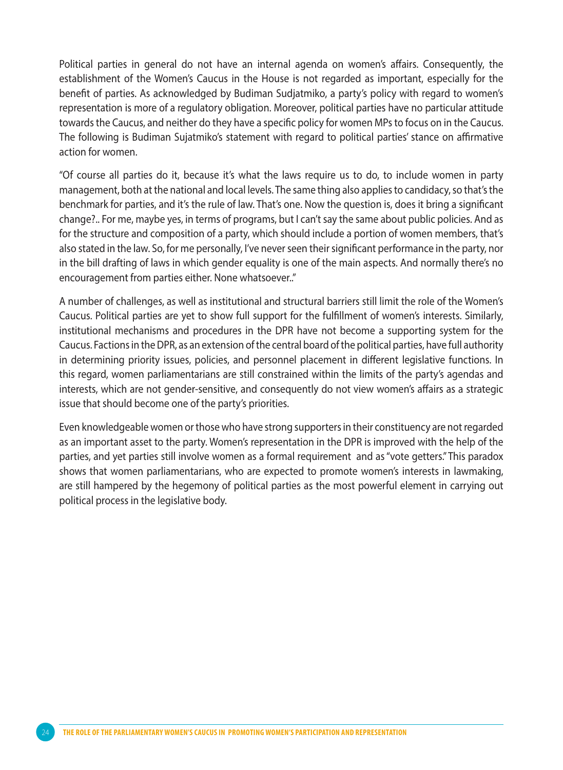Political parties in general do not have an internal agenda on women's affairs. Consequently, the establishment of the Women's Caucus in the House is not regarded as important, especially for the benefit of parties. As acknowledged by Budiman Sudjatmiko, a party's policy with regard to women's representation is more of a regulatory obligation. Moreover, political parties have no particular attitude towards the Caucus, and neither do they have a specific policy for women MPs to focus on in the Caucus. The following is Budiman Sujatmiko's statement with regard to political parties' stance on affirmative action for women.

"Of course all parties do it, because it's what the laws require us to do, to include women in party management, both at the national and local levels. The same thing also applies to candidacy, so that's the benchmark for parties, and it's the rule of law. That's one. Now the question is, does it bring a significant change?.. For me, maybe yes, in terms of programs, but I can't say the same about public policies. And as for the structure and composition of a party, which should include a portion of women members, that's also stated in the law. So, for me personally, I've never seen their significant performance in the party, nor in the bill drafting of laws in which gender equality is one of the main aspects. And normally there's no encouragement from parties either. None whatsoever.."

A number of challenges, as well as institutional and structural barriers still limit the role of the Women's Caucus. Political parties are yet to show full support for the fulfillment of women's interests. Similarly, institutional mechanisms and procedures in the DPR have not become a supporting system for the Caucus. Factions in the DPR, as an extension of the central board of the political parties, have full authority in determining priority issues, policies, and personnel placement in different legislative functions. In this regard, women parliamentarians are still constrained within the limits of the party's agendas and interests, which are not gender-sensitive, and consequently do not view women's affairs as a strategic issue that should become one of the party's priorities.

Even knowledgeable women or those who have strong supporters in their constituency are not regarded as an important asset to the party. Women's representation in the DPR is improved with the help of the parties, and yet parties still involve women as a formal requirement and as "vote getters." This paradox shows that women parliamentarians, who are expected to promote women's interests in lawmaking, are still hampered by the hegemony of political parties as the most powerful element in carrying out political process in the legislative body.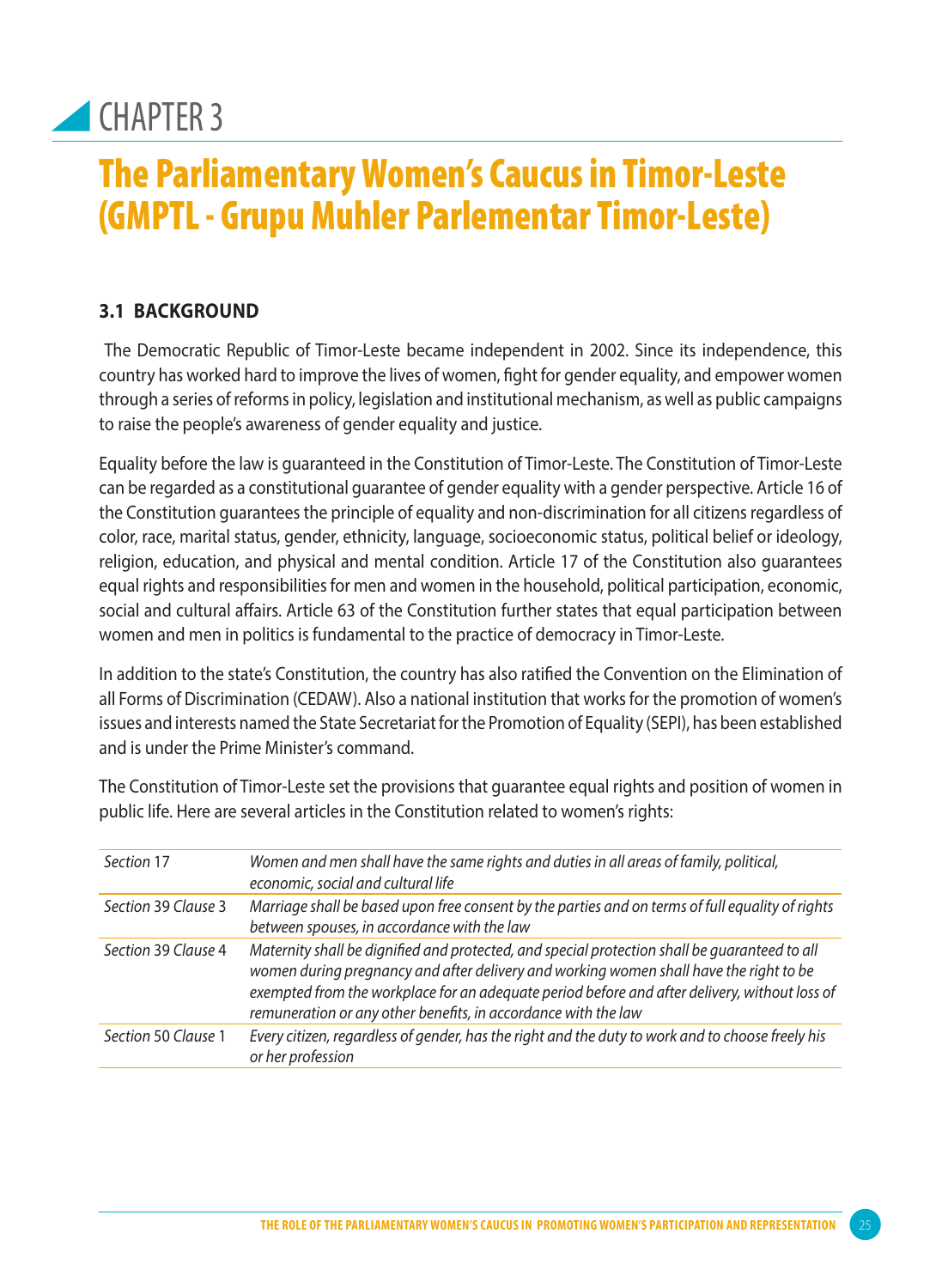# CHAPTER 3

# The Parliamentary Women's Caucus in Timor-Leste (GMPTL - Grupu Muhler Parlementar Timor-Leste)

### 3.1 BACKGROUND

The Democratic Republic of Timor-Leste became independent in 2002. Since its independence, this country has worked hard to improve the lives of women, fight for gender equality, and empower women through a series of reforms in policy, legislation and institutional mechanism, as well as public campaigns to raise the people's awareness of gender equality and justice.

Equality before the law is guaranteed in the Constitution of Timor-Leste. The Constitution of Timor-Leste can be regarded as a constitutional guarantee of gender equality with a gender perspective. Article 16 of the Constitution guarantees the principle of equality and non-discrimination for all citizens regardless of color, race, marital status, gender, ethnicity, language, socioeconomic status, political belief or ideology, religion, education, and physical and mental condition. Article 17 of the Constitution also guarantees equal rights and responsibilities for men and women in the household, political participation, economic, social and cultural affairs. Article 63 of the Constitution further states that equal participation between women and men in politics is fundamental to the practice of democracy in Timor-Leste.

In addition to the state's Constitution, the country has also ratified the Convention on the Elimination of all Forms of Discrimination (CEDAW). Also a national institution that works for the promotion of women's issues and interests named the State Secretariat for the Promotion of Equality (SEPI), has been established and is under the Prime Minister's command.

The Constitution of Timor-Leste set the provisions that guarantee equal rights and position of women in public life. Here are several articles in the Constitution related to women's rights:

| | |
|---|---|
| *Section 17* | *Women and men shall have the same rights and duties in all areas of family, political, economic, social and cultural life* |
| *Section 39 Clause 3* | *Marriage shall be based upon free consent by the parties and on terms of full equality of rights between spouses, in accordance with the law* |
| *Section 39 Clause 4* | *Maternity shall be dignified and protected, and special protection shall be guaranteed to all women during pregnancy and after delivery and working women shall have the right to be exempted from the workplace for an adequate period before and after delivery, without loss of remuneration or any other benefits, in accordance with the law* |
| *Section 50 Clause 1* | *Every citizen, regardless of gender, has the right and the duty to work and to choose freely his or her profession* |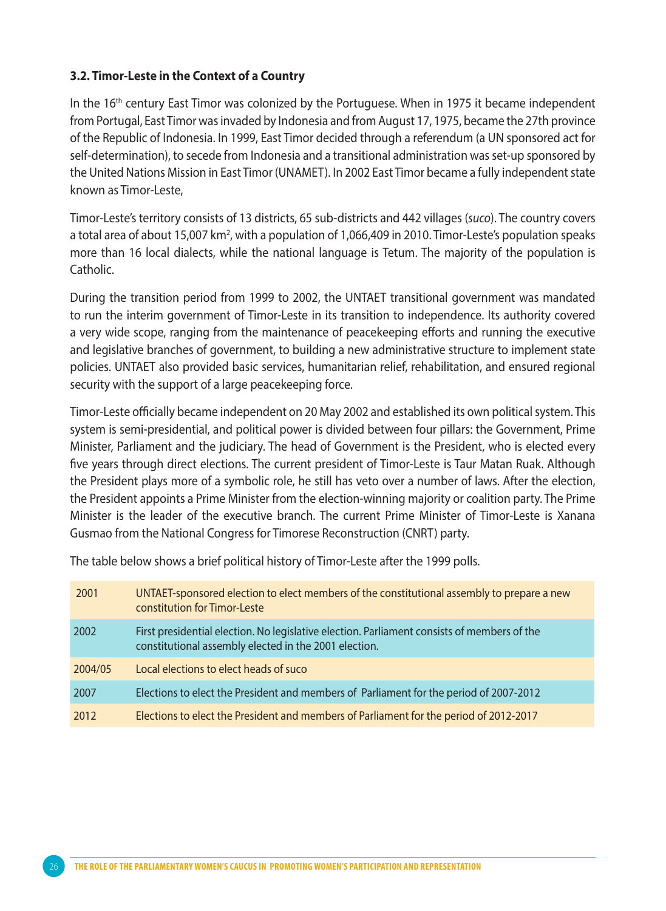### 3.2. Timor-Leste in the Context of a Country

In the 16th century East Timor was colonized by the Portuguese. When in 1975 it became independent from Portugal, East Timor was invaded by Indonesia and from August 17, 1975, became the 27th province of the Republic of Indonesia. In 1999, East Timor decided through a referendum (a UN sponsored act for self-determination), to secede from Indonesia and a transitional administration was set-up sponsored by the United Nations Mission in East Timor (UNAMET). In 2002 East Timor became a fully independent state known as Timor-Leste,

Timor-Leste's territory consists of 13 districts, 65 sub-districts and 442 villages (*suco*). The country covers a total area of about 15,007 km$^2$, with a population of 1,066,409 in 2010. Timor-Leste's population speaks more than 16 local dialects, while the national language is Tetum. The majority of the population is Catholic.

During the transition period from 1999 to 2002, the UNTAET transitional government was mandated to run the interim government of Timor-Leste in its transition to independence. Its authority covered a very wide scope, ranging from the maintenance of peacekeeping efforts and running the executive and legislative branches of government, to building a new administrative structure to implement state policies. UNTAET also provided basic services, humanitarian relief, rehabilitation, and ensured regional security with the support of a large peacekeeping force.

Timor-Leste officially became independent on 20 May 2002 and established its own political system. This system is semi-presidential, and political power is divided between four pillars: the Government, Prime Minister, Parliament and the judiciary. The head of Government is the President, who is elected every five years through direct elections. The current president of Timor-Leste is Taur Matan Ruak. Although the President plays more of a symbolic role, he still has veto over a number of laws. After the election, the President appoints a Prime Minister from the election-winning majority or coalition party. The Prime Minister is the leader of the executive branch. The current Prime Minister of Timor-Leste is Xanana Gusmao from the National Congress for Timorese Reconstruction (CNRT) party.

The table below shows a brief political history of Timor-Leste after the 1999 polls.

| | |
|---|---|
| 2001 | UNTAET-sponsored election to elect members of the constitutional assembly to prepare a new constitution for Timor-Leste |
| 2002 | First presidential election. No legislative election. Parliament consists of members of the constitutional assembly elected in the 2001 election. |
| 2004/05 | Local elections to elect heads of suco |
| 2007 | Elections to elect the President and members of Parliament for the period of 2007-2012 |
| 2012 | Elections to elect the President and members of Parliament for the period of 2012-2017 |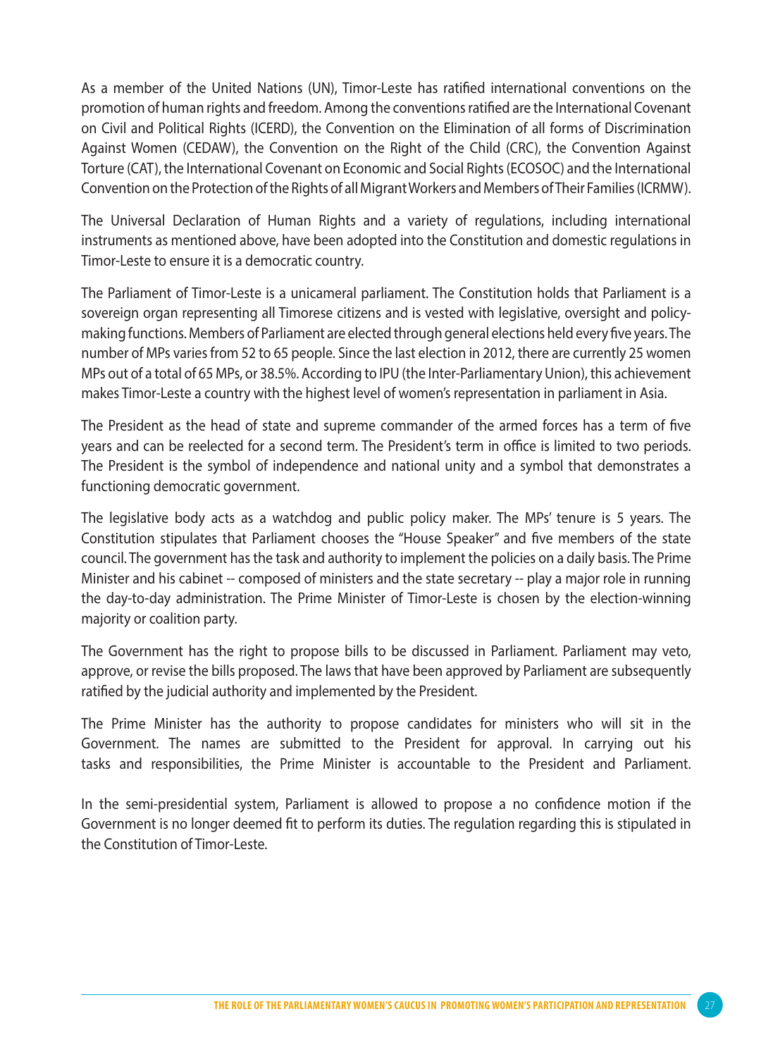As a member of the United Nations (UN), Timor-Leste has ratified international conventions on the promotion of human rights and freedom. Among the conventions ratified are the International Covenant on Civil and Political Rights (ICERD), the Convention on the Elimination of all forms of Discrimination Against Women (CEDAW), the Convention on the Right of the Child (CRC), the Convention Against Torture (CAT), the International Covenant on Economic and Social Rights (ECOSOC) and the International Convention on the Protection of the Rights of all Migrant Workers and Members of Their Families (ICRMW).

The Universal Declaration of Human Rights and a variety of regulations, including international instruments as mentioned above, have been adopted into the Constitution and domestic regulations in Timor-Leste to ensure it is a democratic country.

The Parliament of Timor-Leste is a unicameral parliament. The Constitution holds that Parliament is a sovereign organ representing all Timorese citizens and is vested with legislative, oversight and policy-making functions. Members of Parliament are elected through general elections held every five years. The number of MPs varies from 52 to 65 people. Since the last election in 2012, there are currently 25 women MPs out of a total of 65 MPs, or 38.5%. According to IPU (the Inter-Parliamentary Union), this achievement makes Timor-Leste a country with the highest level of women's representation in parliament in Asia.

The President as the head of state and supreme commander of the armed forces has a term of five years and can be reelected for a second term. The President's term in office is limited to two periods. The President is the symbol of independence and national unity and a symbol that demonstrates a functioning democratic government.

The legislative body acts as a watchdog and public policy maker. The MPs' tenure is 5 years. The Constitution stipulates that Parliament chooses the "House Speaker" and five members of the state council. The government has the task and authority to implement the policies on a daily basis. The Prime Minister and his cabinet -- composed of ministers and the state secretary -- play a major role in running the day-to-day administration. The Prime Minister of Timor-Leste is chosen by the election-winning majority or coalition party.

The Government has the right to propose bills to be discussed in Parliament. Parliament may veto, approve, or revise the bills proposed. The laws that have been approved by Parliament are subsequently ratified by the judicial authority and implemented by the President.

The Prime Minister has the authority to propose candidates for ministers who will sit in the Government. The names are submitted to the President for approval. In carrying out his tasks and responsibilities, the Prime Minister is accountable to the President and Parliament.

In the semi-presidential system, Parliament is allowed to propose a no confidence motion if the Government is no longer deemed fit to perform its duties. The regulation regarding this is stipulated in the Constitution of Timor-Leste.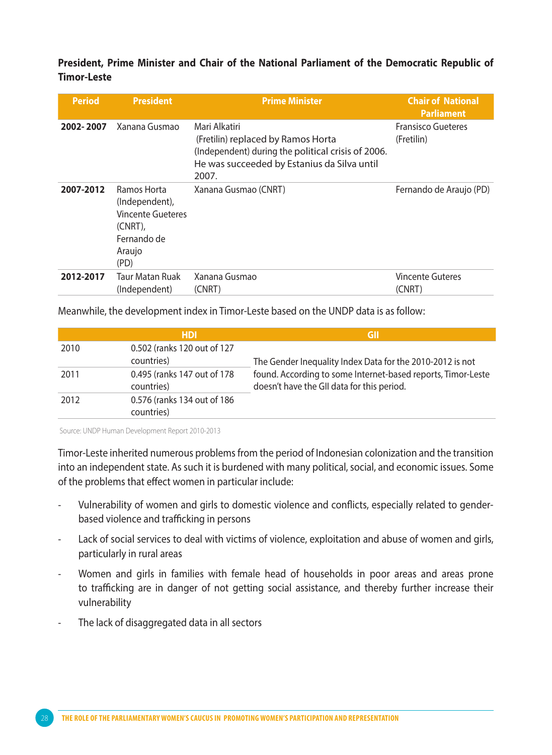**President, Prime Minister and Chair of the National Parliament of the Democratic Republic of Timor-Leste**

| Period | President | Prime Minister | Chair of National Parliament |
|---|---|---|---|
| **2002- 2007** | Xanana Gusmao | Mari Alkatiri (Fretilin) replaced by Ramos Horta (Independent) during the political crisis of 2006. He was succeeded by Estanius da Silva until 2007. | Fransisco Gueteres (Fretilin) |
| **2007-2012** | Ramos Horta (Independent), Vincente Gueteres (CNRT), Fernando de Araujo (PD) | Xanana Gusmao (CNRT) | Fernando de Araujo (PD) |
| **2012-2017** | Taur Matan Ruak (Independent) | Xanana Gusmao (CNRT) | Vincente Guteres (CNRT) |

Meanwhile, the development index in Timor-Leste based on the UNDP data is as follow:

| | HDI | GII |
|---|---|---|
| 2010 | 0.502 (ranks 120 out of 127 countries) | The Gender Inequality Index Data for the 2010-2012 is not found. According to some Internet-based reports, Timor-Leste doesn't have the GII data for this period. |
| 2011 | 0.495 (ranks 147 out of 178 countries) | |
| 2012 | 0.576 (ranks 134 out of 186 countries) | |

Source: UNDP Human Development Report 2010-2013

Timor-Leste inherited numerous problems from the period of Indonesian colonization and the transition into an independent state. As such it is burdened with many political, social, and economic issues. Some of the problems that effect women in particular include:

- Vulnerability of women and girls to domestic violence and conflicts, especially related to gender-based violence and trafficking in persons
- Lack of social services to deal with victims of violence, exploitation and abuse of women and girls, particularly in rural areas
- Women and girls in families with female head of households in poor areas and areas prone to trafficking are in danger of not getting social assistance, and thereby further increase their vulnerability
- The lack of disaggregated data in all sectors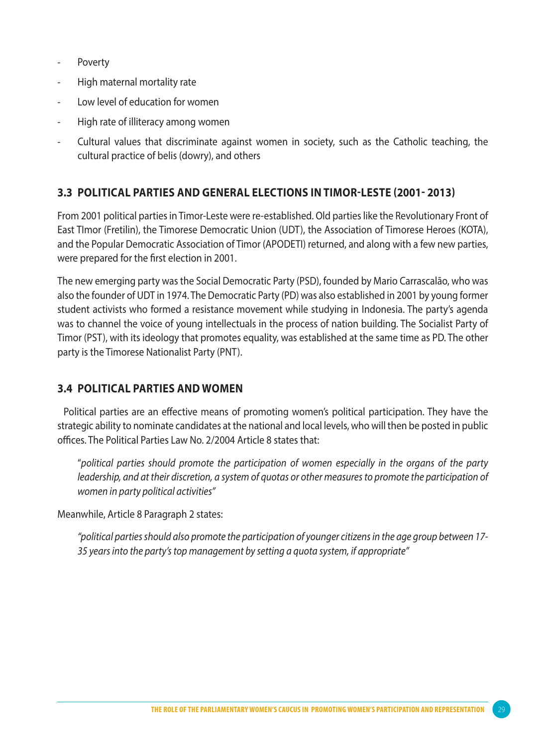- Poverty
- High maternal mortality rate
- Low level of education for women
- High rate of illiteracy among women
- Cultural values that discriminate against women in society, such as the Catholic teaching, the cultural practice of belis (dowry), and others

### 3.3 POLITICAL PARTIES AND GENERAL ELECTIONS IN TIMOR-LESTE (2001- 2013)

From 2001 political parties in Timor-Leste were re-established. Old parties like the Revolutionary Front of East TImor (Fretilin), the Timorese Democratic Union (UDT), the Association of Timorese Heroes (KOTA), and the Popular Democratic Association of Timor (APODETI) returned, and along with a few new parties, were prepared for the first election in 2001.

The new emerging party was the Social Democratic Party (PSD), founded by Mario Carrascalão, who was also the founder of UDT in 1974. The Democratic Party (PD) was also established in 2001 by young former student activists who formed a resistance movement while studying in Indonesia. The party's agenda was to channel the voice of young intellectuals in the process of nation building. The Socialist Party of Timor (PST), with its ideology that promotes equality, was established at the same time as PD. The other party is the Timorese Nationalist Party (PNT).

### 3.4 POLITICAL PARTIES AND WOMEN

Political parties are an effective means of promoting women's political participation. They have the strategic ability to nominate candidates at the national and local levels, who will then be posted in public offices. The Political Parties Law No. 2/2004 Article 8 states that:

> "*political parties should promote the participation of women especially in the organs of the party leadership, and at their discretion, a system of quotas or other measures to promote the participation of women in party political activities"*

Meanwhile, Article 8 Paragraph 2 states:

> *"political parties should also promote the participation of younger citizens in the age group between 17-35 years into the party's top management by setting a quota system, if appropriate"*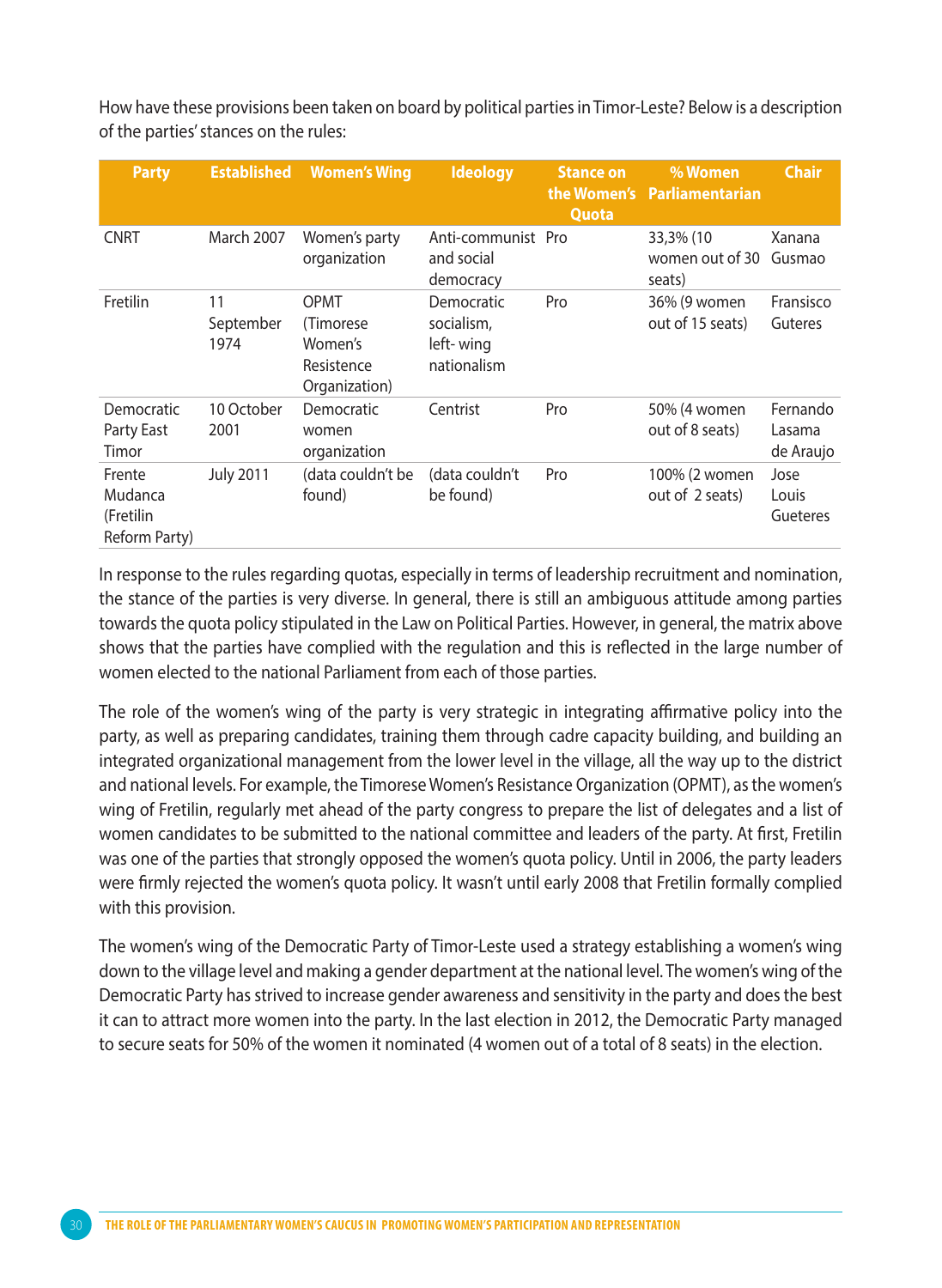How have these provisions been taken on board by political parties in Timor-Leste? Below is a description of the parties' stances on the rules:

| Party | Established | Women's Wing | Ideology | Stance on the Women's Quota | % Women Parliamentarian | Chair |
|---|---|---|---|---|---|---|
| CNRT | March 2007 | Women's party organization | Anti-communist and social democracy | Pro | 33,3% (10 women out of 30 seats) | Xanana Gusmao |
| Fretilin | 11 September 1974 | OPMT (Timorese Women's Resistence Organization) | Democratic socialism, left- wing nationalism | Pro | 36% (9 women out of 15 seats) | Fransisco Guteres |
| Democratic Party East Timor | 10 October 2001 | Democratic women organization | Centrist | Pro | 50% (4 women out of 8 seats) | Fernando Lasama de Araujo |
| Frente Mudanca (Fretilin Reform Party) | July 2011 | (data couldn't be found) | (data couldn't be found) | Pro | 100% (2 women out of 2 seats) | Jose Louis Gueteres |

In response to the rules regarding quotas, especially in terms of leadership recruitment and nomination, the stance of the parties is very diverse. In general, there is still an ambiguous attitude among parties towards the quota policy stipulated in the Law on Political Parties. However, in general, the matrix above shows that the parties have complied with the regulation and this is reflected in the large number of women elected to the national Parliament from each of those parties.

The role of the women's wing of the party is very strategic in integrating affirmative policy into the party, as well as preparing candidates, training them through cadre capacity building, and building an integrated organizational management from the lower level in the village, all the way up to the district and national levels. For example, the Timorese Women's Resistance Organization (OPMT), as the women's wing of Fretilin, regularly met ahead of the party congress to prepare the list of delegates and a list of women candidates to be submitted to the national committee and leaders of the party. At first, Fretilin was one of the parties that strongly opposed the women's quota policy. Until in 2006, the party leaders were firmly rejected the women's quota policy. It wasn't until early 2008 that Fretilin formally complied with this provision.

The women's wing of the Democratic Party of Timor-Leste used a strategy establishing a women's wing down to the village level and making a gender department at the national level. The women's wing of the Democratic Party has strived to increase gender awareness and sensitivity in the party and does the best it can to attract more women into the party. In the last election in 2012, the Democratic Party managed to secure seats for 50% of the women it nominated (4 women out of a total of 8 seats) in the election.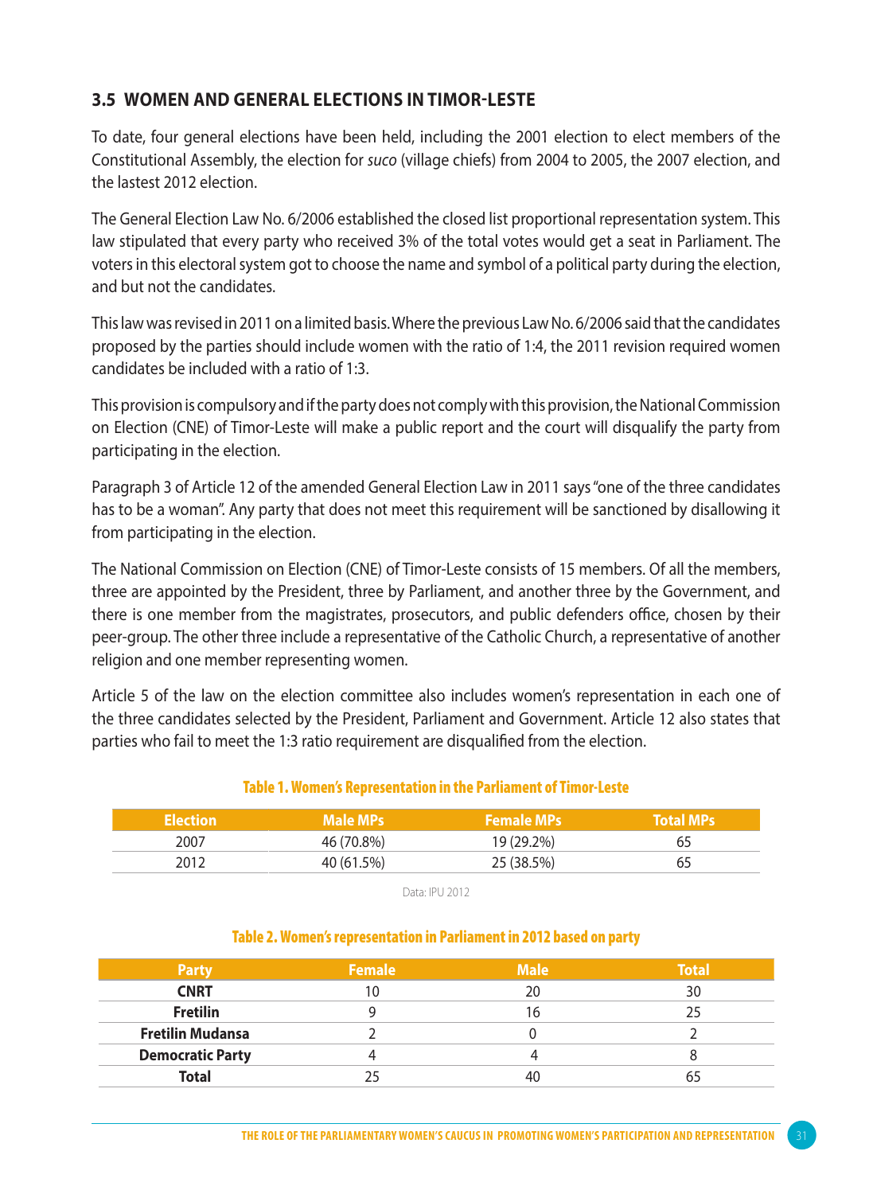### 3.5 WOMEN AND GENERAL ELECTIONS IN TIMOR-LESTE

To date, four general elections have been held, including the 2001 election to elect members of the Constitutional Assembly, the election for *suco* (village chiefs) from 2004 to 2005, the 2007 election, and the lastest 2012 election.

The General Election Law No. 6/2006 established the closed list proportional representation system. This law stipulated that every party who received 3% of the total votes would get a seat in Parliament. The voters in this electoral system got to choose the name and symbol of a political party during the election, and but not the candidates.

This law was revised in 2011 on a limited basis. Where the previous Law No. 6/2006 said that the candidates proposed by the parties should include women with the ratio of 1:4, the 2011 revision required women candidates be included with a ratio of 1:3.

This provision is compulsory and if the party does not comply with this provision, the National Commission on Election (CNE) of Timor-Leste will make a public report and the court will disqualify the party from participating in the election.

Paragraph 3 of Article 12 of the amended General Election Law in 2011 says "one of the three candidates has to be a woman". Any party that does not meet this requirement will be sanctioned by disallowing it from participating in the election.

The National Commission on Election (CNE) of Timor-Leste consists of 15 members. Of all the members, three are appointed by the President, three by Parliament, and another three by the Government, and there is one member from the magistrates, prosecutors, and public defenders office, chosen by their peer-group. The other three include a representative of the Catholic Church, a representative of another religion and one member representing women.

Article 5 of the law on the election committee also includes women's representation in each one of the three candidates selected by the President, Parliament and Government. Article 12 also states that parties who fail to meet the 1:3 ratio requirement are disqualified from the election.

**Table 1. Women's Representation in the Parliament of Timor-Leste**

| Election | Male MPs | Female MPs | Total MPs |
|---|---|---|---|
| 2007 | 46 (70.8%) | 19 (29.2%) | 65 |
| 2012 | 40 (61.5%) | 25 (38.5%) | 65 |

Data: IPU 2012

**Table 2. Women's representation in Parliament in 2012 based on party**

| Party | Female | Male | Total |
|---|---|---|---|
| **CNRT** | 10 | 20 | 30 |
| **Fretilin** | 9 | 16 | 25 |
| **Fretilin Mudansa** | 2 | 0 | 2 |
| **Democratic Party** | 4 | 4 | 8 |
| **Total** | 25 | 40 | 65 |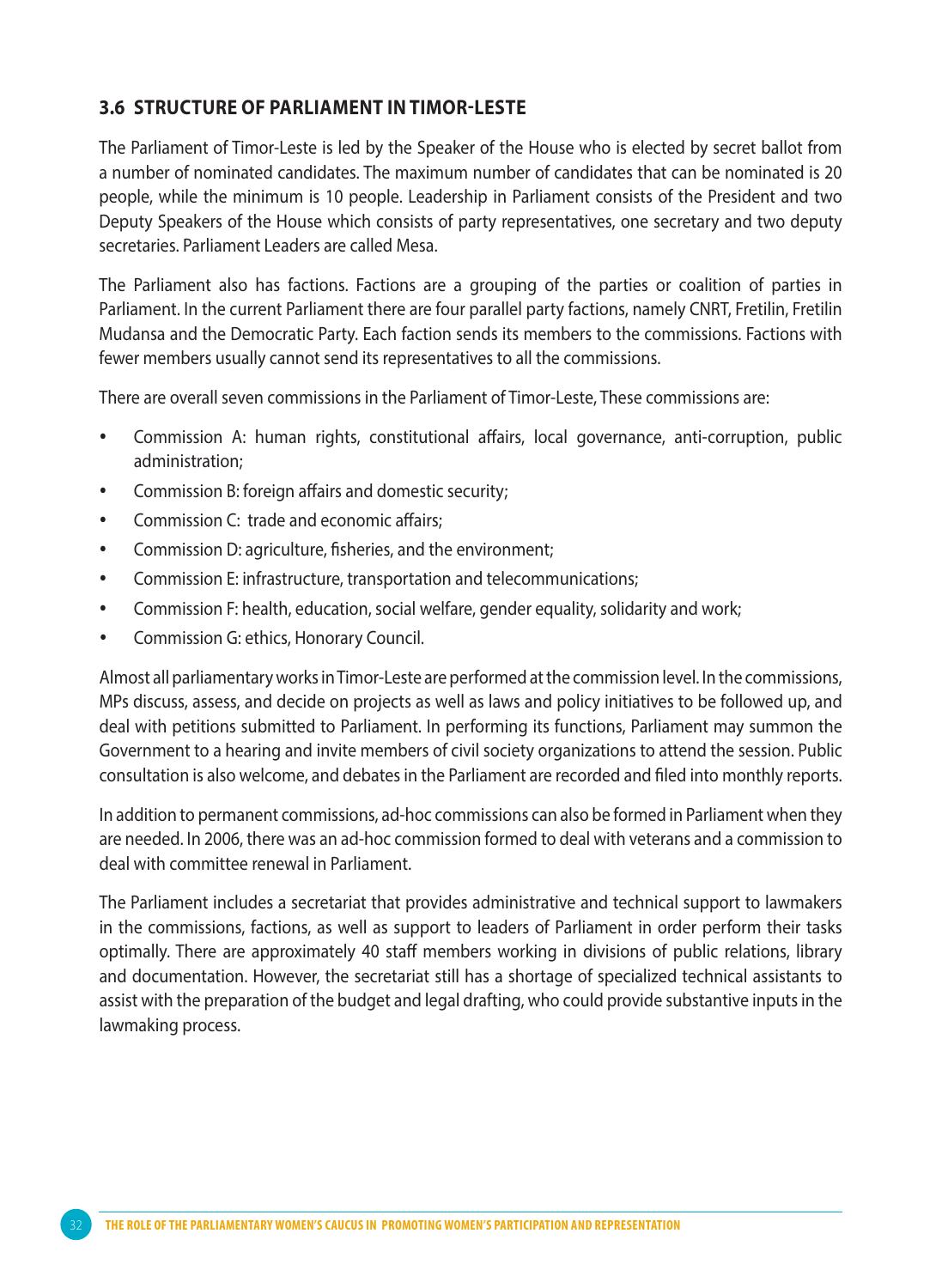### 3.6 STRUCTURE OF PARLIAMENT IN TIMOR-LESTE

The Parliament of Timor-Leste is led by the Speaker of the House who is elected by secret ballot from a number of nominated candidates. The maximum number of candidates that can be nominated is 20 people, while the minimum is 10 people. Leadership in Parliament consists of the President and two Deputy Speakers of the House which consists of party representatives, one secretary and two deputy secretaries. Parliament Leaders are called Mesa.

The Parliament also has factions. Factions are a grouping of the parties or coalition of parties in Parliament. In the current Parliament there are four parallel party factions, namely CNRT, Fretilin, Fretilin Mudansa and the Democratic Party. Each faction sends its members to the commissions. Factions with fewer members usually cannot send its representatives to all the commissions.

There are overall seven commissions in the Parliament of Timor-Leste, These commissions are:

- Commission A: human rights, constitutional affairs, local governance, anti-corruption, public administration;
- Commission B: foreign affairs and domestic security;
- Commission C: trade and economic affairs;
- Commission D: agriculture, fisheries, and the environment;
- Commission E: infrastructure, transportation and telecommunications;
- Commission F: health, education, social welfare, gender equality, solidarity and work;
- Commission G: ethics, Honorary Council.

Almost all parliamentary works in Timor-Leste are performed at the commission level. In the commissions, MPs discuss, assess, and decide on projects as well as laws and policy initiatives to be followed up, and deal with petitions submitted to Parliament. In performing its functions, Parliament may summon the Government to a hearing and invite members of civil society organizations to attend the session. Public consultation is also welcome, and debates in the Parliament are recorded and filed into monthly reports.

In addition to permanent commissions, ad-hoc commissions can also be formed in Parliament when they are needed. In 2006, there was an ad-hoc commission formed to deal with veterans and a commission to deal with committee renewal in Parliament.

The Parliament includes a secretariat that provides administrative and technical support to lawmakers in the commissions, factions, as well as support to leaders of Parliament in order perform their tasks optimally. There are approximately 40 staff members working in divisions of public relations, library and documentation. However, the secretariat still has a shortage of specialized technical assistants to assist with the preparation of the budget and legal drafting, who could provide substantive inputs in the lawmaking process.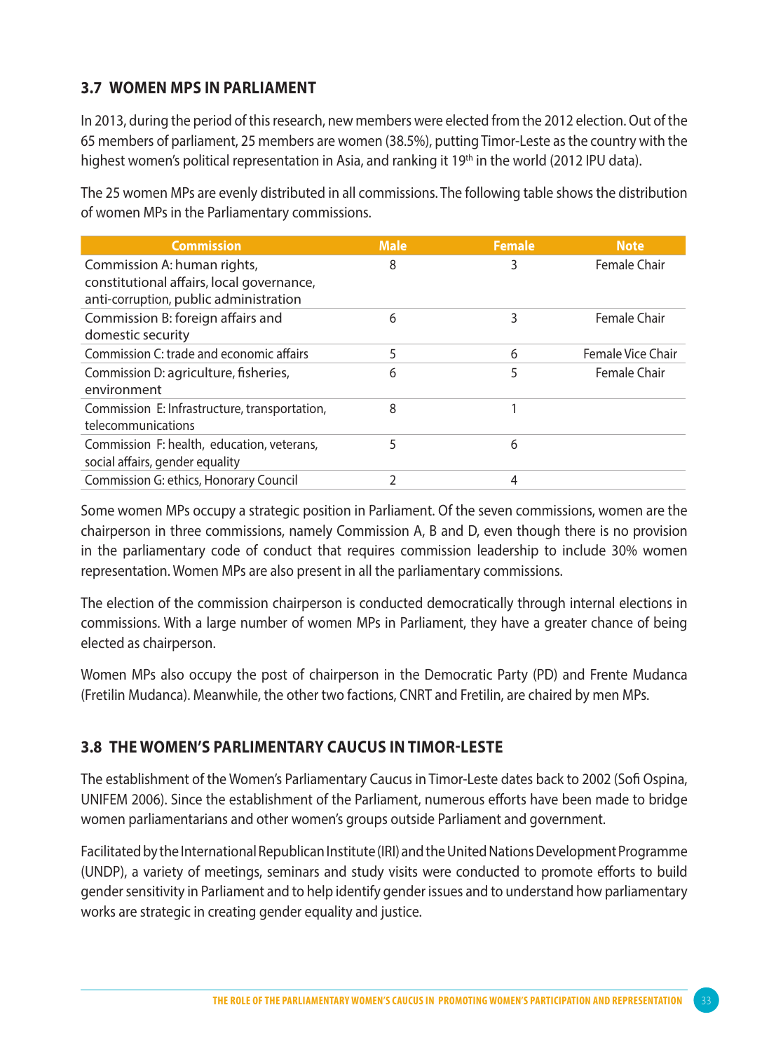### 3.7 WOMEN MPS IN PARLIAMENT

In 2013, during the period of this research, new members were elected from the 2012 election. Out of the 65 members of parliament, 25 members are women (38.5%), putting Timor-Leste as the country with the highest women's political representation in Asia, and ranking it 19th in the world (2012 IPU data).

The 25 women MPs are evenly distributed in all commissions. The following table shows the distribution of women MPs in the Parliamentary commissions.

| Commission | Male | Female | Note |
|---|---|---|---|
| Commission A: human rights, constitutional affairs, local governance, anti-corruption, public administration | 8 | 3 | Female Chair |
| Commission B: foreign affairs and domestic security | 6 | 3 | Female Chair |
| Commission C: trade and economic affairs | 5 | 6 | Female Vice Chair |
| Commission D: agriculture, fisheries, environment | 6 | 5 | Female Chair |
| Commission E: Infrastructure, transportation, telecommunications | 8 | 1 | |
| Commission F: health, education, veterans, social affairs, gender equality | 5 | 6 | |
| Commission G: ethics, Honorary Council | 2 | 4 | |

Some women MPs occupy a strategic position in Parliament. Of the seven commissions, women are the chairperson in three commissions, namely Commission A, B and D, even though there is no provision in the parliamentary code of conduct that requires commission leadership to include 30% women representation. Women MPs are also present in all the parliamentary commissions.

The election of the commission chairperson is conducted democratically through internal elections in commissions. With a large number of women MPs in Parliament, they have a greater chance of being elected as chairperson.

Women MPs also occupy the post of chairperson in the Democratic Party (PD) and Frente Mudanca (Fretilin Mudanca). Meanwhile, the other two factions, CNRT and Fretilin, are chaired by men MPs.

### 3.8 THE WOMEN'S PARLIMENTARY CAUCUS IN TIMOR-LESTE

The establishment of the Women's Parliamentary Caucus in Timor-Leste dates back to 2002 (Sofi Ospina, UNIFEM 2006). Since the establishment of the Parliament, numerous efforts have been made to bridge women parliamentarians and other women's groups outside Parliament and government.

Facilitated by the International Republican Institute (IRI) and the United Nations Development Programme (UNDP), a variety of meetings, seminars and study visits were conducted to promote efforts to build gender sensitivity in Parliament and to help identify gender issues and to understand how parliamentary works are strategic in creating gender equality and justice.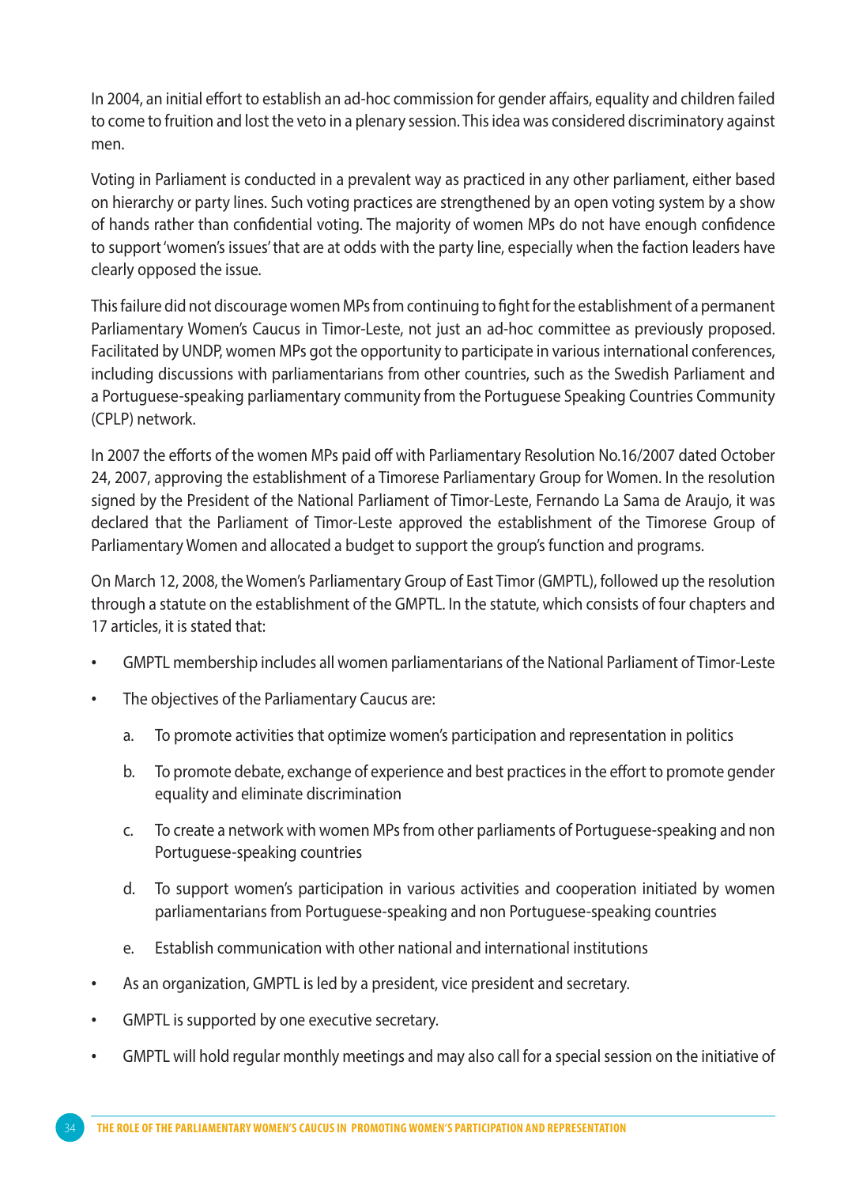In 2004, an initial effort to establish an ad-hoc commission for gender affairs, equality and children failed to come to fruition and lost the veto in a plenary session. This idea was considered discriminatory against men.

Voting in Parliament is conducted in a prevalent way as practiced in any other parliament, either based on hierarchy or party lines. Such voting practices are strengthened by an open voting system by a show of hands rather than confidential voting. The majority of women MPs do not have enough confidence to support 'women's issues' that are at odds with the party line, especially when the faction leaders have clearly opposed the issue.

This failure did not discourage women MPs from continuing to fight for the establishment of a permanent Parliamentary Women's Caucus in Timor-Leste, not just an ad-hoc committee as previously proposed. Facilitated by UNDP, women MPs got the opportunity to participate in various international conferences, including discussions with parliamentarians from other countries, such as the Swedish Parliament and a Portuguese-speaking parliamentary community from the Portuguese Speaking Countries Community (CPLP) network.

In 2007 the efforts of the women MPs paid off with Parliamentary Resolution No.16/2007 dated October 24, 2007, approving the establishment of a Timorese Parliamentary Group for Women. In the resolution signed by the President of the National Parliament of Timor-Leste, Fernando La Sama de Araujo, it was declared that the Parliament of Timor-Leste approved the establishment of the Timorese Group of Parliamentary Women and allocated a budget to support the group's function and programs.

On March 12, 2008, the Women's Parliamentary Group of East Timor (GMPTL), followed up the resolution through a statute on the establishment of the GMPTL. In the statute, which consists of four chapters and 17 articles, it is stated that:

- GMPTL membership includes all women parliamentarians of the National Parliament of Timor-Leste
- The objectives of the Parliamentary Caucus are:
  a. To promote activities that optimize women's participation and representation in politics
  b. To promote debate, exchange of experience and best practices in the effort to promote gender equality and eliminate discrimination
  c. To create a network with women MPs from other parliaments of Portuguese-speaking and non Portuguese-speaking countries
  d. To support women's participation in various activities and cooperation initiated by women parliamentarians from Portuguese-speaking and non Portuguese-speaking countries
  e. Establish communication with other national and international institutions
- As an organization, GMPTL is led by a president, vice president and secretary.
- GMPTL is supported by one executive secretary.
- GMPTL will hold regular monthly meetings and may also call for a special session on the initiative of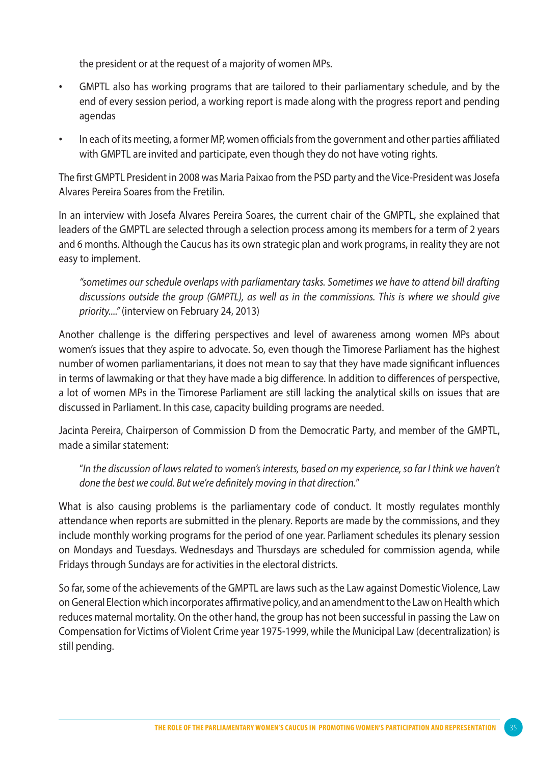the president or at the request of a majority of women MPs.

- GMPTL also has working programs that are tailored to their parliamentary schedule, and by the end of every session period, a working report is made along with the progress report and pending agendas
- In each of its meeting, a former MP, women officials from the government and other parties affiliated with GMPTL are invited and participate, even though they do not have voting rights.

The first GMPTL President in 2008 was Maria Paixao from the PSD party and the Vice-President was Josefa Alvares Pereira Soares from the Fretilin.

In an interview with Josefa Alvares Pereira Soares, the current chair of the GMPTL, she explained that leaders of the GMPTL are selected through a selection process among its members for a term of 2 years and 6 months. Although the Caucus has its own strategic plan and work programs, in reality they are not easy to implement.

> *"sometimes our schedule overlaps with parliamentary tasks. Sometimes we have to attend bill drafting discussions outside the group (GMPTL), as well as in the commissions. This is where we should give priority...."* (interview on February 24, 2013)

Another challenge is the differing perspectives and level of awareness among women MPs about women's issues that they aspire to advocate. So, even though the Timorese Parliament has the highest number of women parliamentarians, it does not mean to say that they have made significant influences in terms of lawmaking or that they have made a big difference. In addition to differences of perspective, a lot of women MPs in the Timorese Parliament are still lacking the analytical skills on issues that are discussed in Parliament. In this case, capacity building programs are needed.

Jacinta Pereira, Chairperson of Commission D from the Democratic Party, and member of the GMPTL, made a similar statement:

> "*In the discussion of laws related to women's interests, based on my experience, so far I think we haven't done the best we could. But we're definitely moving in that direction.*"

What is also causing problems is the parliamentary code of conduct. It mostly regulates monthly attendance when reports are submitted in the plenary. Reports are made by the commissions, and they include monthly working programs for the period of one year. Parliament schedules its plenary session on Mondays and Tuesdays. Wednesdays and Thursdays are scheduled for commission agenda, while Fridays through Sundays are for activities in the electoral districts.

So far, some of the achievements of the GMPTL are laws such as the Law against Domestic Violence, Law on General Election which incorporates affirmative policy, and an amendment to the Law on Health which reduces maternal mortality. On the other hand, the group has not been successful in passing the Law on Compensation for Victims of Violent Crime year 1975-1999, while the Municipal Law (decentralization) is still pending.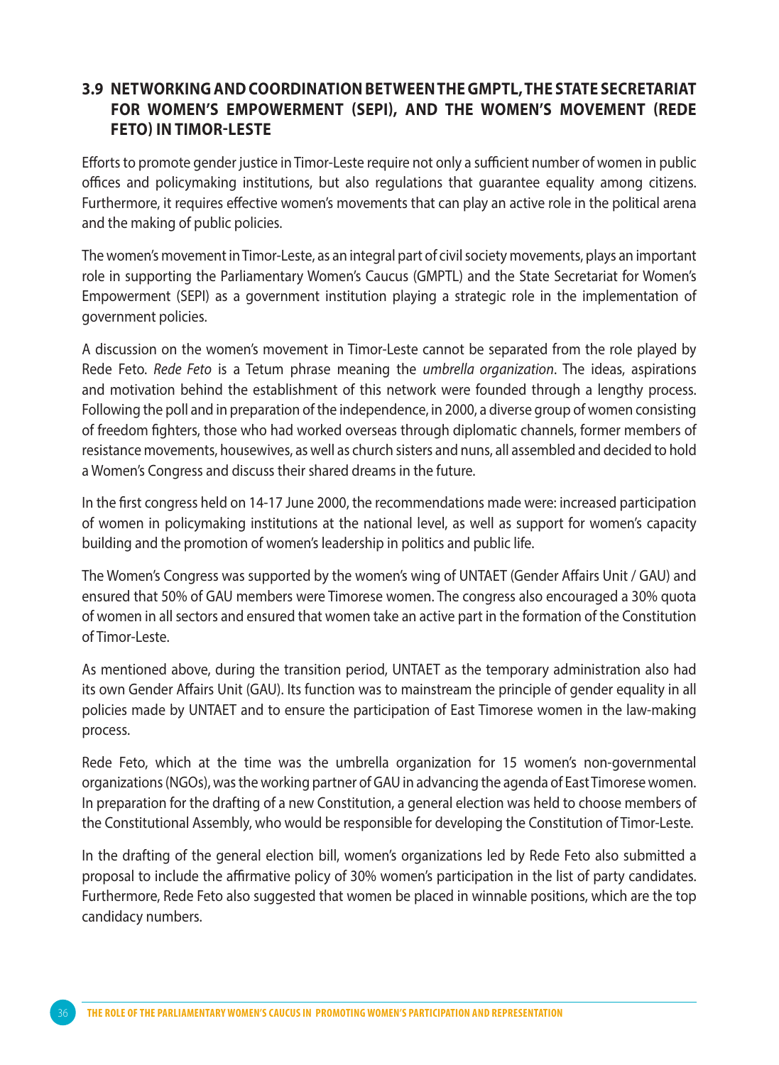### 3.9 NETWORKING AND COORDINATION BETWEEN THE GMPTL, THE STATE SECRETARIAT FOR WOMEN'S EMPOWERMENT (SEPI), AND THE WOMEN'S MOVEMENT (REDE FETO) IN TIMOR-LESTE

Efforts to promote gender justice in Timor-Leste require not only a sufficient number of women in public offices and policymaking institutions, but also regulations that guarantee equality among citizens. Furthermore, it requires effective women's movements that can play an active role in the political arena and the making of public policies.

The women's movement in Timor-Leste, as an integral part of civil society movements, plays an important role in supporting the Parliamentary Women's Caucus (GMPTL) and the State Secretariat for Women's Empowerment (SEPI) as a government institution playing a strategic role in the implementation of government policies.

A discussion on the women's movement in Timor-Leste cannot be separated from the role played by Rede Feto. *Rede Feto* is a Tetum phrase meaning the *umbrella organization*. The ideas, aspirations and motivation behind the establishment of this network were founded through a lengthy process. Following the poll and in preparation of the independence, in 2000, a diverse group of women consisting of freedom fighters, those who had worked overseas through diplomatic channels, former members of resistance movements, housewives, as well as church sisters and nuns, all assembled and decided to hold a Women's Congress and discuss their shared dreams in the future.

In the first congress held on 14-17 June 2000, the recommendations made were: increased participation of women in policymaking institutions at the national level, as well as support for women's capacity building and the promotion of women's leadership in politics and public life.

The Women's Congress was supported by the women's wing of UNTAET (Gender Affairs Unit / GAU) and ensured that 50% of GAU members were Timorese women. The congress also encouraged a 30% quota of women in all sectors and ensured that women take an active part in the formation of the Constitution of Timor-Leste.

As mentioned above, during the transition period, UNTAET as the temporary administration also had its own Gender Affairs Unit (GAU). Its function was to mainstream the principle of gender equality in all policies made by UNTAET and to ensure the participation of East Timorese women in the law-making process.

Rede Feto, which at the time was the umbrella organization for 15 women's non-governmental organizations (NGOs), was the working partner of GAU in advancing the agenda of East Timorese women. In preparation for the drafting of a new Constitution, a general election was held to choose members of the Constitutional Assembly, who would be responsible for developing the Constitution of Timor-Leste.

In the drafting of the general election bill, women's organizations led by Rede Feto also submitted a proposal to include the affirmative policy of 30% women's participation in the list of party candidates. Furthermore, Rede Feto also suggested that women be placed in winnable positions, which are the top candidacy numbers.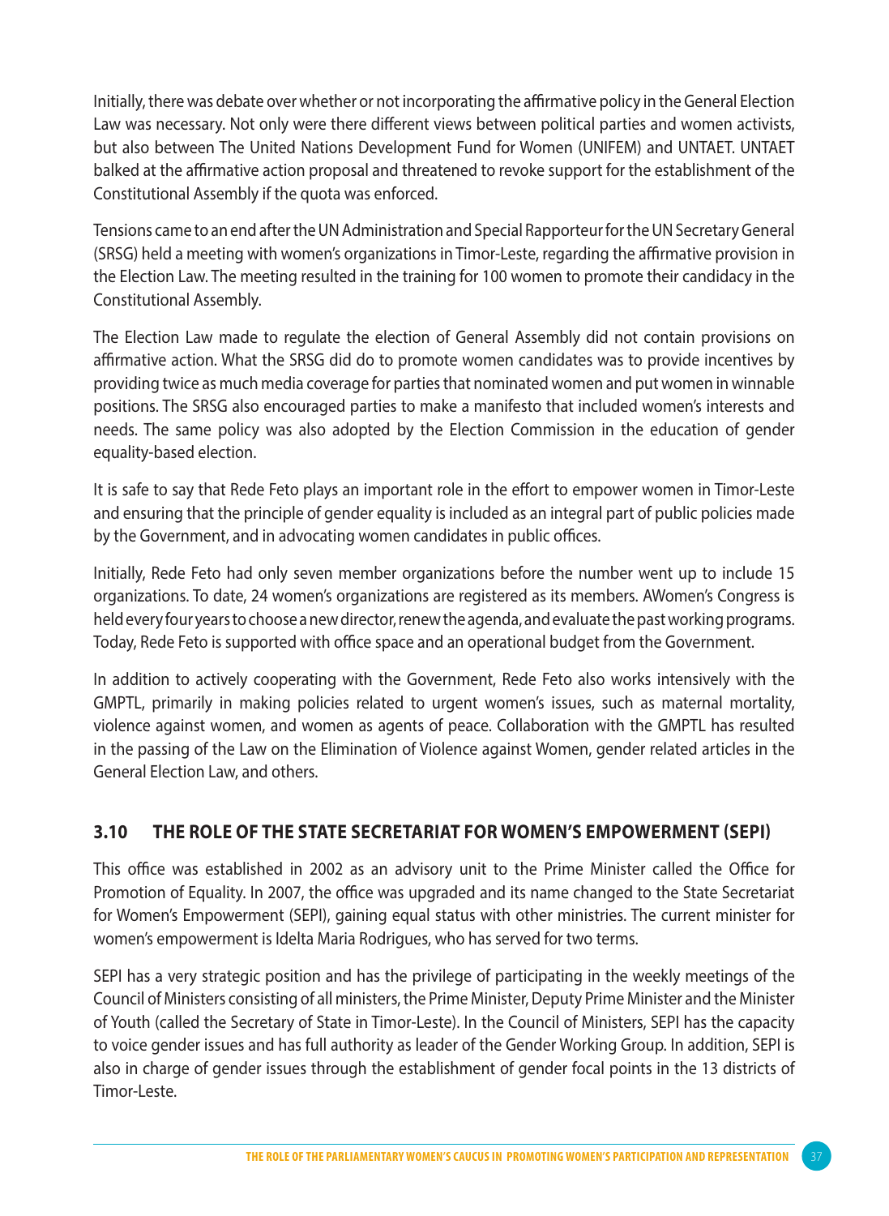Initially, there was debate over whether or not incorporating the affirmative policy in the General Election Law was necessary. Not only were there different views between political parties and women activists, but also between The United Nations Development Fund for Women (UNIFEM) and UNTAET. UNTAET balked at the affirmative action proposal and threatened to revoke support for the establishment of the Constitutional Assembly if the quota was enforced.

Tensions came to an end after the UN Administration and Special Rapporteur for the UN Secretary General (SRSG) held a meeting with women's organizations in Timor-Leste, regarding the affirmative provision in the Election Law. The meeting resulted in the training for 100 women to promote their candidacy in the Constitutional Assembly.

The Election Law made to regulate the election of General Assembly did not contain provisions on affirmative action. What the SRSG did do to promote women candidates was to provide incentives by providing twice as much media coverage for parties that nominated women and put women in winnable positions. The SRSG also encouraged parties to make a manifesto that included women's interests and needs. The same policy was also adopted by the Election Commission in the education of gender equality-based election.

It is safe to say that Rede Feto plays an important role in the effort to empower women in Timor-Leste and ensuring that the principle of gender equality is included as an integral part of public policies made by the Government, and in advocating women candidates in public offices.

Initially, Rede Feto had only seven member organizations before the number went up to include 15 organizations. To date, 24 women's organizations are registered as its members. AWomen's Congress is held every four years to choose a new director, renew the agenda, and evaluate the past working programs. Today, Rede Feto is supported with office space and an operational budget from the Government.

In addition to actively cooperating with the Government, Rede Feto also works intensively with the GMPTL, primarily in making policies related to urgent women's issues, such as maternal mortality, violence against women, and women as agents of peace. Collaboration with the GMPTL has resulted in the passing of the Law on the Elimination of Violence against Women, gender related articles in the General Election Law, and others.

## 3.10 THE ROLE OF THE STATE SECRETARIAT FOR WOMEN'S EMPOWERMENT (SEPI)

This office was established in 2002 as an advisory unit to the Prime Minister called the Office for Promotion of Equality. In 2007, the office was upgraded and its name changed to the State Secretariat for Women's Empowerment (SEPI), gaining equal status with other ministries. The current minister for women's empowerment is Idelta Maria Rodrigues, who has served for two terms.

SEPI has a very strategic position and has the privilege of participating in the weekly meetings of the Council of Ministers consisting of all ministers, the Prime Minister, Deputy Prime Minister and the Minister of Youth (called the Secretary of State in Timor-Leste). In the Council of Ministers, SEPI has the capacity to voice gender issues and has full authority as leader of the Gender Working Group. In addition, SEPI is also in charge of gender issues through the establishment of gender focal points in the 13 districts of Timor-Leste.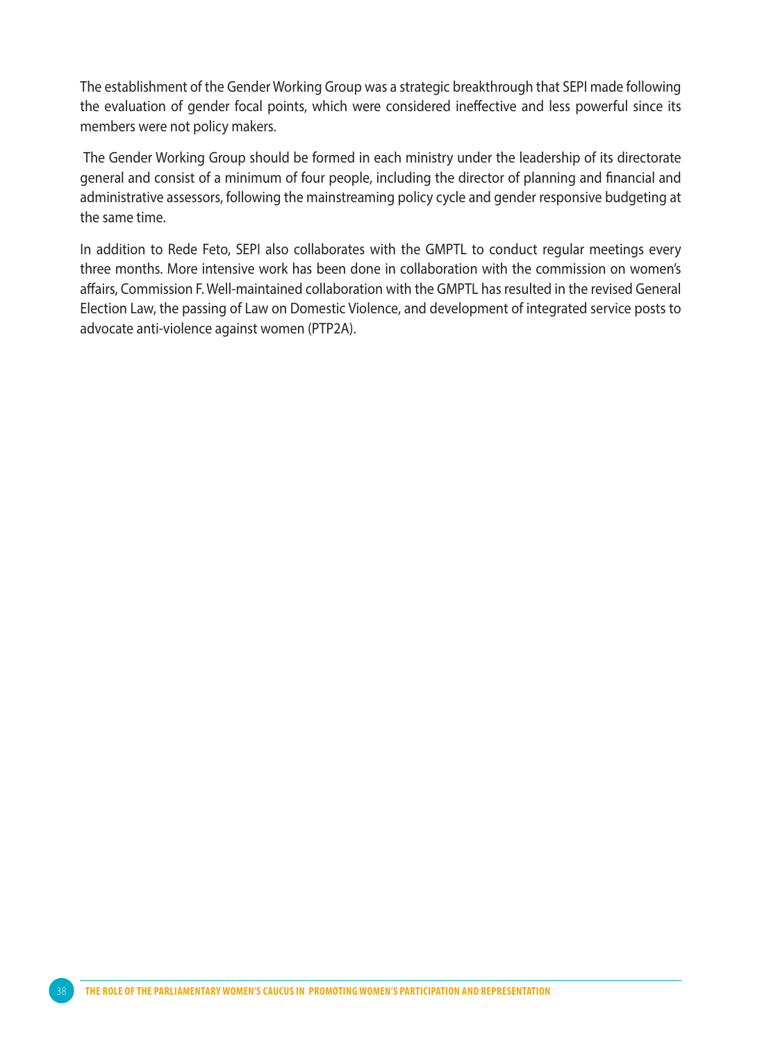The establishment of the Gender Working Group was a strategic breakthrough that SEPI made following the evaluation of gender focal points, which were considered ineffective and less powerful since its members were not policy makers.

The Gender Working Group should be formed in each ministry under the leadership of its directorate general and consist of a minimum of four people, including the director of planning and financial and administrative assessors, following the mainstreaming policy cycle and gender responsive budgeting at the same time.

In addition to Rede Feto, SEPI also collaborates with the GMPTL to conduct regular meetings every three months. More intensive work has been done in collaboration with the commission on women's affairs, Commission F. Well-maintained collaboration with the GMPTL has resulted in the revised General Election Law, the passing of Law on Domestic Violence, and development of integrated service posts to advocate anti-violence against women (PTP2A).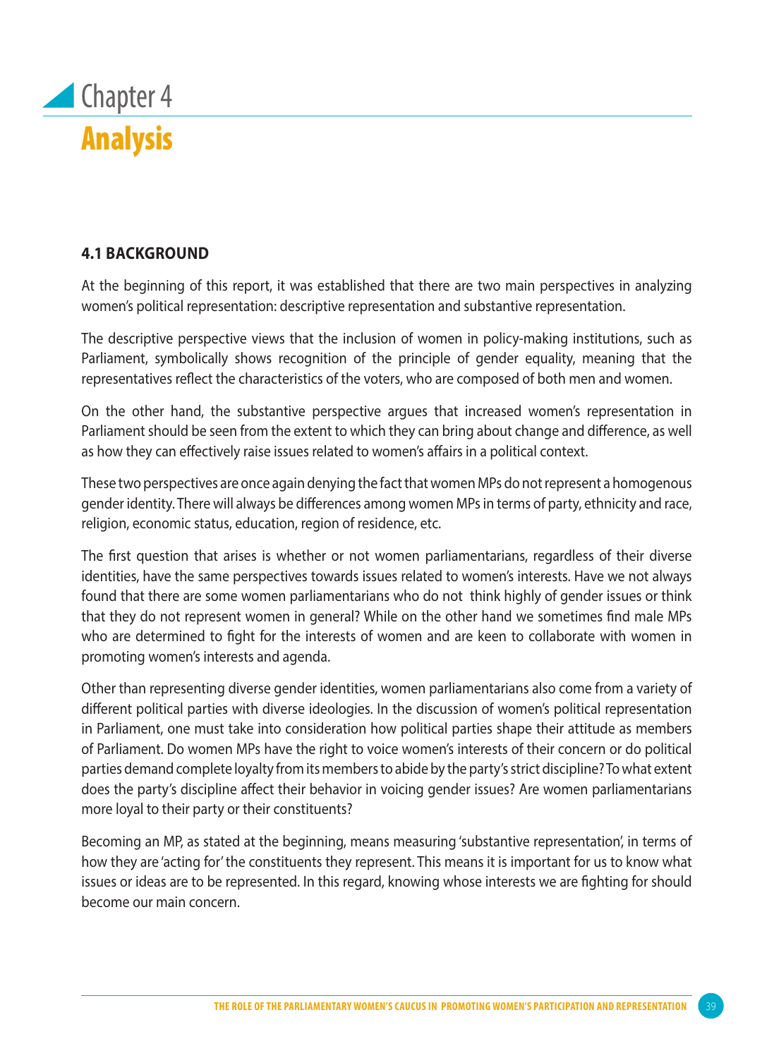# Chapter 4

# Analysis

### 4.1 BACKGROUND

At the beginning of this report, it was established that there are two main perspectives in analyzing women's political representation: descriptive representation and substantive representation.

The descriptive perspective views that the inclusion of women in policy-making institutions, such as Parliament, symbolically shows recognition of the principle of gender equality, meaning that the representatives reflect the characteristics of the voters, who are composed of both men and women.

On the other hand, the substantive perspective argues that increased women's representation in Parliament should be seen from the extent to which they can bring about change and difference, as well as how they can effectively raise issues related to women's affairs in a political context.

These two perspectives are once again denying the fact that women MPs do not represent a homogenous gender identity. There will always be differences among women MPs in terms of party, ethnicity and race, religion, economic status, education, region of residence, etc.

The first question that arises is whether or not women parliamentarians, regardless of their diverse identities, have the same perspectives towards issues related to women's interests. Have we not always found that there are some women parliamentarians who do not think highly of gender issues or think that they do not represent women in general? While on the other hand we sometimes find male MPs who are determined to fight for the interests of women and are keen to collaborate with women in promoting women's interests and agenda.

Other than representing diverse gender identities, women parliamentarians also come from a variety of different political parties with diverse ideologies. In the discussion of women's political representation in Parliament, one must take into consideration how political parties shape their attitude as members of Parliament. Do women MPs have the right to voice women's interests of their concern or do political parties demand complete loyalty from its members to abide by the party's strict discipline? To what extent does the party's discipline affect their behavior in voicing gender issues? Are women parliamentarians more loyal to their party or their constituents?

Becoming an MP, as stated at the beginning, means measuring 'substantive representation', in terms of how they are 'acting for' the constituents they represent. This means it is important for us to know what issues or ideas are to be represented. In this regard, knowing whose interests we are fighting for should become our main concern.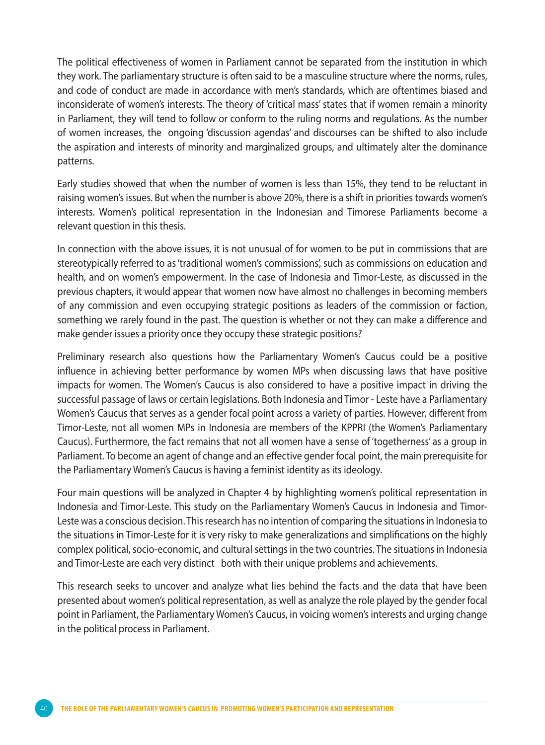The political effectiveness of women in Parliament cannot be separated from the institution in which they work. The parliamentary structure is often said to be a masculine structure where the norms, rules, and code of conduct are made in accordance with men's standards, which are oftentimes biased and inconsiderate of women's interests. The theory of 'critical mass' states that if women remain a minority in Parliament, they will tend to follow or conform to the ruling norms and regulations. As the number of women increases, the ongoing 'discussion agendas' and discourses can be shifted to also include the aspiration and interests of minority and marginalized groups, and ultimately alter the dominance patterns.

Early studies showed that when the number of women is less than 15%, they tend to be reluctant in raising women's issues. But when the number is above 20%, there is a shift in priorities towards women's interests. Women's political representation in the Indonesian and Timorese Parliaments become a relevant question in this thesis.

In connection with the above issues, it is not unusual of for women to be put in commissions that are stereotypically referred to as 'traditional women's commissions', such as commissions on education and health, and on women's empowerment. In the case of Indonesia and Timor-Leste, as discussed in the previous chapters, it would appear that women now have almost no challenges in becoming members of any commission and even occupying strategic positions as leaders of the commission or faction, something we rarely found in the past. The question is whether or not they can make a difference and make gender issues a priority once they occupy these strategic positions?

Preliminary research also questions how the Parliamentary Women's Caucus could be a positive influence in achieving better performance by women MPs when discussing laws that have positive impacts for women. The Women's Caucus is also considered to have a positive impact in driving the successful passage of laws or certain legislations. Both Indonesia and Timor - Leste have a Parliamentary Women's Caucus that serves as a gender focal point across a variety of parties. However, different from Timor-Leste, not all women MPs in Indonesia are members of the KPPRI (the Women's Parliamentary Caucus). Furthermore, the fact remains that not all women have a sense of 'togetherness' as a group in Parliament. To become an agent of change and an effective gender focal point, the main prerequisite for the Parliamentary Women's Caucus is having a feminist identity as its ideology.

Four main questions will be analyzed in Chapter 4 by highlighting women's political representation in Indonesia and Timor-Leste. This study on the Parliamentary Women's Caucus in Indonesia and Timor-Leste was a conscious decision. This research has no intention of comparing the situations in Indonesia to the situations in Timor-Leste for it is very risky to make generalizations and simplifications on the highly complex political, socio-economic, and cultural settings in the two countries. The situations in Indonesia and Timor-Leste are each very distinct both with their unique problems and achievements.

This research seeks to uncover and analyze what lies behind the facts and the data that have been presented about women's political representation, as well as analyze the role played by the gender focal point in Parliament, the Parliamentary Women's Caucus, in voicing women's interests and urging change in the political process in Parliament.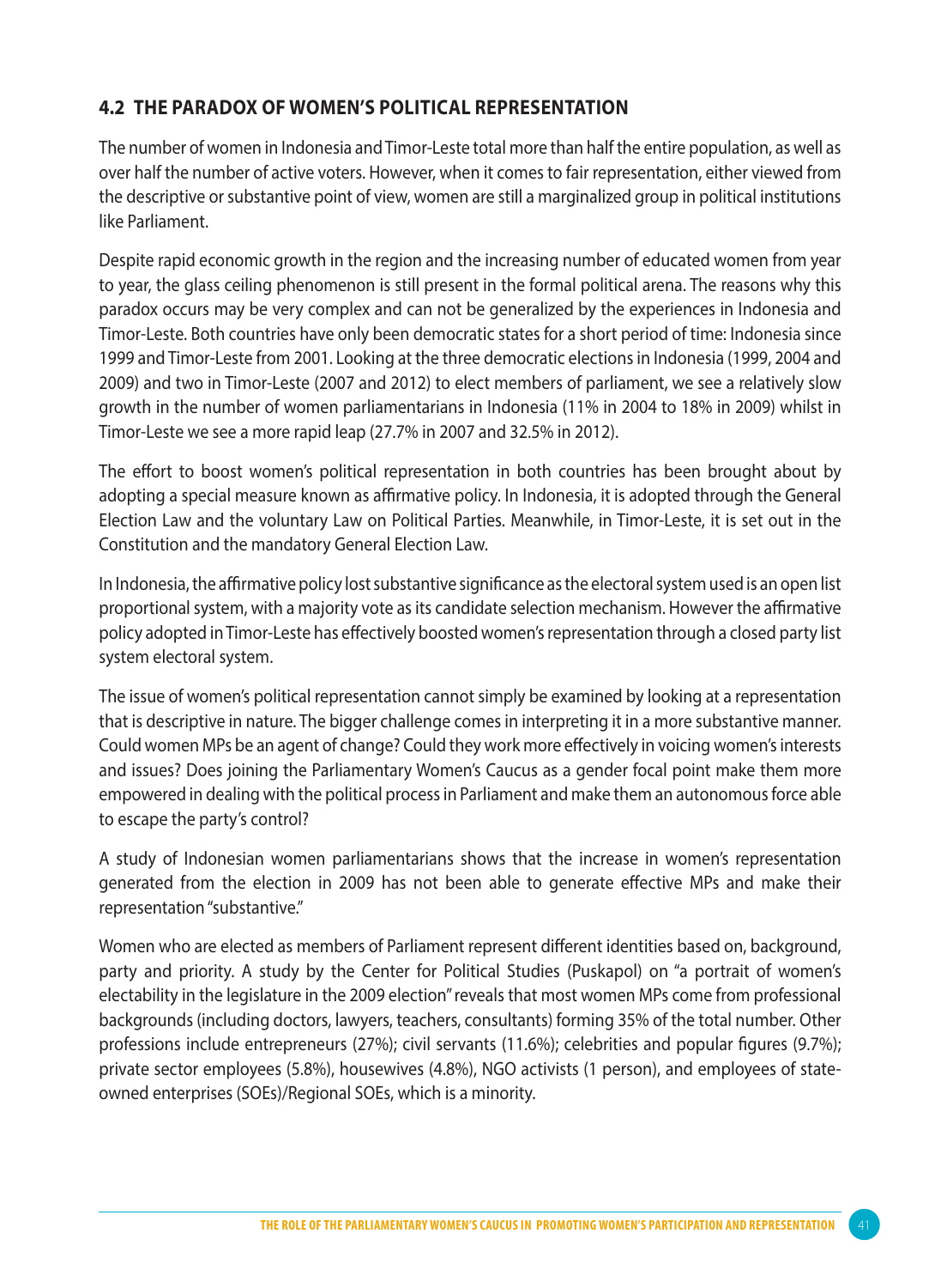## 4.2 THE PARADOX OF WOMEN'S POLITICAL REPRESENTATION

The number of women in Indonesia and Timor-Leste total more than half the entire population, as well as over half the number of active voters. However, when it comes to fair representation, either viewed from the descriptive or substantive point of view, women are still a marginalized group in political institutions like Parliament.

Despite rapid economic growth in the region and the increasing number of educated women from year to year, the glass ceiling phenomenon is still present in the formal political arena. The reasons why this paradox occurs may be very complex and can not be generalized by the experiences in Indonesia and Timor-Leste. Both countries have only been democratic states for a short period of time: Indonesia since 1999 and Timor-Leste from 2001. Looking at the three democratic elections in Indonesia (1999, 2004 and 2009) and two in Timor-Leste (2007 and 2012) to elect members of parliament, we see a relatively slow growth in the number of women parliamentarians in Indonesia (11% in 2004 to 18% in 2009) whilst in Timor-Leste we see a more rapid leap (27.7% in 2007 and 32.5% in 2012).

The effort to boost women's political representation in both countries has been brought about by adopting a special measure known as affirmative policy. In Indonesia, it is adopted through the General Election Law and the voluntary Law on Political Parties. Meanwhile, in Timor-Leste, it is set out in the Constitution and the mandatory General Election Law.

In Indonesia, the affirmative policy lost substantive significance as the electoral system used is an open list proportional system, with a majority vote as its candidate selection mechanism. However the affirmative policy adopted in Timor-Leste has effectively boosted women's representation through a closed party list system electoral system.

The issue of women's political representation cannot simply be examined by looking at a representation that is descriptive in nature. The bigger challenge comes in interpreting it in a more substantive manner. Could women MPs be an agent of change? Could they work more effectively in voicing women's interests and issues? Does joining the Parliamentary Women's Caucus as a gender focal point make them more empowered in dealing with the political process in Parliament and make them an autonomous force able to escape the party's control?

A study of Indonesian women parliamentarians shows that the increase in women's representation generated from the election in 2009 has not been able to generate effective MPs and make their representation "substantive."

Women who are elected as members of Parliament represent different identities based on, background, party and priority. A study by the Center for Political Studies (Puskapol) on "a portrait of women's electability in the legislature in the 2009 election" reveals that most women MPs come from professional backgrounds (including doctors, lawyers, teachers, consultants) forming 35% of the total number. Other professions include entrepreneurs (27%); civil servants (11.6%); celebrities and popular figures (9.7%); private sector employees (5.8%), housewives (4.8%), NGO activists (1 person), and employees of state-owned enterprises (SOEs)/Regional SOEs, which is a minority.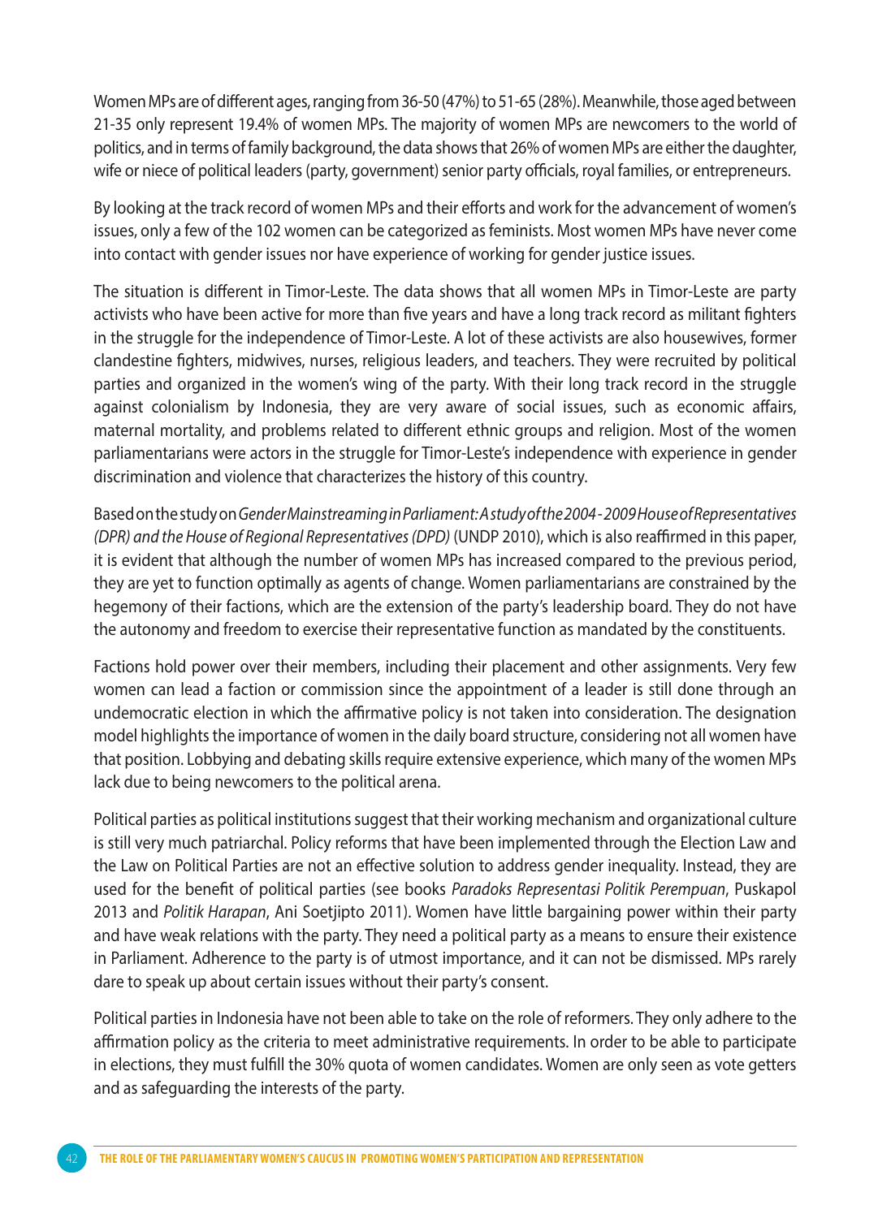Women MPs are of different ages, ranging from 36-50 (47%) to 51-65 (28%). Meanwhile, those aged between 21-35 only represent 19.4% of women MPs. The majority of women MPs are newcomers to the world of politics, and in terms of family background, the data shows that 26% of women MPs are either the daughter, wife or niece of political leaders (party, government) senior party officials, royal families, or entrepreneurs.

By looking at the track record of women MPs and their efforts and work for the advancement of women's issues, only a few of the 102 women can be categorized as feminists. Most women MPs have never come into contact with gender issues nor have experience of working for gender justice issues.

The situation is different in Timor-Leste. The data shows that all women MPs in Timor-Leste are party activists who have been active for more than five years and have a long track record as militant fighters in the struggle for the independence of Timor-Leste. A lot of these activists are also housewives, former clandestine fighters, midwives, nurses, religious leaders, and teachers. They were recruited by political parties and organized in the women's wing of the party. With their long track record in the struggle against colonialism by Indonesia, they are very aware of social issues, such as economic affairs, maternal mortality, and problems related to different ethnic groups and religion. Most of the women parliamentarians were actors in the struggle for Timor-Leste's independence with experience in gender discrimination and violence that characterizes the history of this country.

Based on the study on *Gender Mainstreaming in Parliament: A study of the 2004 - 2009 House of Representatives (DPR) and the House of Regional Representatives (DPD)* (UNDP 2010), which is also reaffirmed in this paper, it is evident that although the number of women MPs has increased compared to the previous period, they are yet to function optimally as agents of change. Women parliamentarians are constrained by the hegemony of their factions, which are the extension of the party's leadership board. They do not have the autonomy and freedom to exercise their representative function as mandated by the constituents.

Factions hold power over their members, including their placement and other assignments. Very few women can lead a faction or commission since the appointment of a leader is still done through an undemocratic election in which the affirmative policy is not taken into consideration. The designation model highlights the importance of women in the daily board structure, considering not all women have that position. Lobbying and debating skills require extensive experience, which many of the women MPs lack due to being newcomers to the political arena.

Political parties as political institutions suggest that their working mechanism and organizational culture is still very much patriarchal. Policy reforms that have been implemented through the Election Law and the Law on Political Parties are not an effective solution to address gender inequality. Instead, they are used for the benefit of political parties (see books *Paradoks Representasi Politik Perempuan*, Puskapol 2013 and *Politik Harapan*, Ani Soetjipto 2011). Women have little bargaining power within their party and have weak relations with the party. They need a political party as a means to ensure their existence in Parliament. Adherence to the party is of utmost importance, and it can not be dismissed. MPs rarely dare to speak up about certain issues without their party's consent.

Political parties in Indonesia have not been able to take on the role of reformers. They only adhere to the affirmation policy as the criteria to meet administrative requirements. In order to be able to participate in elections, they must fulfill the 30% quota of women candidates. Women are only seen as vote getters and as safeguarding the interests of the party.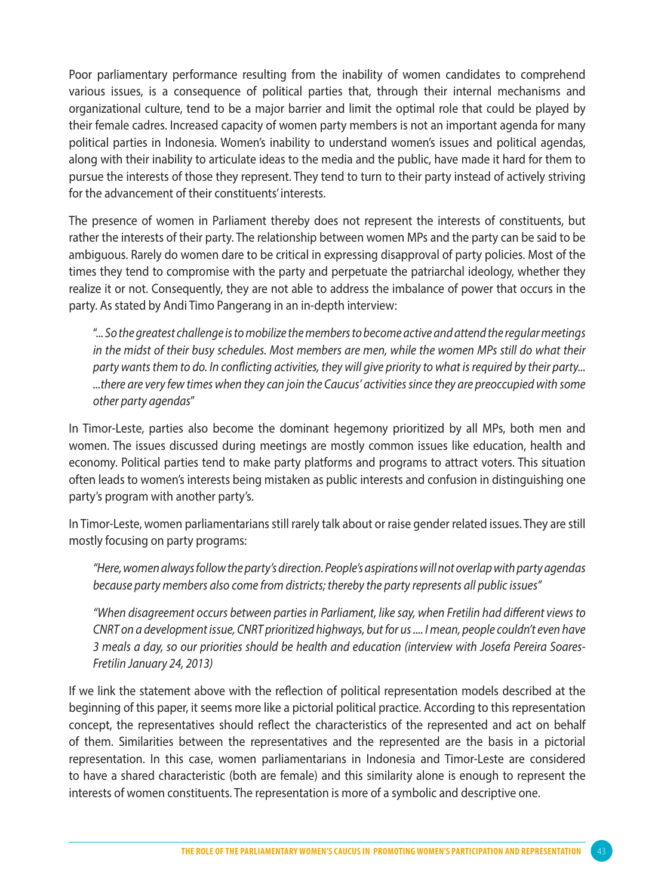Poor parliamentary performance resulting from the inability of women candidates to comprehend various issues, is a consequence of political parties that, through their internal mechanisms and organizational culture, tend to be a major barrier and limit the optimal role that could be played by their female cadres. Increased capacity of women party members is not an important agenda for many political parties in Indonesia. Women's inability to understand women's issues and political agendas, along with their inability to articulate ideas to the media and the public, have made it hard for them to pursue the interests of those they represent. They tend to turn to their party instead of actively striving for the advancement of their constituents' interests.

The presence of women in Parliament thereby does not represent the interests of constituents, but rather the interests of their party. The relationship between women MPs and the party can be said to be ambiguous. Rarely do women dare to be critical in expressing disapproval of party policies. Most of the times they tend to compromise with the party and perpetuate the patriarchal ideology, whether they realize it or not. Consequently, they are not able to address the imbalance of power that occurs in the party. As stated by Andi Timo Pangerang in an in-depth interview:

> *"... So the greatest challenge is to mobilize the members to become active and attend the regular meetings in the midst of their busy schedules. Most members are men, while the women MPs still do what their party wants them to do. In conflicting activities, they will give priority to what is required by their party... ...there are very few times when they can join the Caucus' activities since they are preoccupied with some other party agendas"*

In Timor-Leste, parties also become the dominant hegemony prioritized by all MPs, both men and women. The issues discussed during meetings are mostly common issues like education, health and economy. Political parties tend to make party platforms and programs to attract voters. This situation often leads to women's interests being mistaken as public interests and confusion in distinguishing one party's program with another party's.

In Timor-Leste, women parliamentarians still rarely talk about or raise gender related issues. They are still mostly focusing on party programs:

> *"Here, women always follow the party's direction. People's aspirations will not overlap with party agendas because party members also come from districts; thereby the party represents all public issues"*

> *"When disagreement occurs between parties in Parliament, like say, when Fretilin had different views to CNRT on a development issue, CNRT prioritized highways, but for us .... I mean, people couldn't even have 3 meals a day, so our priorities should be health and education (interview with Josefa Pereira Soares-Fretilin January 24, 2013)*

If we link the statement above with the reflection of political representation models described at the beginning of this paper, it seems more like a pictorial political practice. According to this representation concept, the representatives should reflect the characteristics of the represented and act on behalf of them. Similarities between the representatives and the represented are the basis in a pictorial representation. In this case, women parliamentarians in Indonesia and Timor-Leste are considered to have a shared characteristic (both are female) and this similarity alone is enough to represent the interests of women constituents. The representation is more of a symbolic and descriptive one.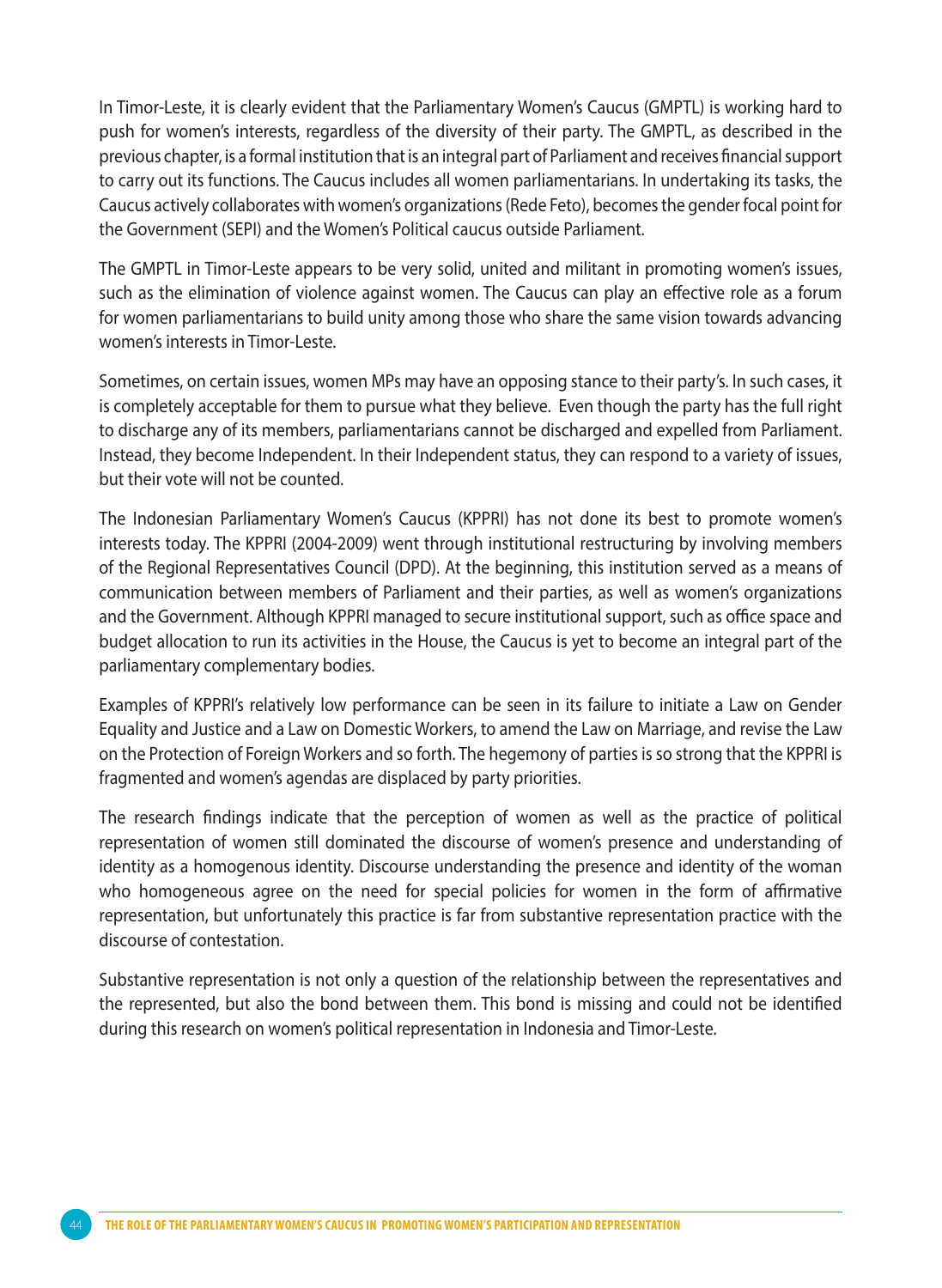In Timor-Leste, it is clearly evident that the Parliamentary Women's Caucus (GMPTL) is working hard to push for women's interests, regardless of the diversity of their party. The GMPTL, as described in the previous chapter, is a formal institution that is an integral part of Parliament and receives financial support to carry out its functions. The Caucus includes all women parliamentarians. In undertaking its tasks, the Caucus actively collaborates with women's organizations (Rede Feto), becomes the gender focal point for the Government (SEPI) and the Women's Political caucus outside Parliament.

The GMPTL in Timor-Leste appears to be very solid, united and militant in promoting women's issues, such as the elimination of violence against women. The Caucus can play an effective role as a forum for women parliamentarians to build unity among those who share the same vision towards advancing women's interests in Timor-Leste.

Sometimes, on certain issues, women MPs may have an opposing stance to their party's. In such cases, it is completely acceptable for them to pursue what they believe. Even though the party has the full right to discharge any of its members, parliamentarians cannot be discharged and expelled from Parliament. Instead, they become Independent. In their Independent status, they can respond to a variety of issues, but their vote will not be counted.

The Indonesian Parliamentary Women's Caucus (KPPRI) has not done its best to promote women's interests today. The KPPRI (2004-2009) went through institutional restructuring by involving members of the Regional Representatives Council (DPD). At the beginning, this institution served as a means of communication between members of Parliament and their parties, as well as women's organizations and the Government. Although KPPRI managed to secure institutional support, such as office space and budget allocation to run its activities in the House, the Caucus is yet to become an integral part of the parliamentary complementary bodies.

Examples of KPPRI's relatively low performance can be seen in its failure to initiate a Law on Gender Equality and Justice and a Law on Domestic Workers, to amend the Law on Marriage, and revise the Law on the Protection of Foreign Workers and so forth. The hegemony of parties is so strong that the KPPRI is fragmented and women's agendas are displaced by party priorities.

The research findings indicate that the perception of women as well as the practice of political representation of women still dominated the discourse of women's presence and understanding of identity as a homogenous identity. Discourse understanding the presence and identity of the woman who homogeneous agree on the need for special policies for women in the form of affirmative representation, but unfortunately this practice is far from substantive representation practice with the discourse of contestation.

Substantive representation is not only a question of the relationship between the representatives and the represented, but also the bond between them. This bond is missing and could not be identified during this research on women's political representation in Indonesia and Timor-Leste.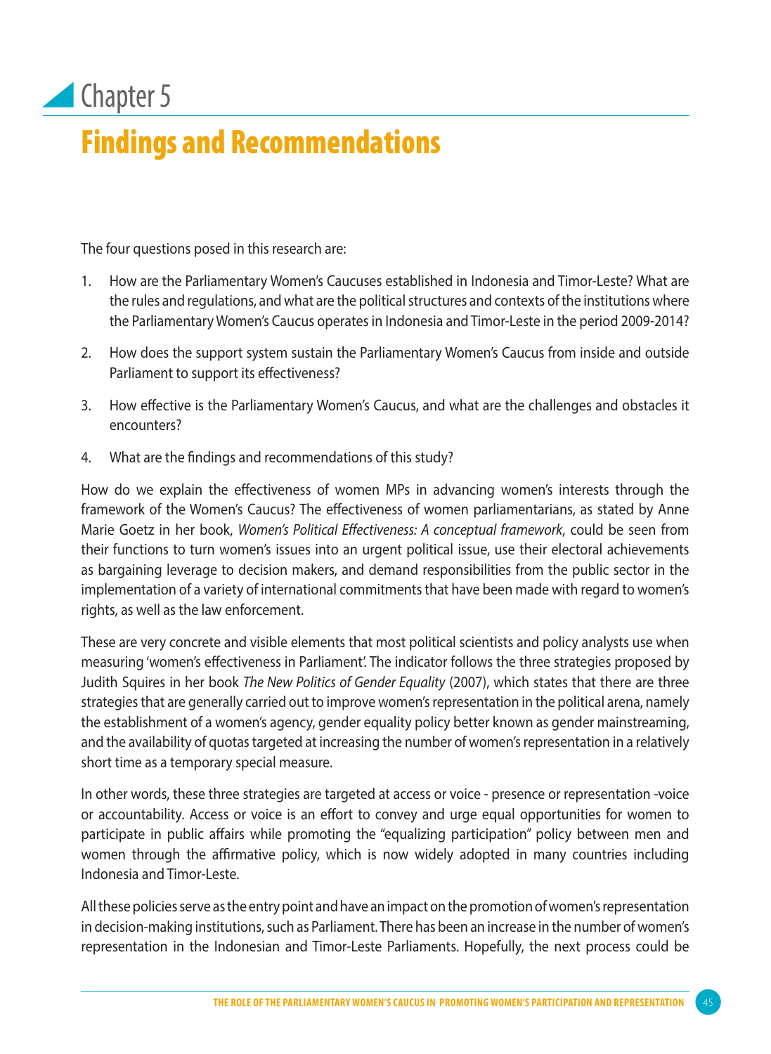# Chapter 5

## Findings and Recommendations

The four questions posed in this research are:

1. How are the Parliamentary Women's Caucuses established in Indonesia and Timor-Leste? What are the rules and regulations, and what are the political structures and contexts of the institutions where the Parliamentary Women's Caucus operates in Indonesia and Timor-Leste in the period 2009-2014?
2. How does the support system sustain the Parliamentary Women's Caucus from inside and outside Parliament to support its effectiveness?
3. How effective is the Parliamentary Women's Caucus, and what are the challenges and obstacles it encounters?
4. What are the findings and recommendations of this study?

How do we explain the effectiveness of women MPs in advancing women's interests through the framework of the Women's Caucus? The effectiveness of women parliamentarians, as stated by Anne Marie Goetz in her book, *Women's Political Effectiveness: A conceptual framework*, could be seen from their functions to turn women's issues into an urgent political issue, use their electoral achievements as bargaining leverage to decision makers, and demand responsibilities from the public sector in the implementation of a variety of international commitments that have been made with regard to women's rights, as well as the law enforcement.

These are very concrete and visible elements that most political scientists and policy analysts use when measuring 'women's effectiveness in Parliament'. The indicator follows the three strategies proposed by Judith Squires in her book *The New Politics of Gender Equality* (2007), which states that there are three strategies that are generally carried out to improve women's representation in the political arena, namely the establishment of a women's agency, gender equality policy better known as gender mainstreaming, and the availability of quotas targeted at increasing the number of women's representation in a relatively short time as a temporary special measure.

In other words, these three strategies are targeted at access or voice - presence or representation -voice or accountability. Access or voice is an effort to convey and urge equal opportunities for women to participate in public affairs while promoting the "equalizing participation" policy between men and women through the affirmative policy, which is now widely adopted in many countries including Indonesia and Timor-Leste.

All these policies serve as the entry point and have an impact on the promotion of women's representation in decision-making institutions, such as Parliament. There has been an increase in the number of women's representation in the Indonesian and Timor-Leste Parliaments. Hopefully, the next process could be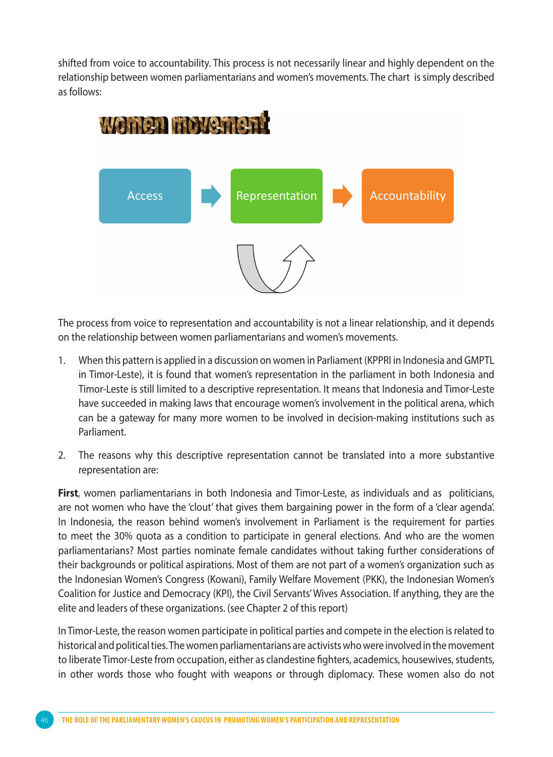shifted from voice to accountability. This process is not necessarily linear and highly dependent on the relationship between women parliamentarians and women's movements. The chart is simply described as follows:

women movement

Access → Representation → Accountability

The process from voice to representation and accountability is not a linear relationship, and it depends on the relationship between women parliamentarians and women's movements.

1. When this pattern is applied in a discussion on women in Parliament (KPPRI in Indonesia and GMPTL in Timor-Leste), it is found that women's representation in the parliament in both Indonesia and Timor-Leste is still limited to a descriptive representation. It means that Indonesia and Timor-Leste have succeeded in making laws that encourage women's involvement in the political arena, which can be a gateway for many more women to be involved in decision-making institutions such as Parliament.

2. The reasons why this descriptive representation cannot be translated into a more substantive representation are:

**First**, women parliamentarians in both Indonesia and Timor-Leste, as individuals and as politicians, are not women who have the 'clout' that gives them bargaining power in the form of a 'clear agenda'. In Indonesia, the reason behind women's involvement in Parliament is the requirement for parties to meet the 30% quota as a condition to participate in general elections. And who are the women parliamentarians? Most parties nominate female candidates without taking further considerations of their backgrounds or political aspirations. Most of them are not part of a women's organization such as the Indonesian Women's Congress (Kowani), Family Welfare Movement (PKK), the Indonesian Women's Coalition for Justice and Democracy (KPI), the Civil Servants' Wives Association. If anything, they are the elite and leaders of these organizations. (see Chapter 2 of this report)

In Timor-Leste, the reason women participate in political parties and compete in the election is related to historical and political ties. The women parliamentarians are activists who were involved in the movement to liberate Timor-Leste from occupation, either as clandestine fighters, academics, housewives, students, in other words those who fought with weapons or through diplomacy. These women also do not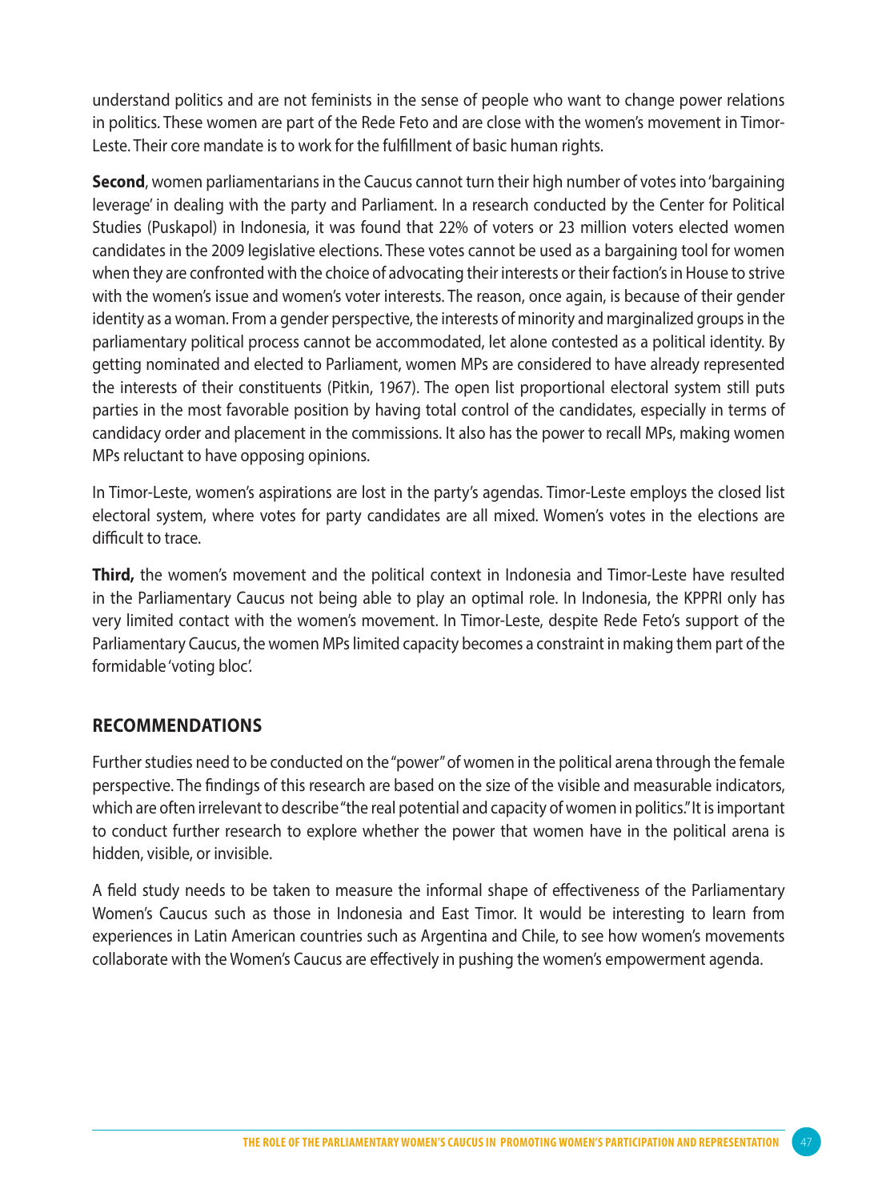understand politics and are not feminists in the sense of people who want to change power relations in politics. These women are part of the Rede Feto and are close with the women's movement in Timor-Leste. Their core mandate is to work for the fulfillment of basic human rights.

**Second**, women parliamentarians in the Caucus cannot turn their high number of votes into 'bargaining leverage' in dealing with the party and Parliament. In a research conducted by the Center for Political Studies (Puskapol) in Indonesia, it was found that 22% of voters or 23 million voters elected women candidates in the 2009 legislative elections. These votes cannot be used as a bargaining tool for women when they are confronted with the choice of advocating their interests or their faction's in House to strive with the women's issue and women's voter interests. The reason, once again, is because of their gender identity as a woman. From a gender perspective, the interests of minority and marginalized groups in the parliamentary political process cannot be accommodated, let alone contested as a political identity. By getting nominated and elected to Parliament, women MPs are considered to have already represented the interests of their constituents (Pitkin, 1967). The open list proportional electoral system still puts parties in the most favorable position by having total control of the candidates, especially in terms of candidacy order and placement in the commissions. It also has the power to recall MPs, making women MPs reluctant to have opposing opinions.

In Timor-Leste, women's aspirations are lost in the party's agendas. Timor-Leste employs the closed list electoral system, where votes for party candidates are all mixed. Women's votes in the elections are difficult to trace.

**Third,** the women's movement and the political context in Indonesia and Timor-Leste have resulted in the Parliamentary Caucus not being able to play an optimal role. In Indonesia, the KPPRI only has very limited contact with the women's movement. In Timor-Leste, despite Rede Feto's support of the Parliamentary Caucus, the women MPs limited capacity becomes a constraint in making them part of the formidable 'voting bloc'.

## RECOMMENDATIONS

Further studies need to be conducted on the "power" of women in the political arena through the female perspective. The findings of this research are based on the size of the visible and measurable indicators, which are often irrelevant to describe "the real potential and capacity of women in politics." It is important to conduct further research to explore whether the power that women have in the political arena is hidden, visible, or invisible.

A field study needs to be taken to measure the informal shape of effectiveness of the Parliamentary Women's Caucus such as those in Indonesia and East Timor. It would be interesting to learn from experiences in Latin American countries such as Argentina and Chile, to see how women's movements collaborate with the Women's Caucus are effectively in pushing the women's empowerment agenda.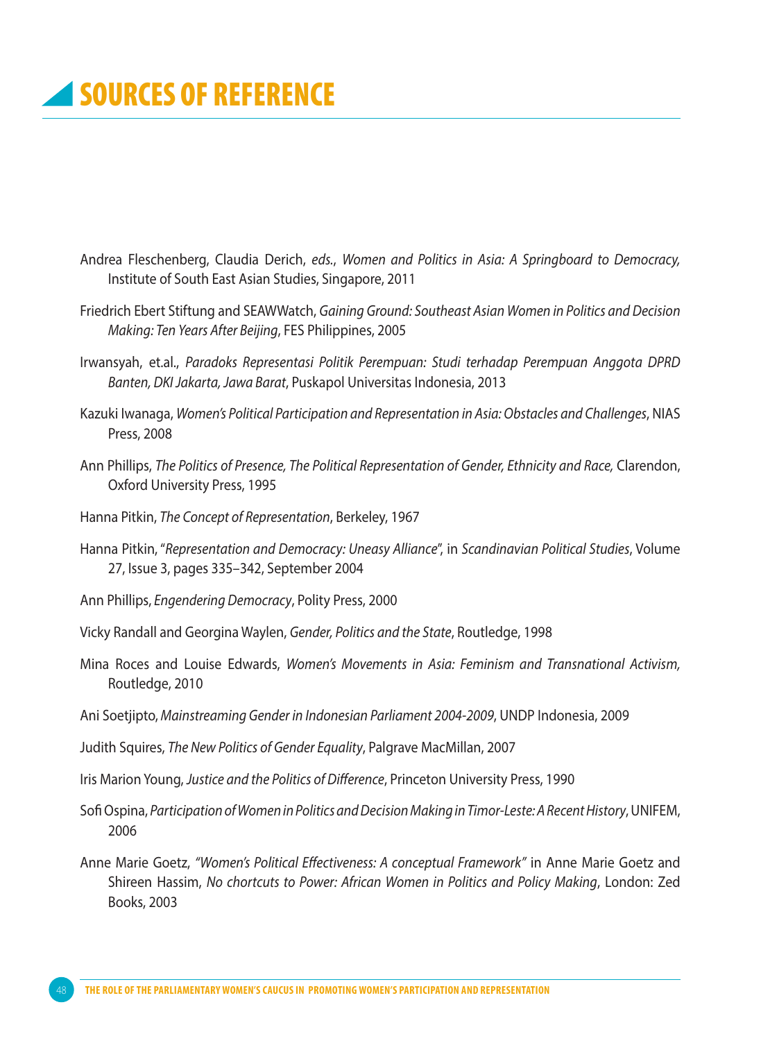# SOURCES OF REFERENCE

Andrea Fleschenberg, Claudia Derich, *eds.*, *Women and Politics in Asia: A Springboard to Democracy,* Institute of South East Asian Studies, Singapore, 2011

Friedrich Ebert Stiftung and SEAWWatch, *Gaining Ground: Southeast Asian Women in Politics and Decision Making: Ten Years After Beijing*, FES Philippines, 2005

Irwansyah, et.al., *Paradoks Representasi Politik Perempuan: Studi terhadap Perempuan Anggota DPRD Banten, DKI Jakarta, Jawa Barat*, Puskapol Universitas Indonesia, 2013

Kazuki Iwanaga, *Women's Political Participation and Representation in Asia: Obstacles and Challenges*, NIAS Press, 2008

Ann Phillips, *The Politics of Presence, The Political Representation of Gender, Ethnicity and Race,* Clarendon, Oxford University Press, 1995

Hanna Pitkin, *The Concept of Representation*, Berkeley, 1967

Hanna Pitkin, "*Representation and Democracy: Uneasy Alliance*", in *Scandinavian Political Studies*, Volume 27, Issue 3, pages 335–342, September 2004

Ann Phillips, *Engendering Democracy*, Polity Press, 2000

Vicky Randall and Georgina Waylen, *Gender, Politics and the State*, Routledge, 1998

Mina Roces and Louise Edwards, *Women's Movements in Asia: Feminism and Transnational Activism,* Routledge, 2010

Ani Soetjipto, *Mainstreaming Gender in Indonesian Parliament 2004-2009*, UNDP Indonesia, 2009

Judith Squires, *The New Politics of Gender Equality*, Palgrave MacMillan, 2007

Iris Marion Young, *Justice and the Politics of Difference*, Princeton University Press, 1990

Sofi Ospina, *Participation of Women in Politics and Decision Making in Timor-Leste: A Recent History*, UNIFEM, 2006

Anne Marie Goetz, *"Women's Political Effectiveness: A conceptual Framework"* in Anne Marie Goetz and Shireen Hassim, *No chortcuts to Power: African Women in Politics and Policy Making*, London: Zed Books, 2003